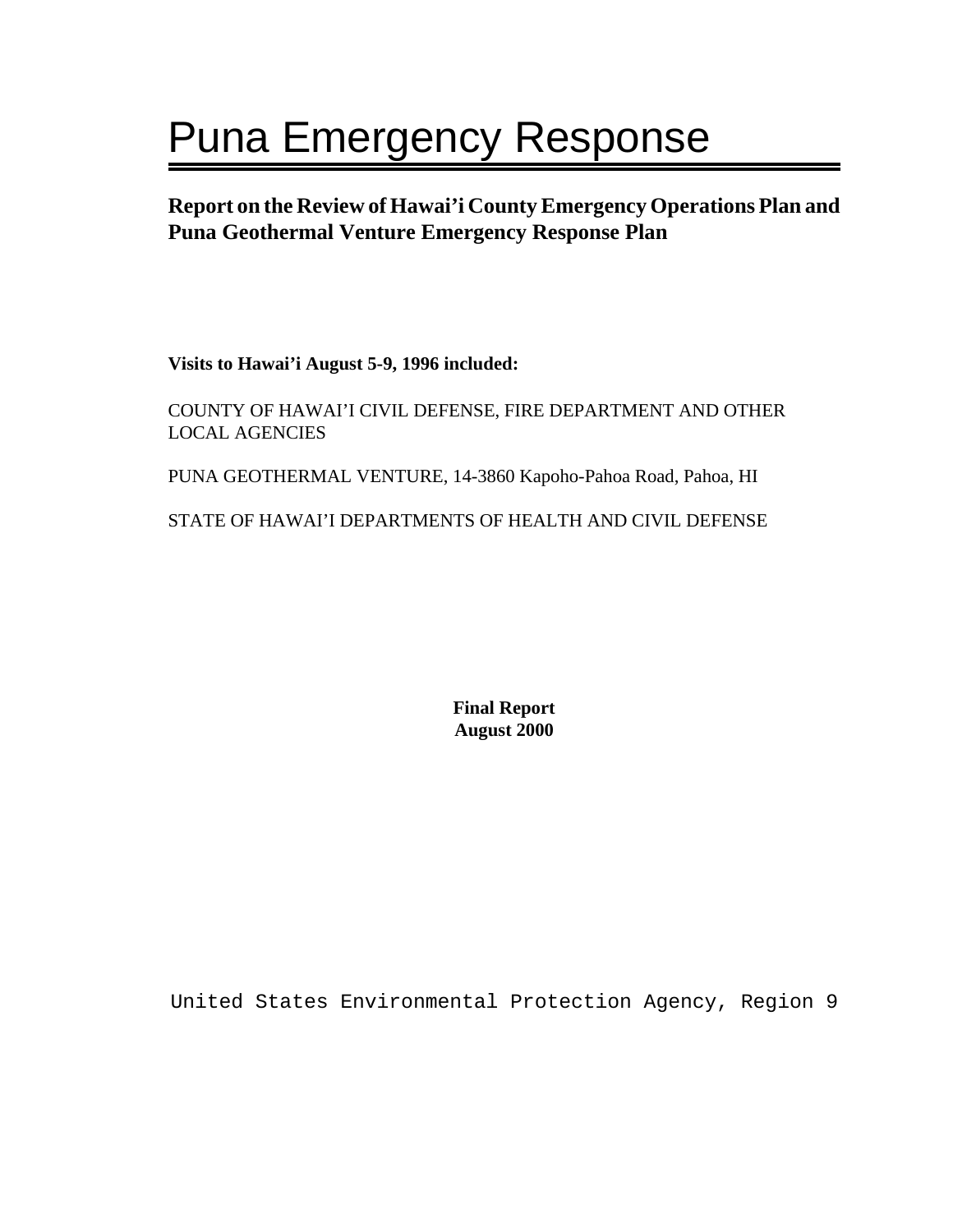# Puna Emergency Response

## Report on the Review of Hawai'i County Emergency Operations Plan and Puna Geothermal Venture Emergency Response Plan

**Visits to Hawai'i August 5-9, 1996 included:**

COUNTY OF HAWAI'I CIVIL DEFENSE, FIRE DEPARTMENT AND OTHER LOCAL AGENCIES

PUNA GEOTHERMAL VENTURE, 14-3860 Kapoho-Pahoa Road, Pahoa, HI

STATE OF HAWAI'I DEPARTMENTS OF HEALTH AND CIVIL DEFENSE

**Final Report**
**August 2000**

United States Environmental Protection Agency, Region 9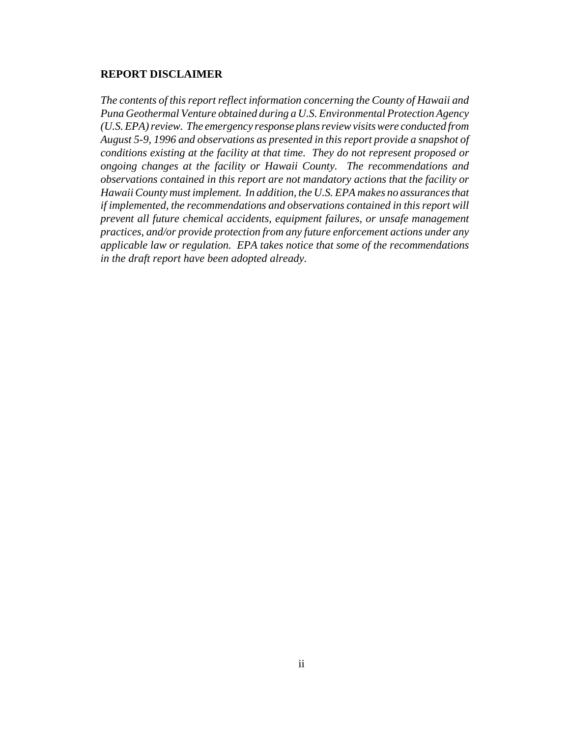**REPORT DISCLAIMER**

*The contents of this report reflect information concerning the County of Hawaii and Puna Geothermal Venture obtained during a U.S. Environmental Protection Agency (U.S. EPA) review. The emergency response plans review visits were conducted from August 5-9, 1996 and observations as presented in this report provide a snapshot of conditions existing at the facility at that time. They do not represent proposed or ongoing changes at the facility or Hawaii County. The recommendations and observations contained in this report are not mandatory actions that the facility or Hawaii County must implement. In addition, the U.S. EPA makes no assurances that if implemented, the recommendations and observations contained in this report will prevent all future chemical accidents, equipment failures, or unsafe management practices, and/or provide protection from any future enforcement actions under any applicable law or regulation. EPA takes notice that some of the recommendations in the draft report have been adopted already.*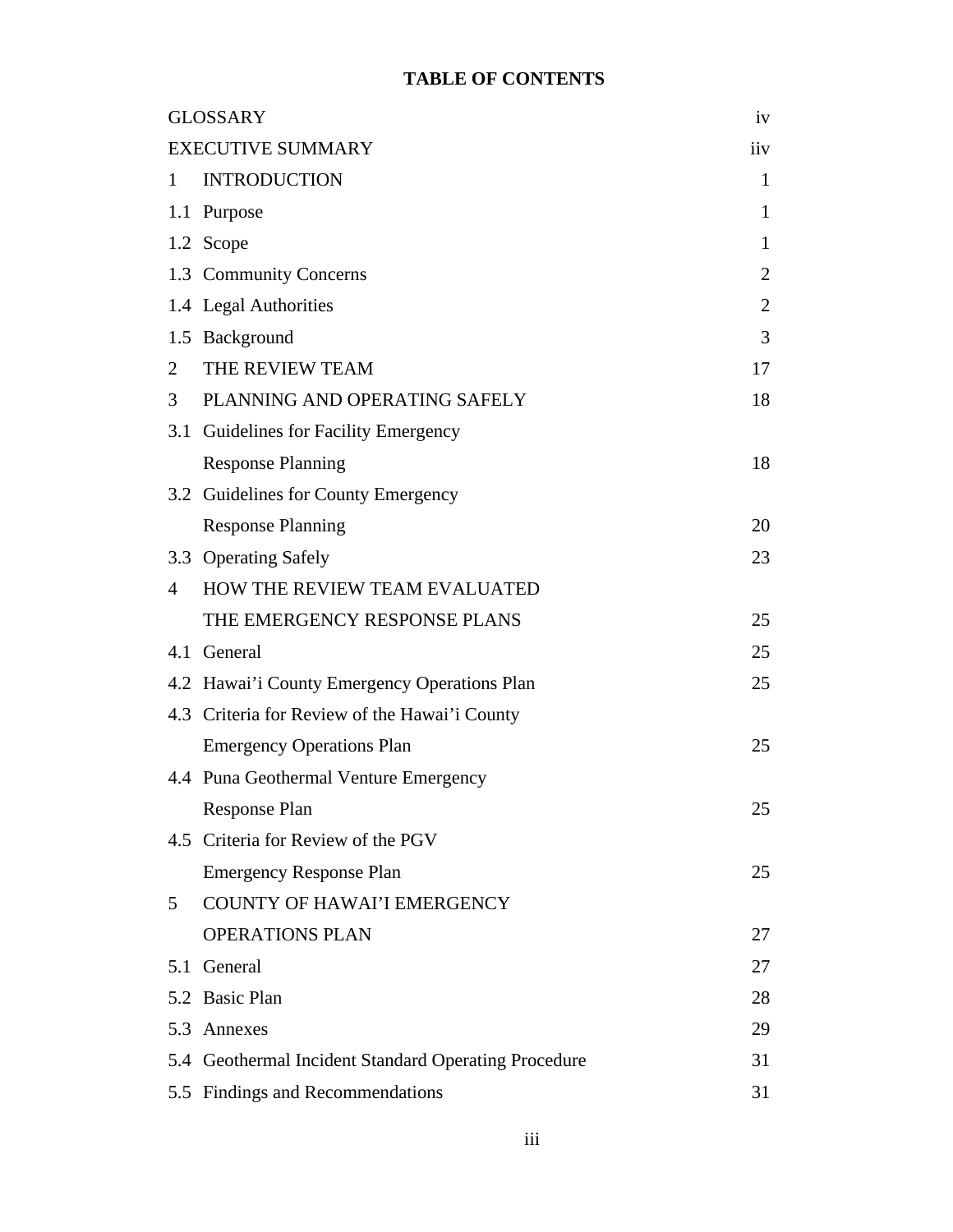# TABLE OF CONTENTS

| | | |
|---|---|---|
| GLOSSARY | | iv |
| EXECUTIVE SUMMARY | | iiv |
| 1 | INTRODUCTION | 1 |
| 1.1 | Purpose | 1 |
| 1.2 | Scope | 1 |
| 1.3 | Community Concerns | 2 |
| 1.4 | Legal Authorities | 2 |
| 1.5 | Background | 3 |
| 2 | THE REVIEW TEAM | 17 |
| 3 | PLANNING AND OPERATING SAFELY | 18 |
| 3.1 | Guidelines for Facility Emergency Response Planning | 18 |
| 3.2 | Guidelines for County Emergency Response Planning | 20 |
| 3.3 | Operating Safely | 23 |
| 4 | HOW THE REVIEW TEAM EVALUATED THE EMERGENCY RESPONSE PLANS | 25 |
| 4.1 | General | 25 |
| 4.2 | Hawai'i County Emergency Operations Plan | 25 |
| 4.3 | Criteria for Review of the Hawai'i County Emergency Operations Plan | 25 |
| 4.4 | Puna Geothermal Venture Emergency Response Plan | 25 |
| 4.5 | Criteria for Review of the PGV Emergency Response Plan | 25 |
| 5 | COUNTY OF HAWAI'I EMERGENCY OPERATIONS PLAN | 27 |
| 5.1 | General | 27 |
| 5.2 | Basic Plan | 28 |
| 5.3 | Annexes | 29 |
| 5.4 | Geothermal Incident Standard Operating Procedure | 31 |
| 5.5 | Findings and Recommendations | 31 |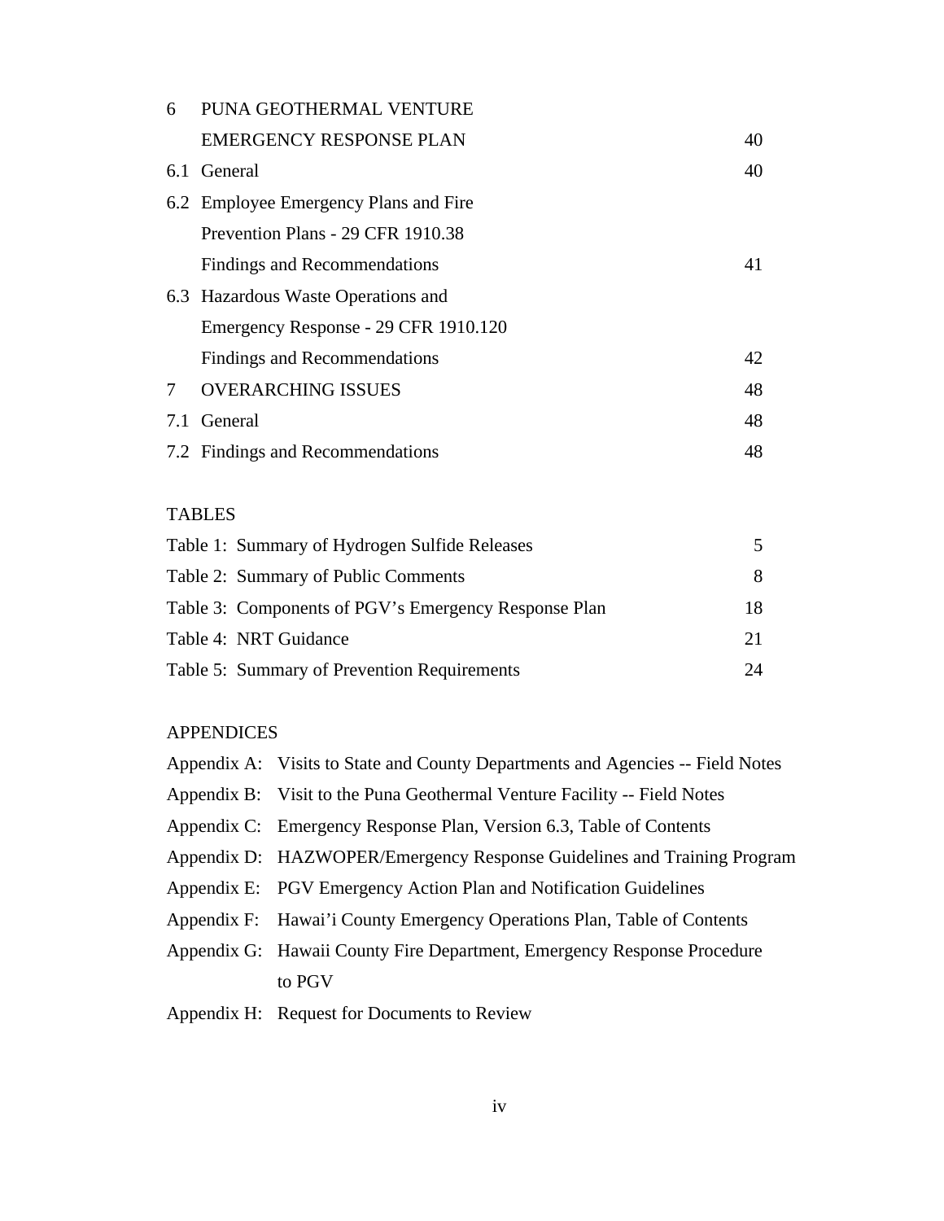| | | |
|---|---|---|
| 6 | PUNA GEOTHERMAL VENTURE EMERGENCY RESPONSE PLAN | 40 |
| 6.1 | General | 40 |
| 6.2 | Employee Emergency Plans and Fire Prevention Plans - 29 CFR 1910.38 Findings and Recommendations | 41 |
| 6.3 | Hazardous Waste Operations and Emergency Response - 29 CFR 1910.120 Findings and Recommendations | 42 |
| 7 | OVERARCHING ISSUES | 48 |
| 7.1 | General | 48 |
| 7.2 | Findings and Recommendations | 48 |

TABLES

| | |
|---|---|
| Table 1: Summary of Hydrogen Sulfide Releases | 5 |
| Table 2: Summary of Public Comments | 8 |
| Table 3: Components of PGV's Emergency Response Plan | 18 |
| Table 4: NRT Guidance | 21 |
| Table 5: Summary of Prevention Requirements | 24 |

APPENDICES

Appendix A: Visits to State and County Departments and Agencies -- Field Notes

Appendix B: Visit to the Puna Geothermal Venture Facility -- Field Notes

Appendix C: Emergency Response Plan, Version 6.3, Table of Contents

Appendix D: HAZWOPER/Emergency Response Guidelines and Training Program

Appendix E: PGV Emergency Action Plan and Notification Guidelines

Appendix F: Hawai'i County Emergency Operations Plan, Table of Contents

Appendix G: Hawaii County Fire Department, Emergency Response Procedure to PGV

Appendix H: Request for Documents to Review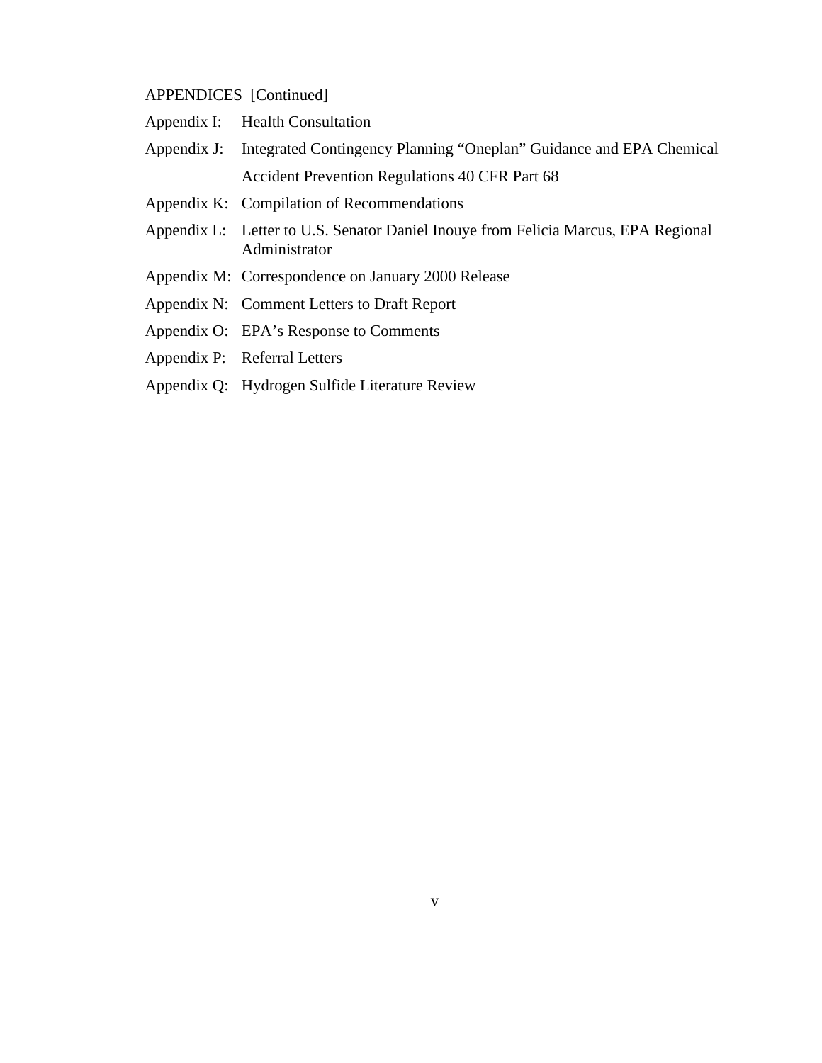APPENDICES [Continued]

Appendix I: Health Consultation

Appendix J: Integrated Contingency Planning "Oneplan" Guidance and EPA Chemical Accident Prevention Regulations 40 CFR Part 68

Appendix K: Compilation of Recommendations

Appendix L: Letter to U.S. Senator Daniel Inouye from Felicia Marcus, EPA Regional Administrator

Appendix M: Correspondence on January 2000 Release

Appendix N: Comment Letters to Draft Report

Appendix O: EPA's Response to Comments

Appendix P: Referral Letters

Appendix Q: Hydrogen Sulfide Literature Review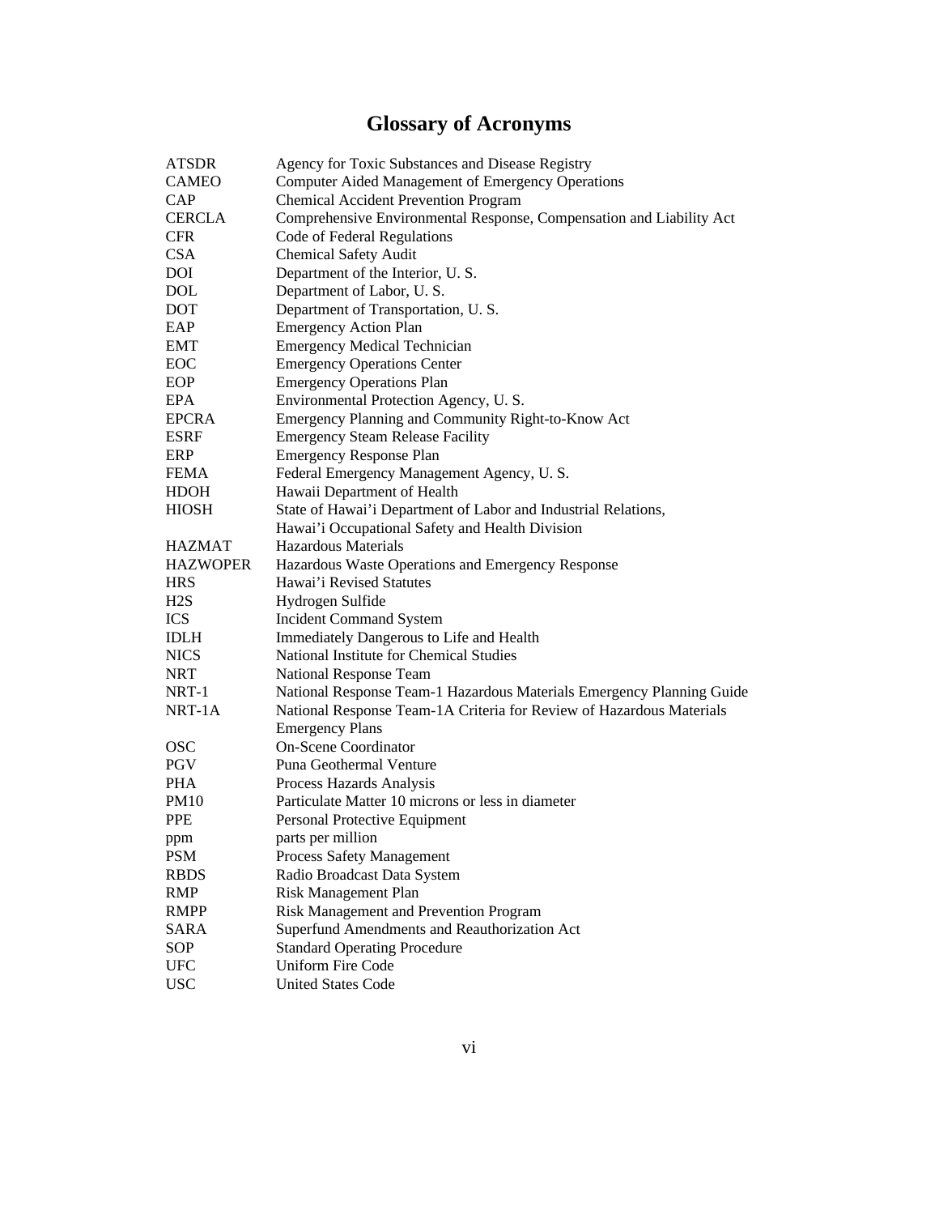# Glossary of Acronyms

| | |
|---|---|
| ATSDR | Agency for Toxic Substances and Disease Registry |
| CAMEO | Computer Aided Management of Emergency Operations |
| CAP | Chemical Accident Prevention Program |
| CERCLA | Comprehensive Environmental Response, Compensation and Liability Act |
| CFR | Code of Federal Regulations |
| CSA | Chemical Safety Audit |
| DOI | Department of the Interior, U. S. |
| DOL | Department of Labor, U. S. |
| DOT | Department of Transportation, U. S. |
| EAP | Emergency Action Plan |
| EMT | Emergency Medical Technician |
| EOC | Emergency Operations Center |
| EOP | Emergency Operations Plan |
| EPA | Environmental Protection Agency, U. S. |
| EPCRA | Emergency Planning and Community Right-to-Know Act |
| ESRF | Emergency Steam Release Facility |
| ERP | Emergency Response Plan |
| FEMA | Federal Emergency Management Agency, U. S. |
| HDOH | Hawaii Department of Health |
| HIOSH | State of Hawai'i Department of Labor and Industrial Relations, Hawai'i Occupational Safety and Health Division |
| HAZMAT | Hazardous Materials |
| HAZWOPER | Hazardous Waste Operations and Emergency Response |
| HRS | Hawai'i Revised Statutes |
| H2S | Hydrogen Sulfide |
| ICS | Incident Command System |
| IDLH | Immediately Dangerous to Life and Health |
| NICS | National Institute for Chemical Studies |
| NRT | National Response Team |
| NRT-1 | National Response Team-1 Hazardous Materials Emergency Planning Guide |
| NRT-1A | National Response Team-1A Criteria for Review of Hazardous Materials Emergency Plans |
| OSC | On-Scene Coordinator |
| PGV | Puna Geothermal Venture |
| PHA | Process Hazards Analysis |
| PM10 | Particulate Matter 10 microns or less in diameter |
| PPE | Personal Protective Equipment |
| ppm | parts per million |
| PSM | Process Safety Management |
| RBDS | Radio Broadcast Data System |
| RMP | Risk Management Plan |
| RMPP | Risk Management and Prevention Program |
| SARA | Superfund Amendments and Reauthorization Act |
| SOP | Standard Operating Procedure |
| UFC | Uniform Fire Code |
| USC | United States Code |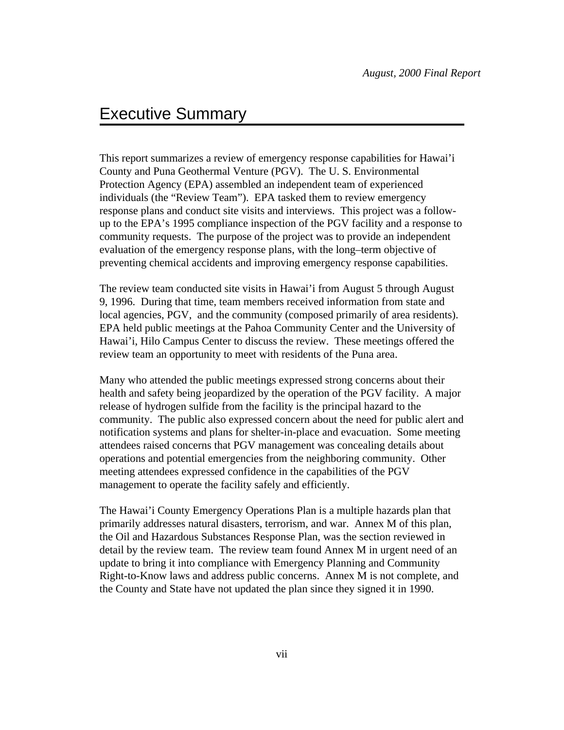# Executive Summary

This report summarizes a review of emergency response capabilities for Hawai'i County and Puna Geothermal Venture (PGV). The U. S. Environmental Protection Agency (EPA) assembled an independent team of experienced individuals (the "Review Team"). EPA tasked them to review emergency response plans and conduct site visits and interviews. This project was a follow-up to the EPA's 1995 compliance inspection of the PGV facility and a response to community requests. The purpose of the project was to provide an independent evaluation of the emergency response plans, with the long–term objective of preventing chemical accidents and improving emergency response capabilities.

The review team conducted site visits in Hawai'i from August 5 through August 9, 1996. During that time, team members received information from state and local agencies, PGV, and the community (composed primarily of area residents). EPA held public meetings at the Pahoa Community Center and the University of Hawai'i, Hilo Campus Center to discuss the review. These meetings offered the review team an opportunity to meet with residents of the Puna area.

Many who attended the public meetings expressed strong concerns about their health and safety being jeopardized by the operation of the PGV facility. A major release of hydrogen sulfide from the facility is the principal hazard to the community. The public also expressed concern about the need for public alert and notification systems and plans for shelter-in-place and evacuation. Some meeting attendees raised concerns that PGV management was concealing details about operations and potential emergencies from the neighboring community. Other meeting attendees expressed confidence in the capabilities of the PGV management to operate the facility safely and efficiently.

The Hawai'i County Emergency Operations Plan is a multiple hazards plan that primarily addresses natural disasters, terrorism, and war. Annex M of this plan, the Oil and Hazardous Substances Response Plan, was the section reviewed in detail by the review team. The review team found Annex M in urgent need of an update to bring it into compliance with Emergency Planning and Community Right-to-Know laws and address public concerns. Annex M is not complete, and the County and State have not updated the plan since they signed it in 1990.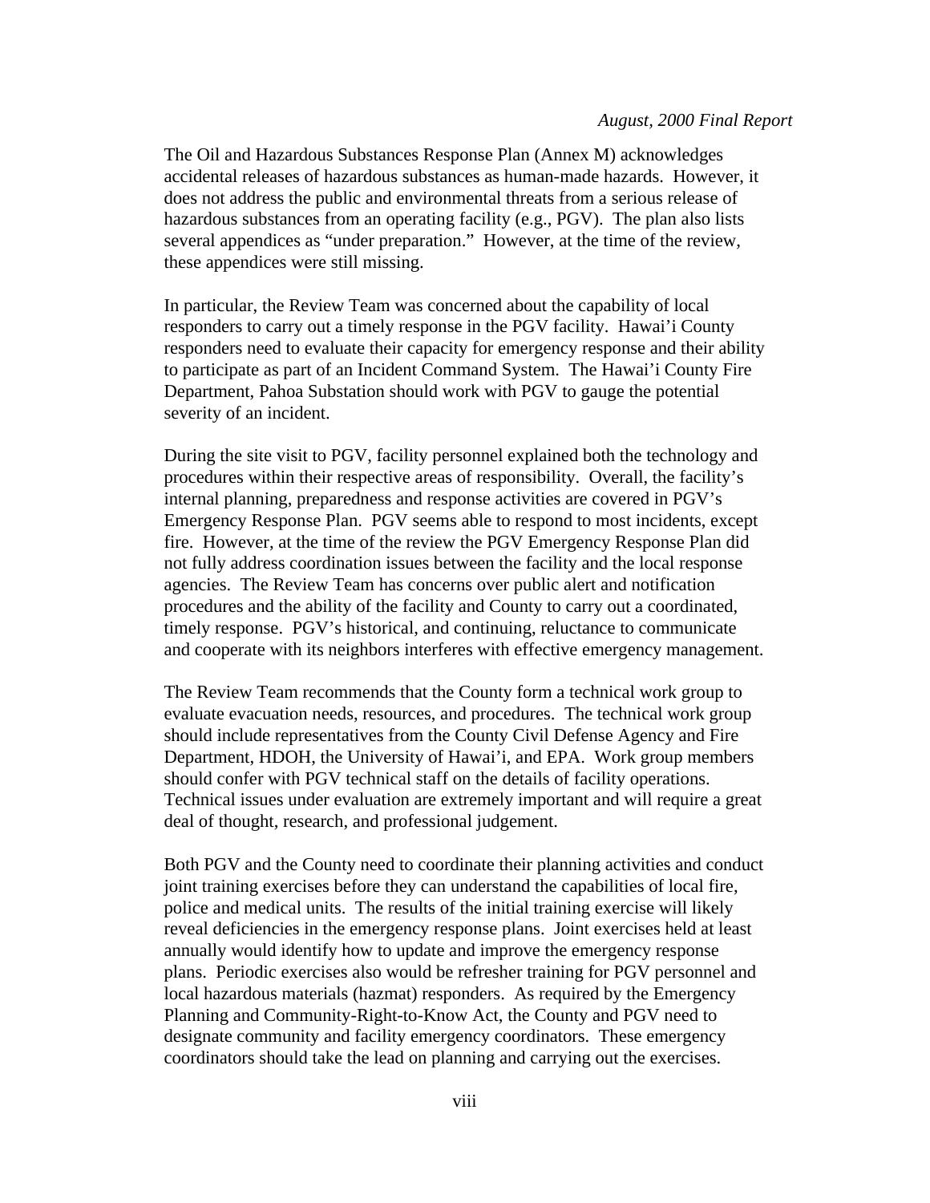The Oil and Hazardous Substances Response Plan (Annex M) acknowledges accidental releases of hazardous substances as human-made hazards. However, it does not address the public and environmental threats from a serious release of hazardous substances from an operating facility (e.g., PGV). The plan also lists several appendices as "under preparation." However, at the time of the review, these appendices were still missing.

In particular, the Review Team was concerned about the capability of local responders to carry out a timely response in the PGV facility. Hawai'i County responders need to evaluate their capacity for emergency response and their ability to participate as part of an Incident Command System. The Hawai'i County Fire Department, Pahoa Substation should work with PGV to gauge the potential severity of an incident.

During the site visit to PGV, facility personnel explained both the technology and procedures within their respective areas of responsibility. Overall, the facility's internal planning, preparedness and response activities are covered in PGV's Emergency Response Plan. PGV seems able to respond to most incidents, except fire. However, at the time of the review the PGV Emergency Response Plan did not fully address coordination issues between the facility and the local response agencies. The Review Team has concerns over public alert and notification procedures and the ability of the facility and County to carry out a coordinated, timely response. PGV's historical, and continuing, reluctance to communicate and cooperate with its neighbors interferes with effective emergency management.

The Review Team recommends that the County form a technical work group to evaluate evacuation needs, resources, and procedures. The technical work group should include representatives from the County Civil Defense Agency and Fire Department, HDOH, the University of Hawai'i, and EPA. Work group members should confer with PGV technical staff on the details of facility operations. Technical issues under evaluation are extremely important and will require a great deal of thought, research, and professional judgement.

Both PGV and the County need to coordinate their planning activities and conduct joint training exercises before they can understand the capabilities of local fire, police and medical units. The results of the initial training exercise will likely reveal deficiencies in the emergency response plans. Joint exercises held at least annually would identify how to update and improve the emergency response plans. Periodic exercises also would be refresher training for PGV personnel and local hazardous materials (hazmat) responders. As required by the Emergency Planning and Community-Right-to-Know Act, the County and PGV need to designate community and facility emergency coordinators. These emergency coordinators should take the lead on planning and carrying out the exercises.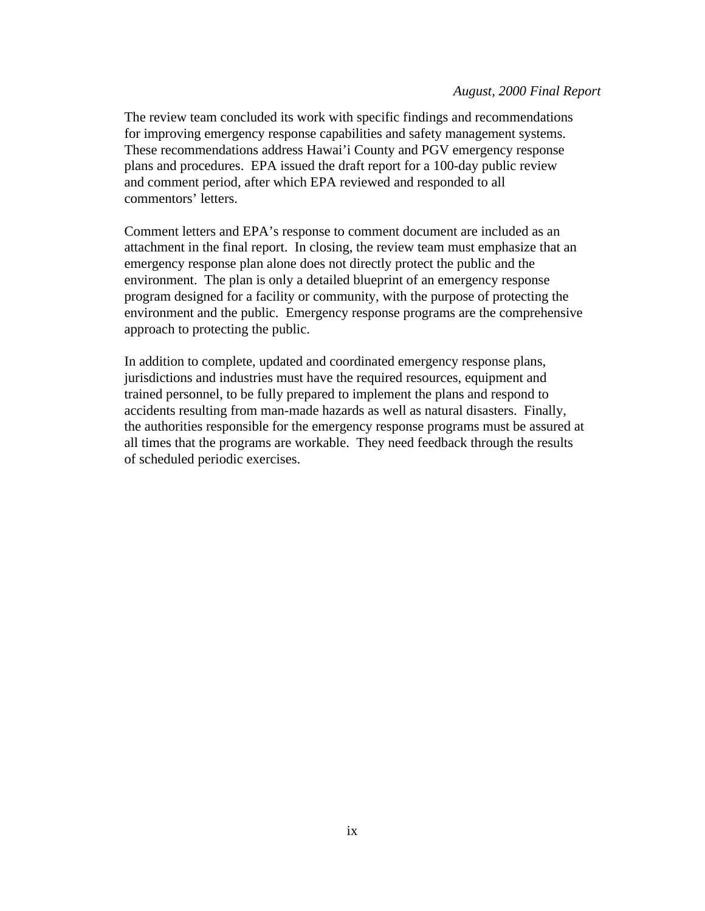The review team concluded its work with specific findings and recommendations for improving emergency response capabilities and safety management systems. These recommendations address Hawai'i County and PGV emergency response plans and procedures. EPA issued the draft report for a 100-day public review and comment period, after which EPA reviewed and responded to all commentors' letters.

Comment letters and EPA's response to comment document are included as an attachment in the final report. In closing, the review team must emphasize that an emergency response plan alone does not directly protect the public and the environment. The plan is only a detailed blueprint of an emergency response program designed for a facility or community, with the purpose of protecting the environment and the public. Emergency response programs are the comprehensive approach to protecting the public.

In addition to complete, updated and coordinated emergency response plans, jurisdictions and industries must have the required resources, equipment and trained personnel, to be fully prepared to implement the plans and respond to accidents resulting from man-made hazards as well as natural disasters. Finally, the authorities responsible for the emergency response programs must be assured at all times that the programs are workable. They need feedback through the results of scheduled periodic exercises.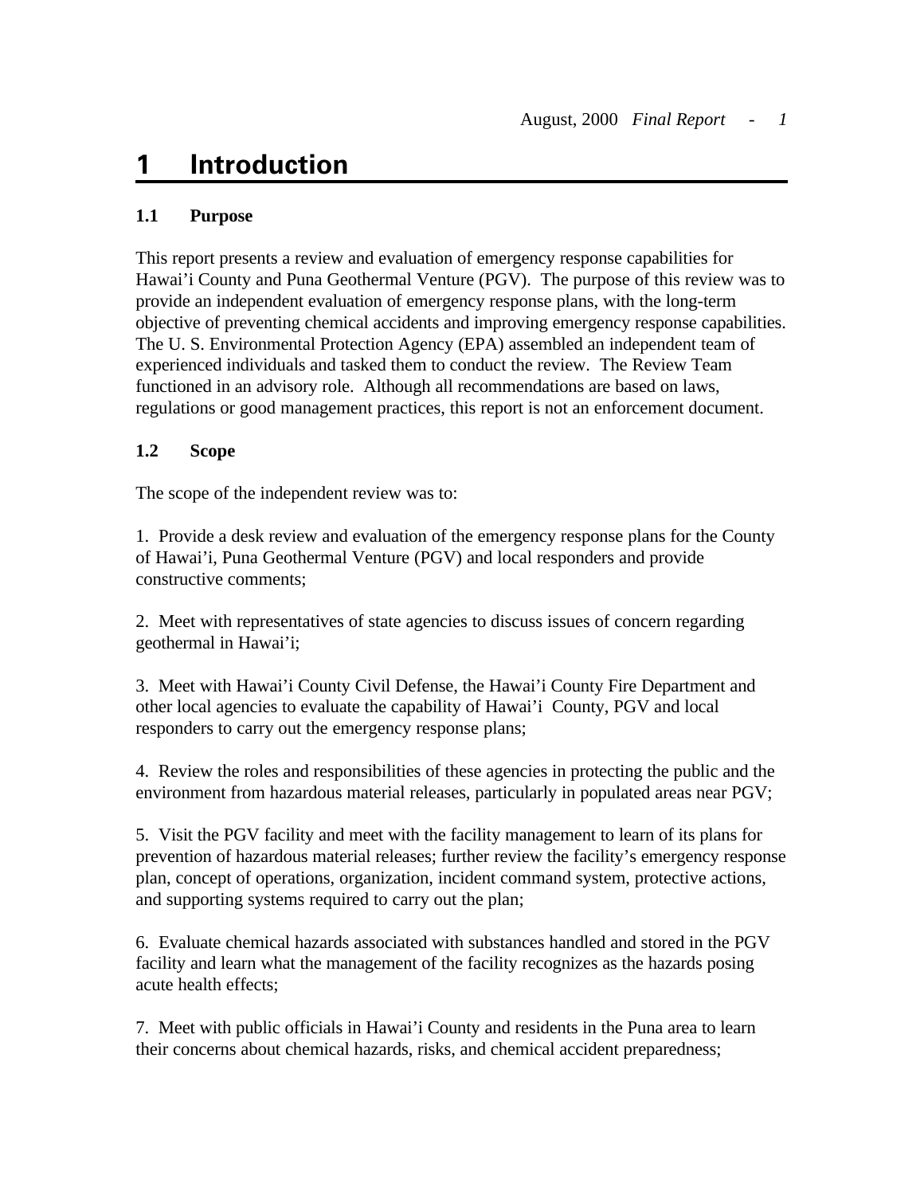# 1 Introduction

### 1.1 Purpose

This report presents a review and evaluation of emergency response capabilities for Hawai'i County and Puna Geothermal Venture (PGV). The purpose of this review was to provide an independent evaluation of emergency response plans, with the long-term objective of preventing chemical accidents and improving emergency response capabilities. The U. S. Environmental Protection Agency (EPA) assembled an independent team of experienced individuals and tasked them to conduct the review. The Review Team functioned in an advisory role. Although all recommendations are based on laws, regulations or good management practices, this report is not an enforcement document.

### 1.2 Scope

The scope of the independent review was to:

1. Provide a desk review and evaluation of the emergency response plans for the County of Hawai'i, Puna Geothermal Venture (PGV) and local responders and provide constructive comments;

2. Meet with representatives of state agencies to discuss issues of concern regarding geothermal in Hawai'i;

3. Meet with Hawai'i County Civil Defense, the Hawai'i County Fire Department and other local agencies to evaluate the capability of Hawai'i County, PGV and local responders to carry out the emergency response plans;

4. Review the roles and responsibilities of these agencies in protecting the public and the environment from hazardous material releases, particularly in populated areas near PGV;

5. Visit the PGV facility and meet with the facility management to learn of its plans for prevention of hazardous material releases; further review the facility's emergency response plan, concept of operations, organization, incident command system, protective actions, and supporting systems required to carry out the plan;

6. Evaluate chemical hazards associated with substances handled and stored in the PGV facility and learn what the management of the facility recognizes as the hazards posing acute health effects;

7. Meet with public officials in Hawai'i County and residents in the Puna area to learn their concerns about chemical hazards, risks, and chemical accident preparedness;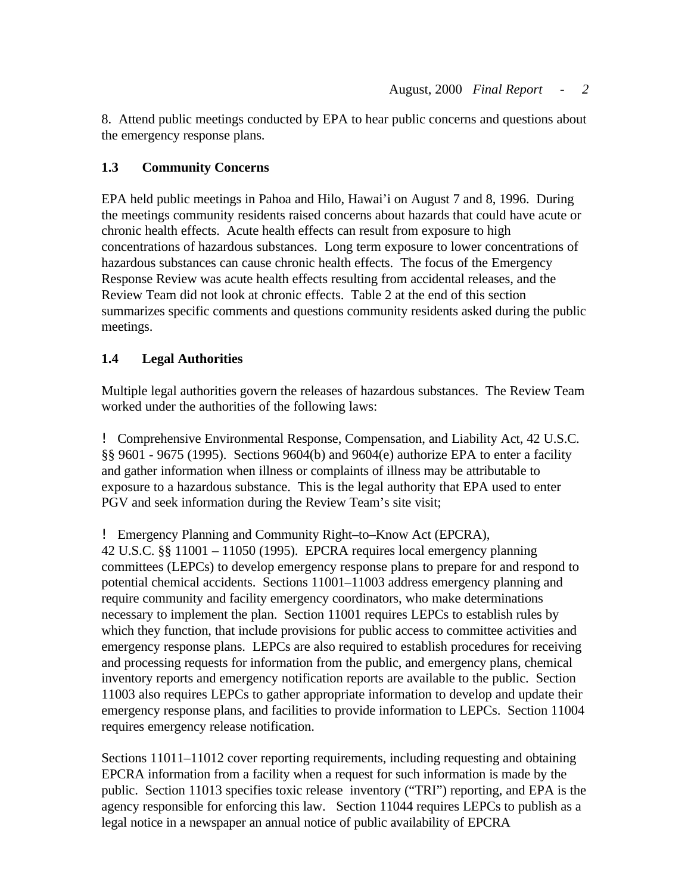8. Attend public meetings conducted by EPA to hear public concerns and questions about the emergency response plans.

### 1.3 Community Concerns

EPA held public meetings in Pahoa and Hilo, Hawai'i on August 7 and 8, 1996. During the meetings community residents raised concerns about hazards that could have acute or chronic health effects. Acute health effects can result from exposure to high concentrations of hazardous substances. Long term exposure to lower concentrations of hazardous substances can cause chronic health effects. The focus of the Emergency Response Review was acute health effects resulting from accidental releases, and the Review Team did not look at chronic effects. Table 2 at the end of this section summarizes specific comments and questions community residents asked during the public meetings.

### 1.4 Legal Authorities

Multiple legal authorities govern the releases of hazardous substances. The Review Team worked under the authorities of the following laws:

! Comprehensive Environmental Response, Compensation, and Liability Act, 42 U.S.C. §§ 9601 - 9675 (1995). Sections 9604(b) and 9604(e) authorize EPA to enter a facility and gather information when illness or complaints of illness may be attributable to exposure to a hazardous substance. This is the legal authority that EPA used to enter PGV and seek information during the Review Team's site visit;

! Emergency Planning and Community Right–to–Know Act (EPCRA), 42 U.S.C. §§ 11001 – 11050 (1995). EPCRA requires local emergency planning committees (LEPCs) to develop emergency response plans to prepare for and respond to potential chemical accidents. Sections 11001–11003 address emergency planning and require community and facility emergency coordinators, who make determinations necessary to implement the plan. Section 11001 requires LEPCs to establish rules by which they function, that include provisions for public access to committee activities and emergency response plans. LEPCs are also required to establish procedures for receiving and processing requests for information from the public, and emergency plans, chemical inventory reports and emergency notification reports are available to the public. Section 11003 also requires LEPCs to gather appropriate information to develop and update their emergency response plans, and facilities to provide information to LEPCs. Section 11004 requires emergency release notification.

Sections 11011–11012 cover reporting requirements, including requesting and obtaining EPCRA information from a facility when a request for such information is made by the public. Section 11013 specifies toxic release inventory ("TRI") reporting, and EPA is the agency responsible for enforcing this law. Section 11044 requires LEPCs to publish as a legal notice in a newspaper an annual notice of public availability of EPCRA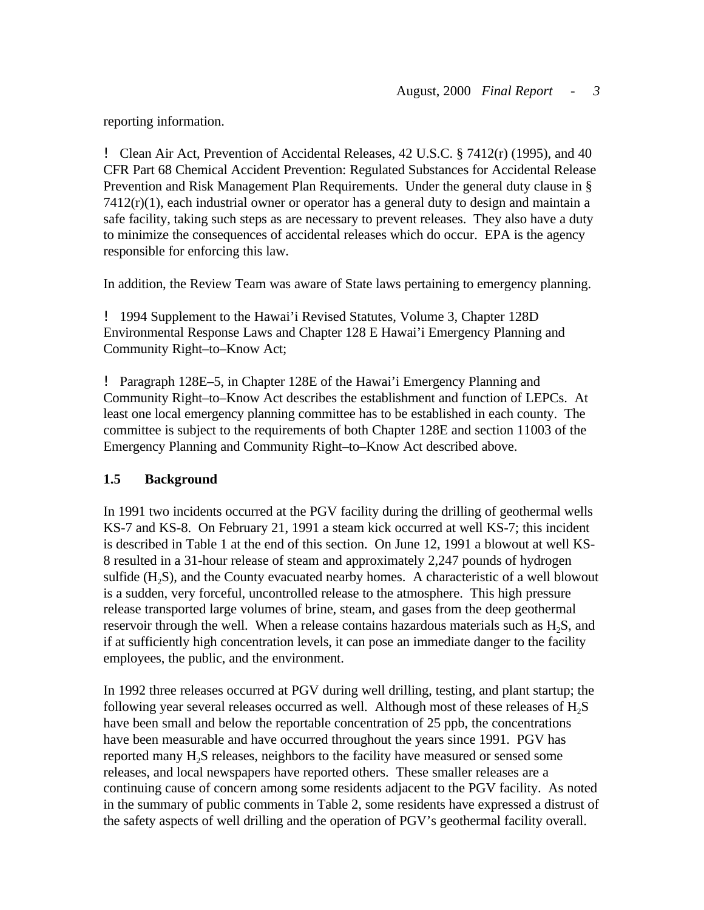reporting information.

- Clean Air Act, Prevention of Accidental Releases, 42 U.S.C. § 7412(r) (1995), and 40 CFR Part 68 Chemical Accident Prevention: Regulated Substances for Accidental Release Prevention and Risk Management Plan Requirements. Under the general duty clause in § 7412(r)(1), each industrial owner or operator has a general duty to design and maintain a safe facility, taking such steps as are necessary to prevent releases. They also have a duty to minimize the consequences of accidental releases which do occur. EPA is the agency responsible for enforcing this law.

In addition, the Review Team was aware of State laws pertaining to emergency planning.

- 1994 Supplement to the Hawai'i Revised Statutes, Volume 3, Chapter 128D Environmental Response Laws and Chapter 128 E Hawai'i Emergency Planning and Community Right–to–Know Act;

- Paragraph 128E–5, in Chapter 128E of the Hawai'i Emergency Planning and Community Right–to–Know Act describes the establishment and function of LEPCs. At least one local emergency planning committee has to be established in each county. The committee is subject to the requirements of both Chapter 128E and section 11003 of the Emergency Planning and Community Right–to–Know Act described above.

## 1.5 Background

In 1991 two incidents occurred at the PGV facility during the drilling of geothermal wells KS-7 and KS-8. On February 21, 1991 a steam kick occurred at well KS-7; this incident is described in Table 1 at the end of this section. On June 12, 1991 a blowout at well KS-8 resulted in a 31-hour release of steam and approximately 2,247 pounds of hydrogen sulfide ($H_2S$), and the County evacuated nearby homes. A characteristic of a well blowout is a sudden, very forceful, uncontrolled release to the atmosphere. This high pressure release transported large volumes of brine, steam, and gases from the deep geothermal reservoir through the well. When a release contains hazardous materials such as $H_2S$, and if at sufficiently high concentration levels, it can pose an immediate danger to the facility employees, the public, and the environment.

In 1992 three releases occurred at PGV during well drilling, testing, and plant startup; the following year several releases occurred as well. Although most of these releases of $H_2S$ have been small and below the reportable concentration of 25 ppb, the concentrations have been measurable and have occurred throughout the years since 1991. PGV has reported many $H_2S$ releases, neighbors to the facility have measured or sensed some releases, and local newspapers have reported others. These smaller releases are a continuing cause of concern among some residents adjacent to the PGV facility. As noted in the summary of public comments in Table 2, some residents have expressed a distrust of the safety aspects of well drilling and the operation of PGV's geothermal facility overall.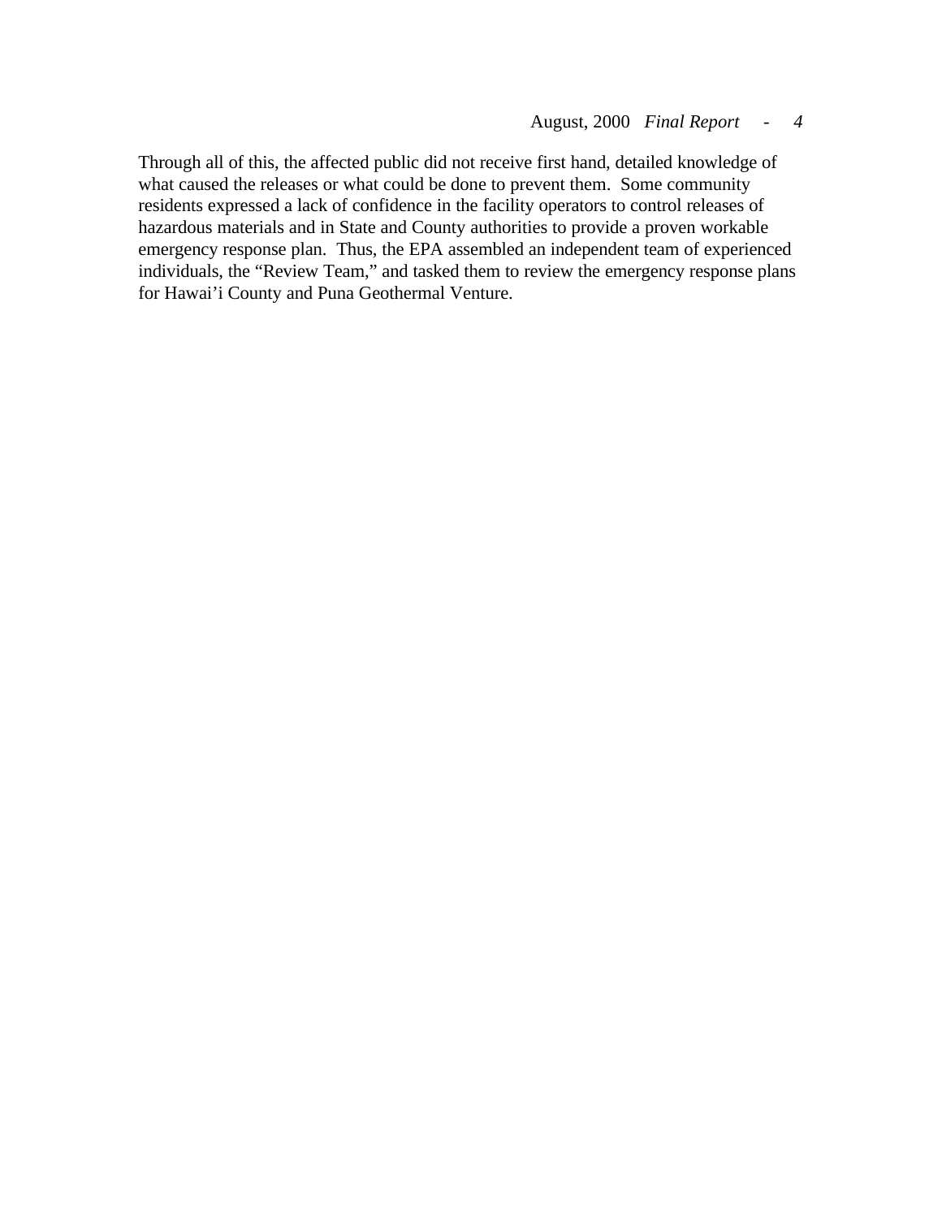Through all of this, the affected public did not receive first hand, detailed knowledge of what caused the releases or what could be done to prevent them. Some community residents expressed a lack of confidence in the facility operators to control releases of hazardous materials and in State and County authorities to provide a proven workable emergency response plan. Thus, the EPA assembled an independent team of experienced individuals, the "Review Team," and tasked them to review the emergency response plans for Hawai'i County and Puna Geothermal Venture.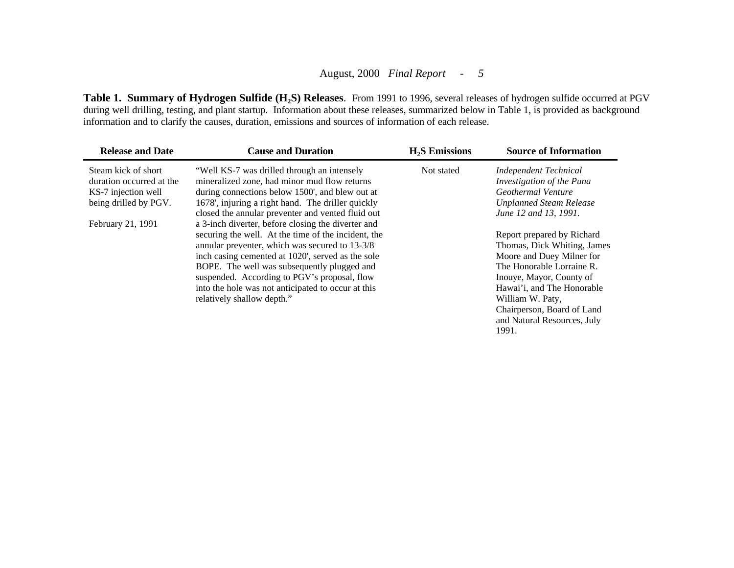**Table 1. Summary of Hydrogen Sulfide ($H_2S$) Releases**. From 1991 to 1996, several releases of hydrogen sulfide occurred at PGV during well drilling, testing, and plant startup. Information about these releases, summarized below in Table 1, is provided as background information and to clarify the causes, duration, emissions and sources of information of each release.

| Release and Date | Cause and Duration | $H_2S$ Emissions | Source of Information |
|---|---|---|---|
| Steam kick of short duration occurred at the KS-7 injection well being drilled by PGV.<br><br>February 21, 1991 | "Well KS-7 was drilled through an intensely mineralized zone, had minor mud flow returns during connections below 1500', and blew out at 1678', injuring a right hand. The driller quickly closed the annular preventer and vented fluid out a 3-inch diverter, before closing the diverter and securing the well. At the time of the incident, the annular preventer, which was secured to 13-3/8 inch casing cemented at 1020', served as the sole BOPE. The well was subsequently plugged and suspended. According to PGV's proposal, flow into the hole was not anticipated to occur at this relatively shallow depth." | Not stated | *Independent Technical Investigation of the Puna Geothermal Venture Unplanned Steam Release June 12 and 13, 1991.*<br><br>Report prepared by Richard Thomas, Dick Whiting, James Moore and Duey Milner for The Honorable Lorraine R. Inouye, Mayor, County of Hawai'i, and The Honorable William W. Paty, Chairperson, Board of Land and Natural Resources, July 1991. |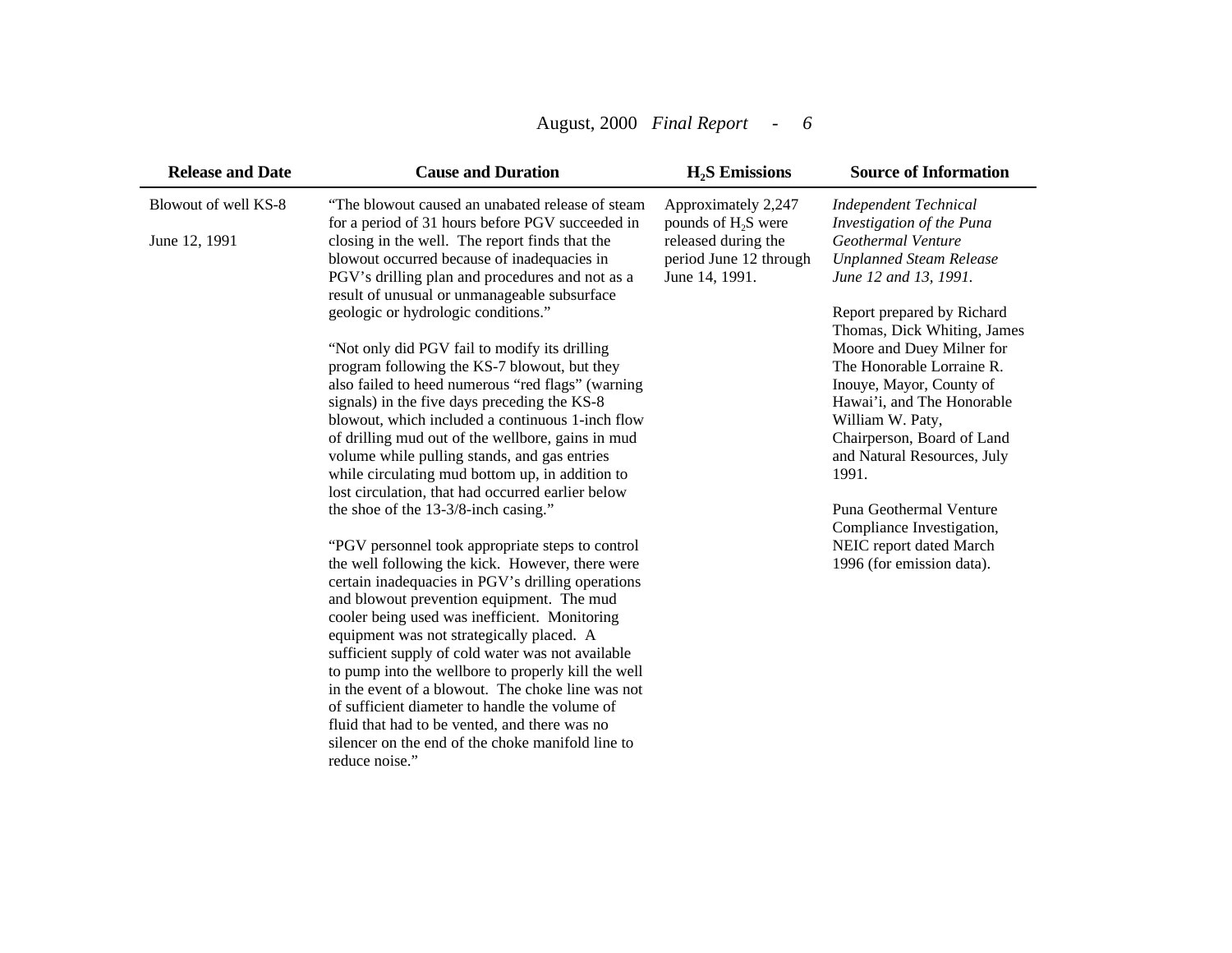| Release and Date | Cause and Duration | $H_2S$ Emissions | Source of Information |
|---|---|---|---|
| Blowout of well KS-8<br><br>June 12, 1991 | "The blowout caused an unabated release of steam for a period of 31 hours before PGV succeeded in closing in the well. The report finds that the blowout occurred because of inadequacies in PGV's drilling plan and procedures and not as a result of unusual or unmanageable subsurface geologic or hydrologic conditions."<br><br>"Not only did PGV fail to modify its drilling program following the KS-7 blowout, but they also failed to heed numerous "red flags" (warning signals) in the five days preceding the KS-8 blowout, which included a continuous 1-inch flow of drilling mud out of the wellbore, gains in mud volume while pulling stands, and gas entries while circulating mud bottom up, in addition to lost circulation, that had occurred earlier below the shoe of the 13-3/8-inch casing."<br><br>"PGV personnel took appropriate steps to control the well following the kick. However, there were certain inadequacies in PGV's drilling operations and blowout prevention equipment. The mud cooler being used was inefficient. Monitoring equipment was not strategically placed. A sufficient supply of cold water was not available to pump into the wellbore to properly kill the well in the event of a blowout. The choke line was not of sufficient diameter to handle the volume of fluid that had to be vented, and there was no silencer on the end of the choke manifold line to reduce noise." | Approximately 2,247 pounds of $H_2S$ were released during the period June 12 through June 14, 1991. | *Independent Technical Investigation of the Puna Geothermal Venture Unplanned Steam Release June 12 and 13, 1991.*<br><br>Report prepared by Richard Thomas, Dick Whiting, James Moore and Duey Milner for The Honorable Lorraine R. Inouye, Mayor, County of Hawai'i, and The Honorable William W. Paty, Chairperson, Board of Land and Natural Resources, July 1991.<br><br>Puna Geothermal Venture Compliance Investigation, NEIC report dated March 1996 (for emission data). |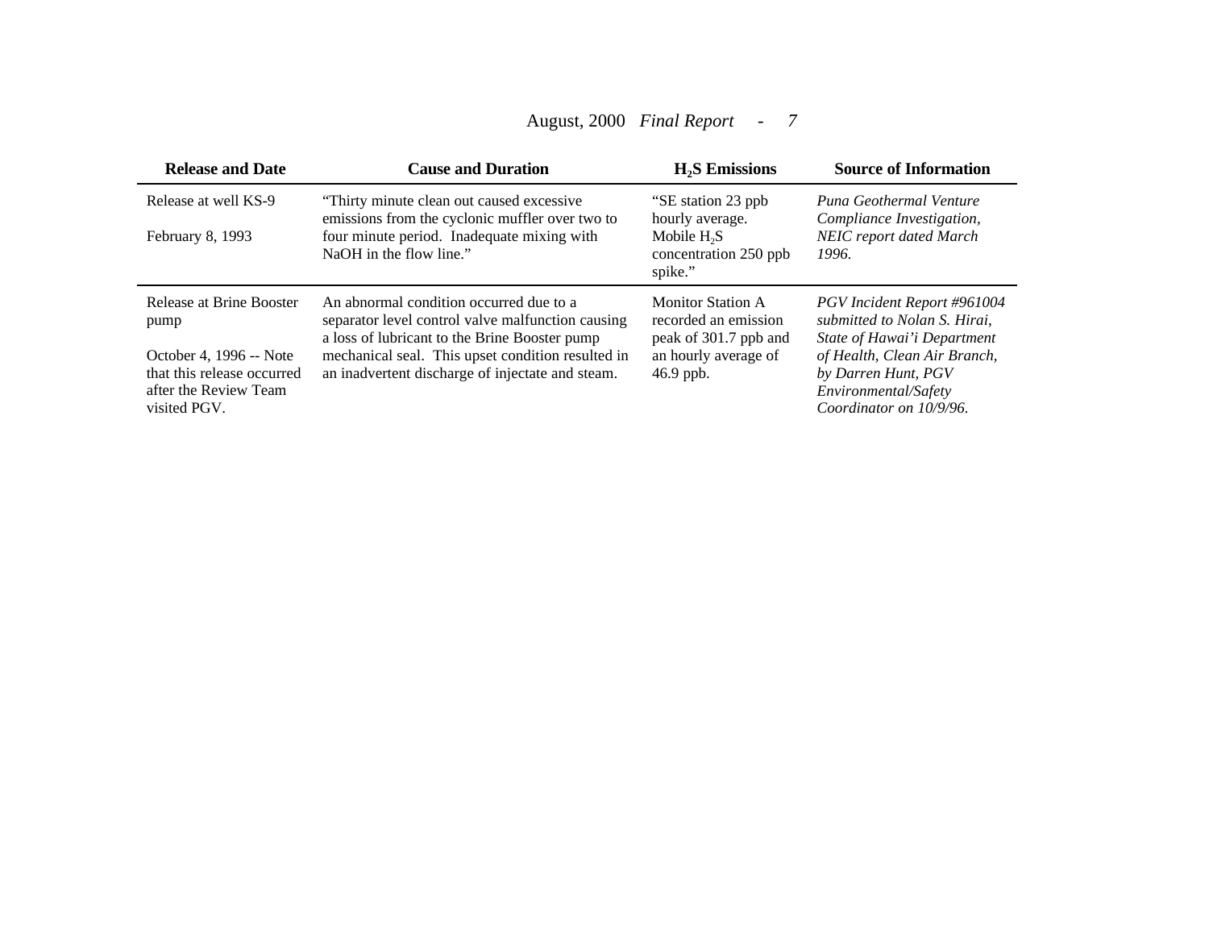| Release and Date | Cause and Duration | $H_2S$ Emissions | Source of Information |
|---|---|---|---|
| Release at well KS-9<br><br>February 8, 1993 | "Thirty minute clean out caused excessive emissions from the cyclonic muffler over two to four minute period. Inadequate mixing with NaOH in the flow line." | "SE station 23 ppb hourly average. Mobile $H_2S$ concentration 250 ppb spike." | *Puna Geothermal Venture Compliance Investigation, NEIC report dated March 1996.* |
| Release at Brine Booster pump<br><br>October 4, 1996 -- Note that this release occurred after the Review Team visited PGV. | An abnormal condition occurred due to a separator level control valve malfunction causing a loss of lubricant to the Brine Booster pump mechanical seal. This upset condition resulted in an inadvertent discharge of injectate and steam. | Monitor Station A recorded an emission peak of 301.7 ppb and an hourly average of 46.9 ppb. | *PGV Incident Report #961004 submitted to Nolan S. Hirai, State of Hawai'i Department of Health, Clean Air Branch, by Darren Hunt, PGV Environmental/Safety Coordinator on 10/9/96.* |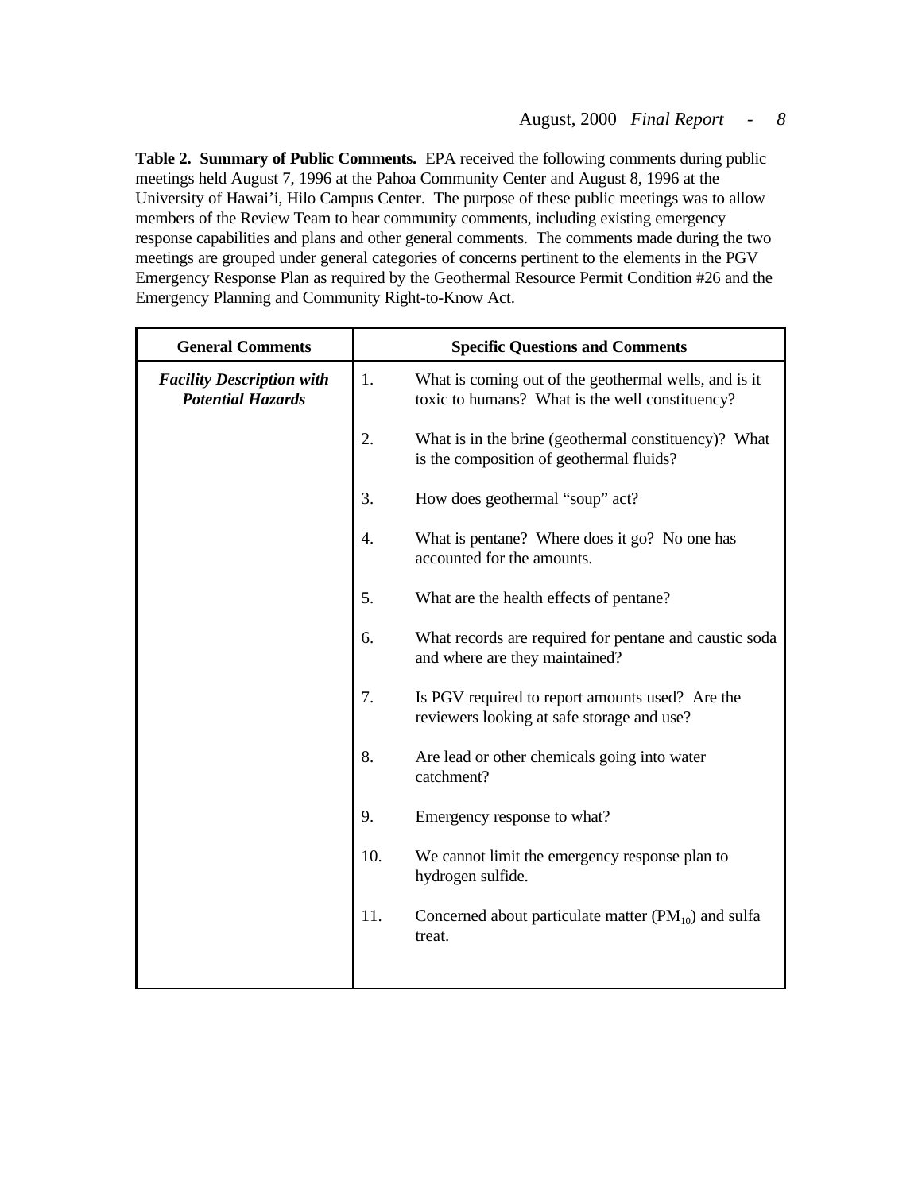**Table 2. Summary of Public Comments.** EPA received the following comments during public meetings held August 7, 1996 at the Pahoa Community Center and August 8, 1996 at the University of Hawai'i, Hilo Campus Center. The purpose of these public meetings was to allow members of the Review Team to hear community comments, including existing emergency response capabilities and plans and other general comments. The comments made during the two meetings are grouped under general categories of concerns pertinent to the elements in the PGV Emergency Response Plan as required by the Geothermal Resource Permit Condition #26 and the Emergency Planning and Community Right-to-Know Act.

| General Comments | Specific Questions and Comments |
| --- | --- |
| ***Facility Description with Potential Hazards*** | 1. What is coming out of the geothermal wells, and is it toxic to humans? What is the well constituency? |
| | 2. What is in the brine (geothermal constituency)? What is the composition of geothermal fluids? |
| | 3. How does geothermal "soup" act? |
| | 4. What is pentane? Where does it go? No one has accounted for the amounts. |
| | 5. What are the health effects of pentane? |
| | 6. What records are required for pentane and caustic soda and where are they maintained? |
| | 7. Is PGV required to report amounts used? Are the reviewers looking at safe storage and use? |
| | 8. Are lead or other chemicals going into water catchment? |
| | 9. Emergency response to what? |
| | 10. We cannot limit the emergency response plan to hydrogen sulfide. |
| | 11. Concerned about particulate matter ($PM_{10}$) and sulfa treat. |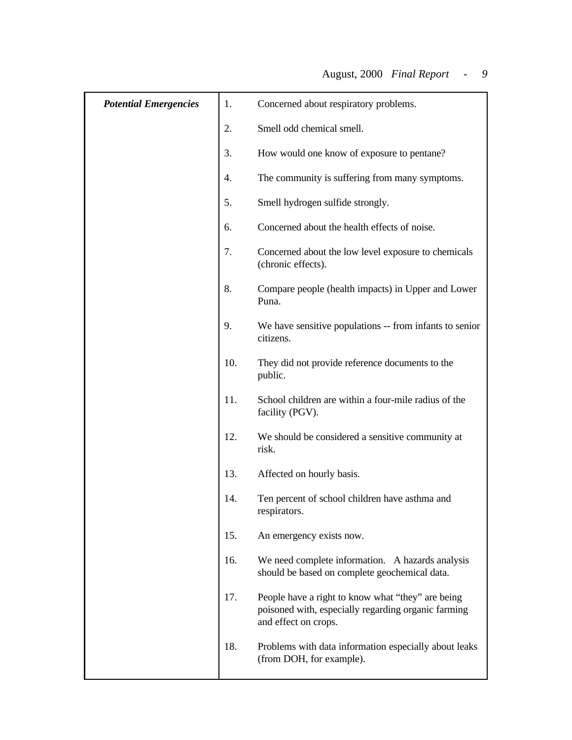| *Potential Emergencies* | |
|---|---|
| ***Potential Emergencies*** | 1. Concerned about respiratory problems. |
| | 2. Smell odd chemical smell. |
| | 3. How would one know of exposure to pentane? |
| | 4. The community is suffering from many symptoms. |
| | 5. Smell hydrogen sulfide strongly. |
| | 6. Concerned about the health effects of noise. |
| | 7. Concerned about the low level exposure to chemicals (chronic effects). |
| | 8. Compare people (health impacts) in Upper and Lower Puna. |
| | 9. We have sensitive populations -- from infants to senior citizens. |
| | 10. They did not provide reference documents to the public. |
| | 11. School children are within a four-mile radius of the facility (PGV). |
| | 12. We should be considered a sensitive community at risk. |
| | 13. Affected on hourly basis. |
| | 14. Ten percent of school children have asthma and respirators. |
| | 15. An emergency exists now. |
| | 16. We need complete information. A hazards analysis should be based on complete geochemical data. |
| | 17. People have a right to know what "they" are being poisoned with, especially regarding organic farming and effect on crops. |
| | 18. Problems with data information especially about leaks (from DOH, for example). |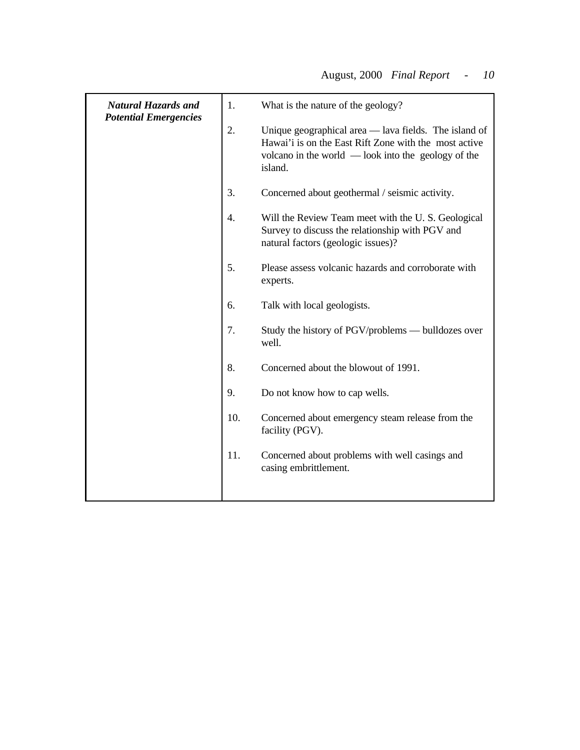| *Natural Hazards and Potential Emergencies* | 1. What is the nature of the geology?<br><br>2. Unique geographical area — lava fields. The island of Hawai'i is on the East Rift Zone with the most active volcano in the world — look into the geology of the island.<br><br>3. Concerned about geothermal / seismic activity.<br><br>4. Will the Review Team meet with the U. S. Geological Survey to discuss the relationship with PGV and natural factors (geologic issues)?<br><br>5. Please assess volcanic hazards and corroborate with experts.<br><br>6. Talk with local geologists.<br><br>7. Study the history of PGV/problems — bulldozes over well.<br><br>8. Concerned about the blowout of 1991.<br><br>9. Do not know how to cap wells.<br><br>10. Concerned about emergency steam release from the facility (PGV).<br><br>11. Concerned about problems with well casings and casing embrittlement. |
|---|---|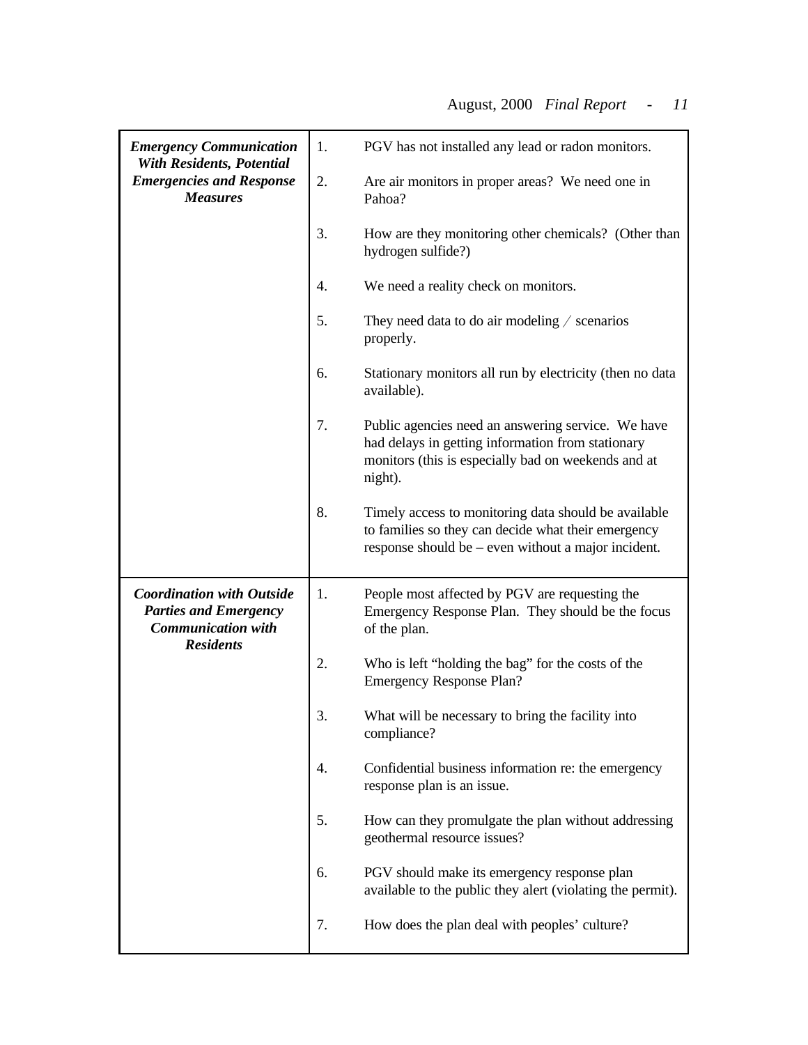| | |
|---|---|
| ***Emergency Communication With Residents, Potential Emergencies and Response Measures*** | 1. PGV has not installed any lead or radon monitors.<br><br>2. Are air monitors in proper areas? We need one in Pahoa?<br><br>3. How are they monitoring other chemicals? (Other than hydrogen sulfide?)<br><br>4. We need a reality check on monitors.<br><br>5. They need data to do air modeling / scenarios properly.<br><br>6. Stationary monitors all run by electricity (then no data available).<br><br>7. Public agencies need an answering service. We have had delays in getting information from stationary monitors (this is especially bad on weekends and at night).<br><br>8. Timely access to monitoring data should be available to families so they can decide what their emergency response should be – even without a major incident. |
| ***Coordination with Outside Parties and Emergency Communication with Residents*** | 1. People most affected by PGV are requesting the Emergency Response Plan. They should be the focus of the plan.<br><br>2. Who is left "holding the bag" for the costs of the Emergency Response Plan?<br><br>3. What will be necessary to bring the facility into compliance?<br><br>4. Confidential business information re: the emergency response plan is an issue.<br><br>5. How can they promulgate the plan without addressing geothermal resource issues?<br><br>6. PGV should make its emergency response plan available to the public they alert (violating the permit).<br><br>7. How does the plan deal with peoples' culture? |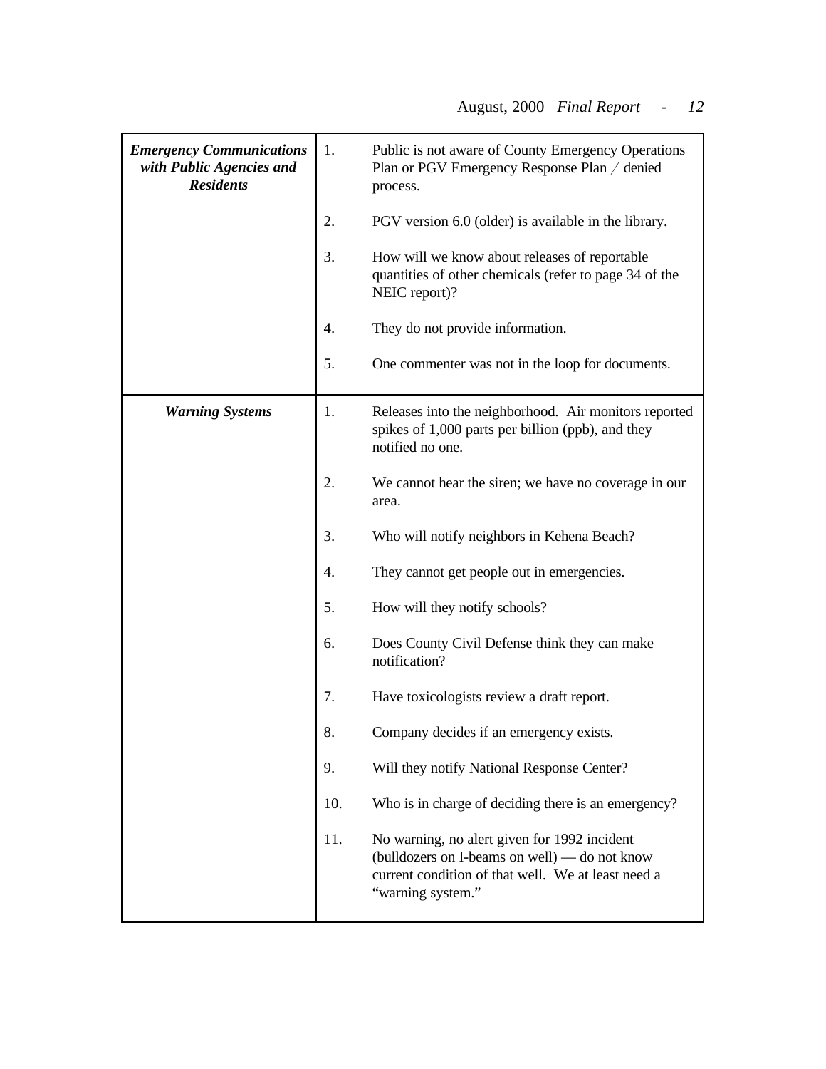| | |
|---|---|
| ***Emergency Communications with Public Agencies and Residents*** | 1. Public is not aware of County Emergency Operations Plan or PGV Emergency Response Plan / denied process.<br><br>2. PGV version 6.0 (older) is available in the library.<br><br>3. How will we know about releases of reportable quantities of other chemicals (refer to page 34 of the NEIC report)?<br><br>4. They do not provide information.<br><br>5. One commenter was not in the loop for documents. |
| ***Warning Systems*** | 1. Releases into the neighborhood. Air monitors reported spikes of 1,000 parts per billion (ppb), and they notified no one.<br><br>2. We cannot hear the siren; we have no coverage in our area.<br><br>3. Who will notify neighbors in Kehena Beach?<br><br>4. They cannot get people out in emergencies.<br><br>5. How will they notify schools?<br><br>6. Does County Civil Defense think they can make notification?<br><br>7. Have toxicologists review a draft report.<br><br>8. Company decides if an emergency exists.<br><br>9. Will they notify National Response Center?<br><br>10. Who is in charge of deciding there is an emergency?<br><br>11. No warning, no alert given for 1992 incident (bulldozers on I-beams on well) — do not know current condition of that well. We at least need a "warning system." |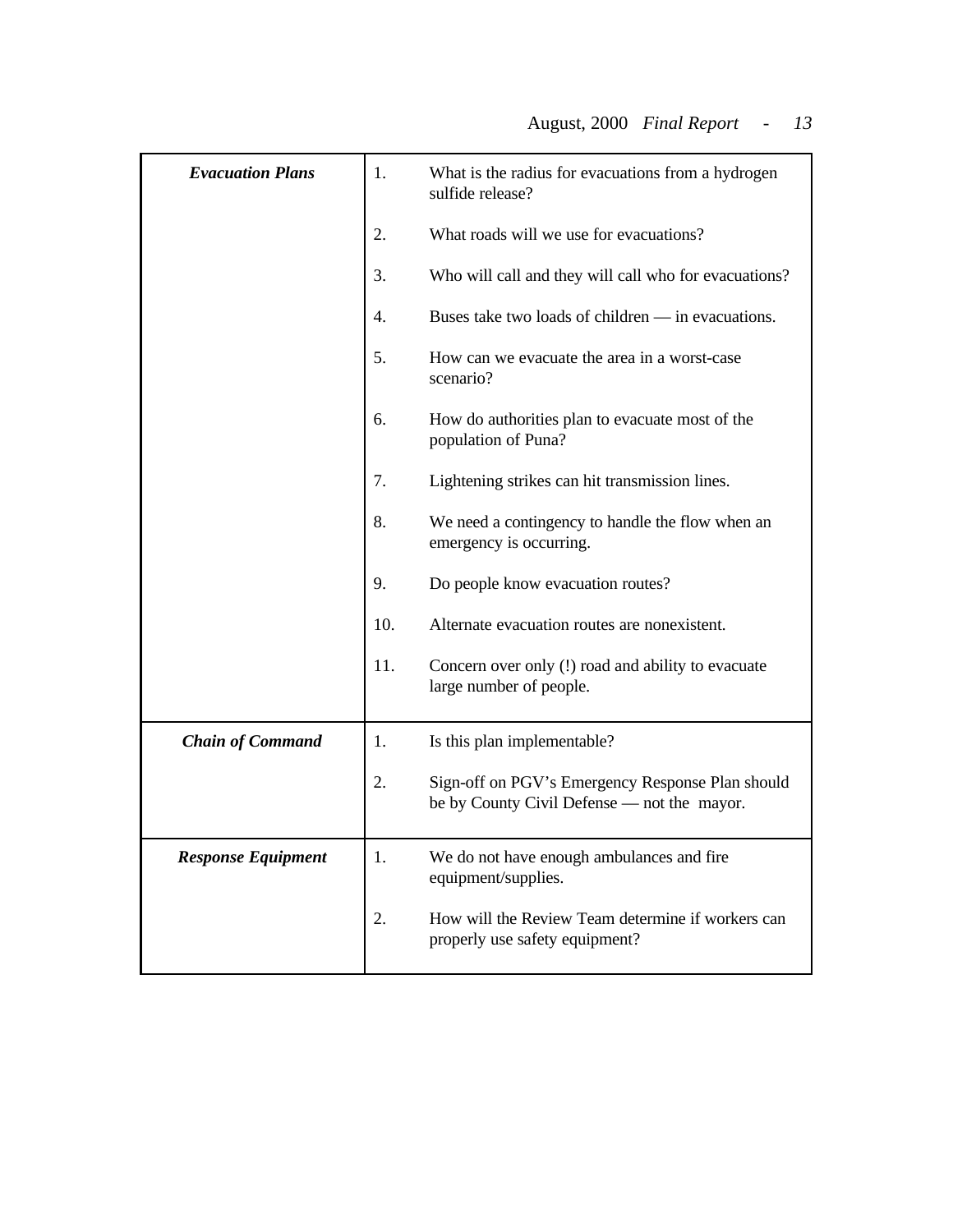| | | |
|---|---|---|
| ***Evacuation Plans*** | 1. | What is the radius for evacuations from a hydrogen sulfide release? |
| | 2. | What roads will we use for evacuations? |
| | 3. | Who will call and they will call who for evacuations? |
| | 4. | Buses take two loads of children — in evacuations. |
| | 5. | How can we evacuate the area in a worst-case scenario? |
| | 6. | How do authorities plan to evacuate most of the population of Puna? |
| | 7. | Lightening strikes can hit transmission lines. |
| | 8. | We need a contingency to handle the flow when an emergency is occurring. |
| | 9. | Do people know evacuation routes? |
| | 10. | Alternate evacuation routes are nonexistent. |
| | 11. | Concern over only (!) road and ability to evacuate large number of people. |
| ***Chain of Command*** | 1. | Is this plan implementable? |
| | 2. | Sign-off on PGV's Emergency Response Plan should be by County Civil Defense — not the mayor. |
| ***Response Equipment*** | 1. | We do not have enough ambulances and fire equipment/supplies. |
| | 2. | How will the Review Team determine if workers can properly use safety equipment? |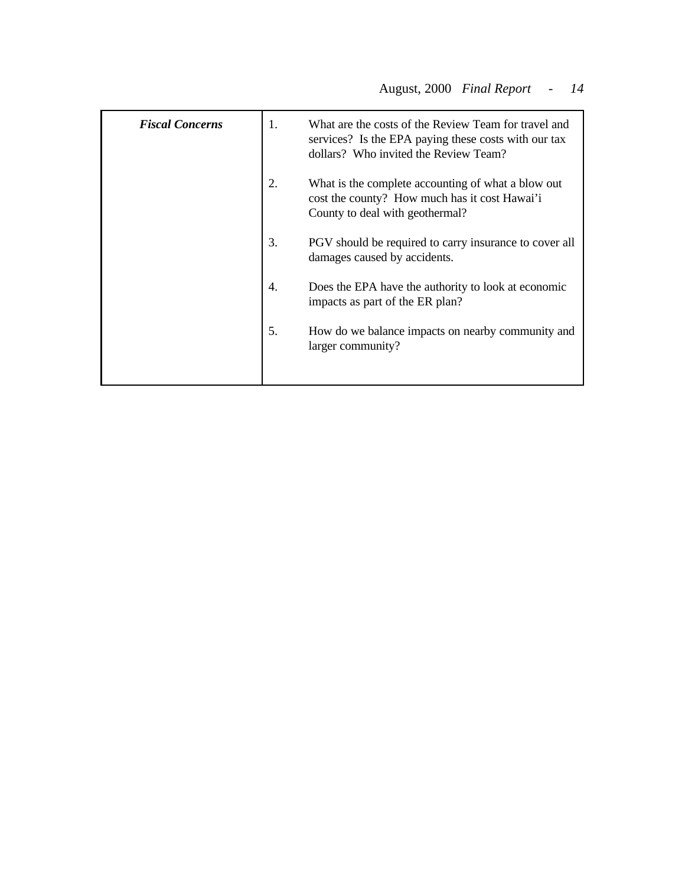| ***Fiscal Concerns*** | 1. What are the costs of the Review Team for travel and services? Is the EPA paying these costs with our tax dollars? Who invited the Review Team?<br><br>2. What is the complete accounting of what a blow out cost the county? How much has it cost Hawai'i County to deal with geothermal?<br><br>3. PGV should be required to carry insurance to cover all damages caused by accidents.<br><br>4. Does the EPA have the authority to look at economic impacts as part of the ER plan?<br><br>5. How do we balance impacts on nearby community and larger community? |
|---|---|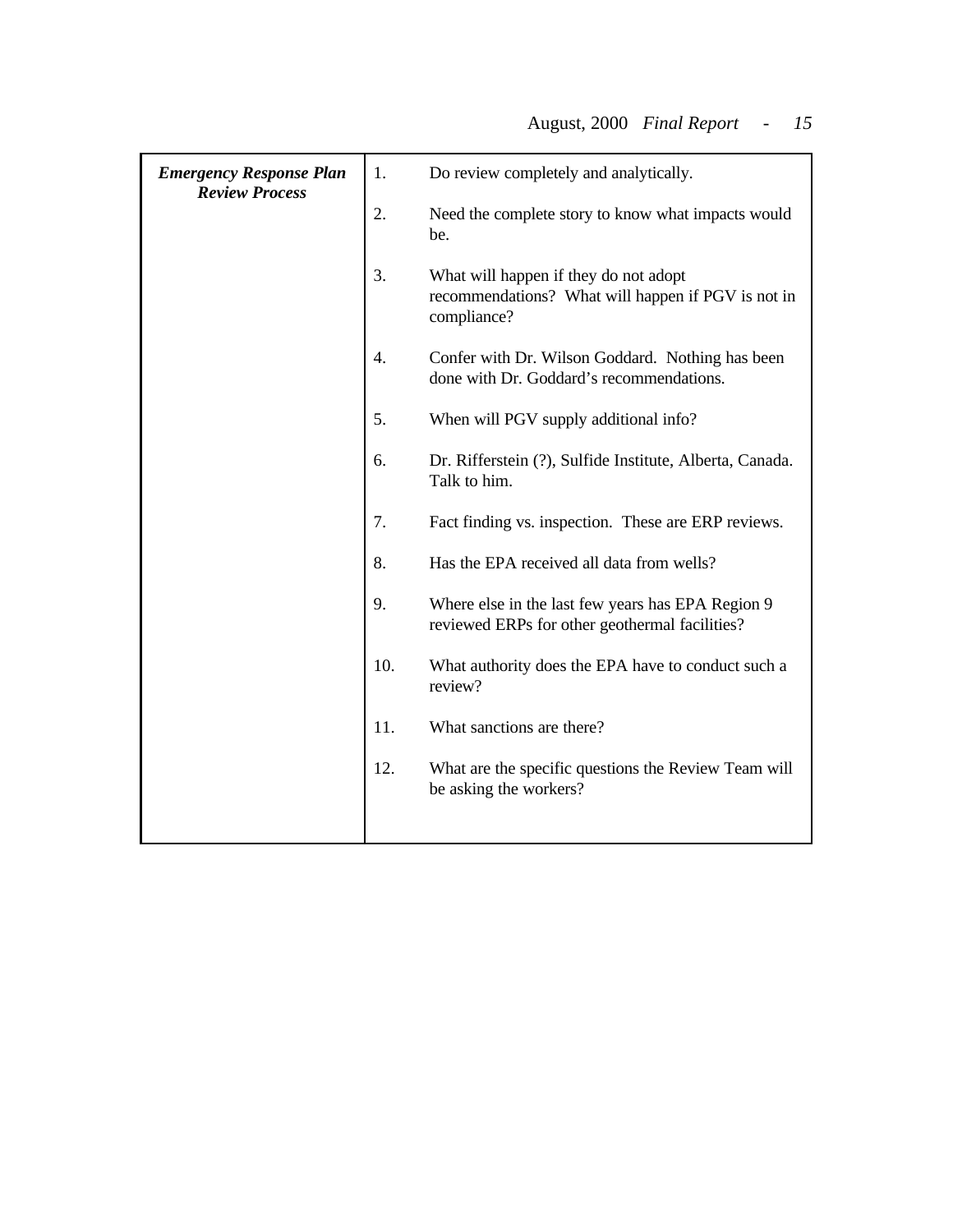| *Emergency Response Plan Review Process* | |
| --- | --- |
| | 1. Do review completely and analytically. |
| | 2. Need the complete story to know what impacts would be. |
| | 3. What will happen if they do not adopt recommendations? What will happen if PGV is not in compliance? |
| | 4. Confer with Dr. Wilson Goddard. Nothing has been done with Dr. Goddard's recommendations. |
| | 5. When will PGV supply additional info? |
| | 6. Dr. Rifferstein (?), Sulfide Institute, Alberta, Canada. Talk to him. |
| | 7. Fact finding vs. inspection. These are ERP reviews. |
| | 8. Has the EPA received all data from wells? |
| | 9. Where else in the last few years has EPA Region 9 reviewed ERPs for other geothermal facilities? |
| | 10. What authority does the EPA have to conduct such a review? |
| | 11. What sanctions are there? |
| | 12. What are the specific questions the Review Team will be asking the workers? |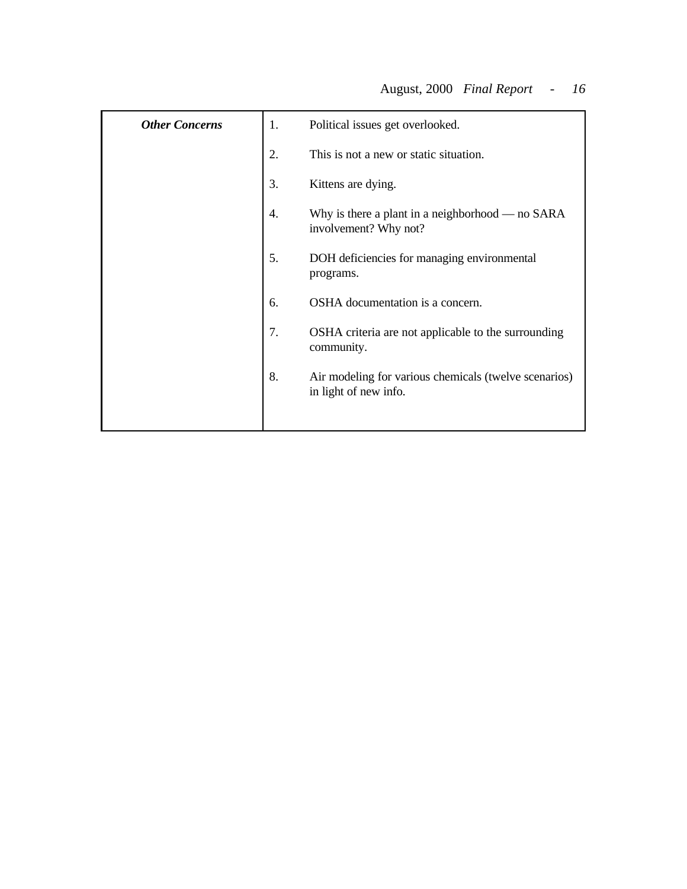| ***Other Concerns*** | 1. Political issues get overlooked. |
|---|---|
| | 2. This is not a new or static situation. |
| | 3. Kittens are dying. |
| | 4. Why is there a plant in a neighborhood — no SARA involvement? Why not? |
| | 5. DOH deficiencies for managing environmental programs. |
| | 6. OSHA documentation is a concern. |
| | 7. OSHA criteria are not applicable to the surrounding community. |
| | 8. Air modeling for various chemicals (twelve scenarios) in light of new info. |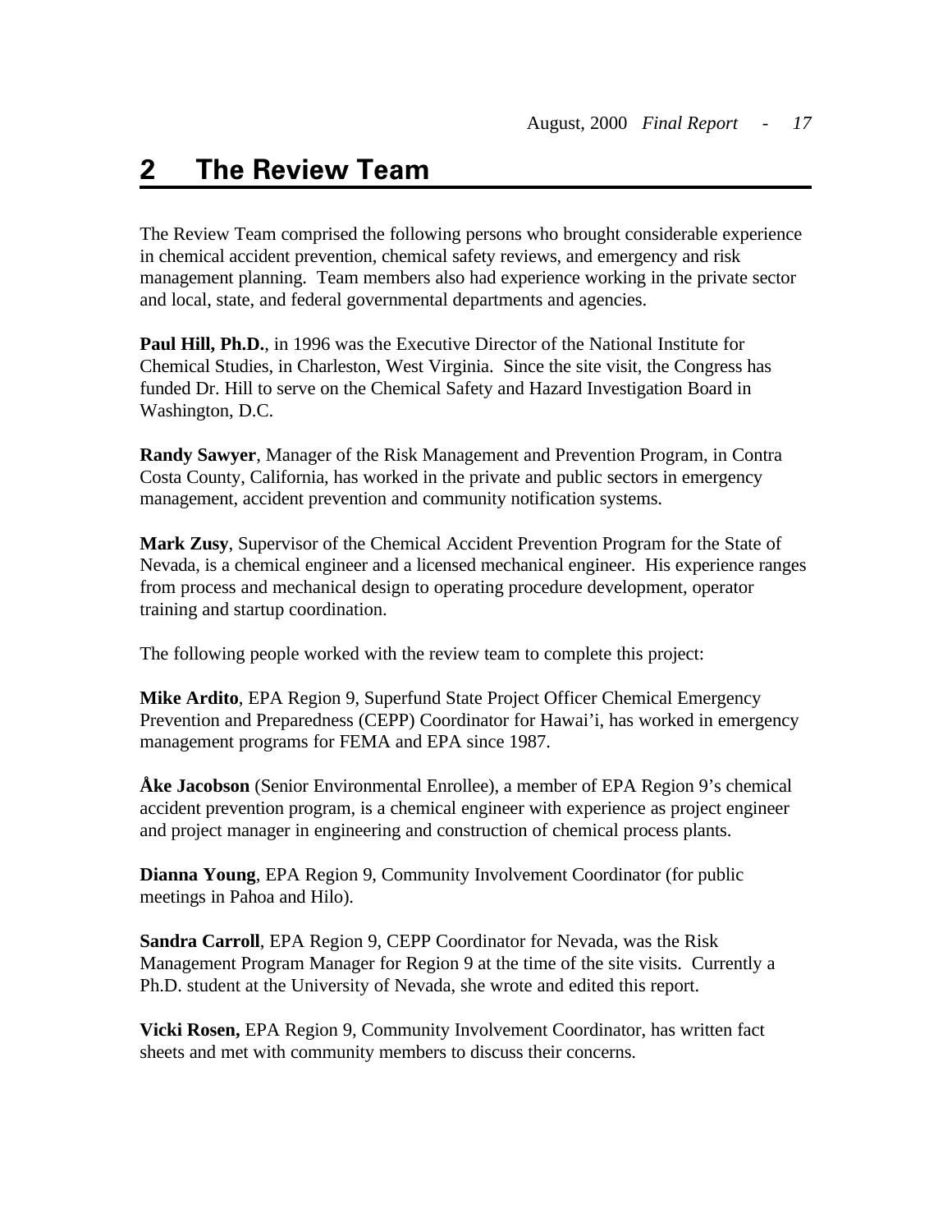# 2 The Review Team

The Review Team comprised the following persons who brought considerable experience in chemical accident prevention, chemical safety reviews, and emergency and risk management planning. Team members also had experience working in the private sector and local, state, and federal governmental departments and agencies.

**Paul Hill, Ph.D.**, in 1996 was the Executive Director of the National Institute for Chemical Studies, in Charleston, West Virginia. Since the site visit, the Congress has funded Dr. Hill to serve on the Chemical Safety and Hazard Investigation Board in Washington, D.C.

**Randy Sawyer**, Manager of the Risk Management and Prevention Program, in Contra Costa County, California, has worked in the private and public sectors in emergency management, accident prevention and community notification systems.

**Mark Zusy**, Supervisor of the Chemical Accident Prevention Program for the State of Nevada, is a chemical engineer and a licensed mechanical engineer. His experience ranges from process and mechanical design to operating procedure development, operator training and startup coordination.

The following people worked with the review team to complete this project:

**Mike Ardito**, EPA Region 9, Superfund State Project Officer Chemical Emergency Prevention and Preparedness (CEPP) Coordinator for Hawai'i, has worked in emergency management programs for FEMA and EPA since 1987.

**Åke Jacobson** (Senior Environmental Enrollee), a member of EPA Region 9's chemical accident prevention program, is a chemical engineer with experience as project engineer and project manager in engineering and construction of chemical process plants.

**Dianna Young**, EPA Region 9, Community Involvement Coordinator (for public meetings in Pahoa and Hilo).

**Sandra Carroll**, EPA Region 9, CEPP Coordinator for Nevada, was the Risk Management Program Manager for Region 9 at the time of the site visits. Currently a Ph.D. student at the University of Nevada, she wrote and edited this report.

**Vicki Rosen,** EPA Region 9, Community Involvement Coordinator, has written fact sheets and met with community members to discuss their concerns.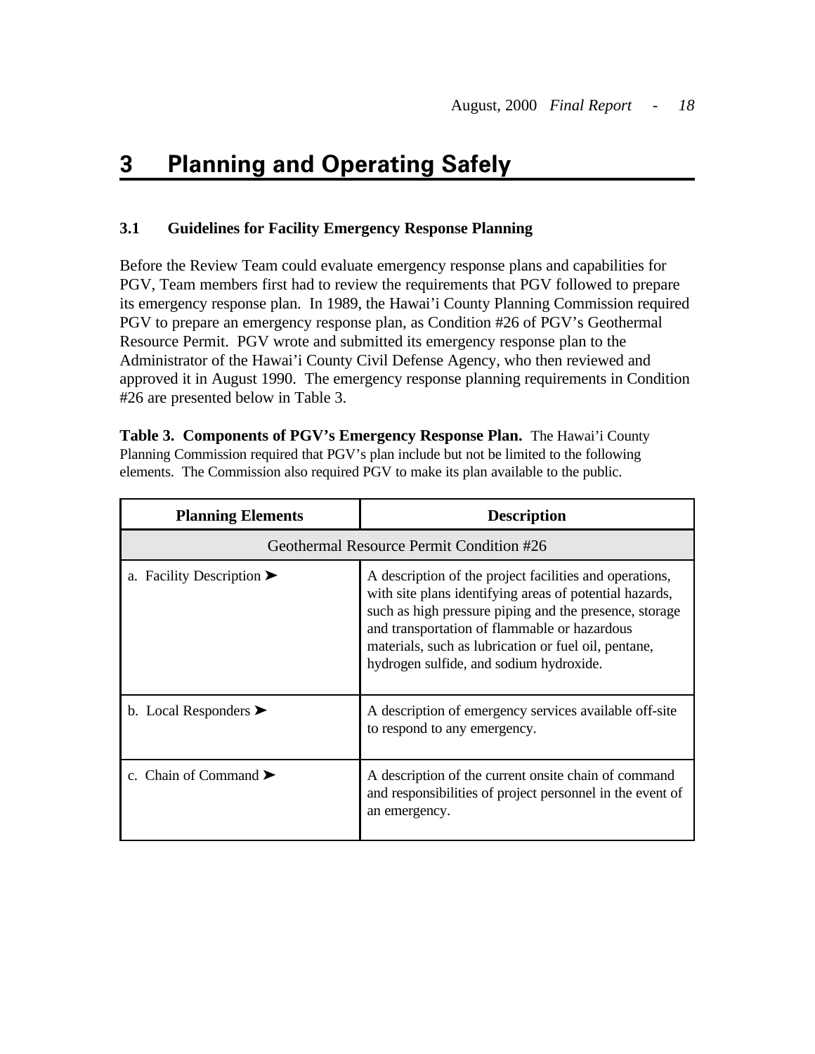# 3 Planning and Operating Safely

### 3.1 Guidelines for Facility Emergency Response Planning

Before the Review Team could evaluate emergency response plans and capabilities for PGV, Team members first had to review the requirements that PGV followed to prepare its emergency response plan. In 1989, the Hawai'i County Planning Commission required PGV to prepare an emergency response plan, as Condition #26 of PGV's Geothermal Resource Permit. PGV wrote and submitted its emergency response plan to the Administrator of the Hawai'i County Civil Defense Agency, who then reviewed and approved it in August 1990. The emergency response planning requirements in Condition #26 are presented below in Table 3.

**Table 3. Components of PGV's Emergency Response Plan.** The Hawai'i County Planning Commission required that PGV's plan include but not be limited to the following elements. The Commission also required PGV to make its plan available to the public.

| Planning Elements | Description |
|---|---|
| Geothermal Resource Permit Condition #26 | |
| a. Facility Description ➤ | A description of the project facilities and operations, with site plans identifying areas of potential hazards, such as high pressure piping and the presence, storage and transportation of flammable or hazardous materials, such as lubrication or fuel oil, pentane, hydrogen sulfide, and sodium hydroxide. |
| b. Local Responders ➤ | A description of emergency services available off-site to respond to any emergency. |
| c. Chain of Command ➤ | A description of the current onsite chain of command and responsibilities of project personnel in the event of an emergency. |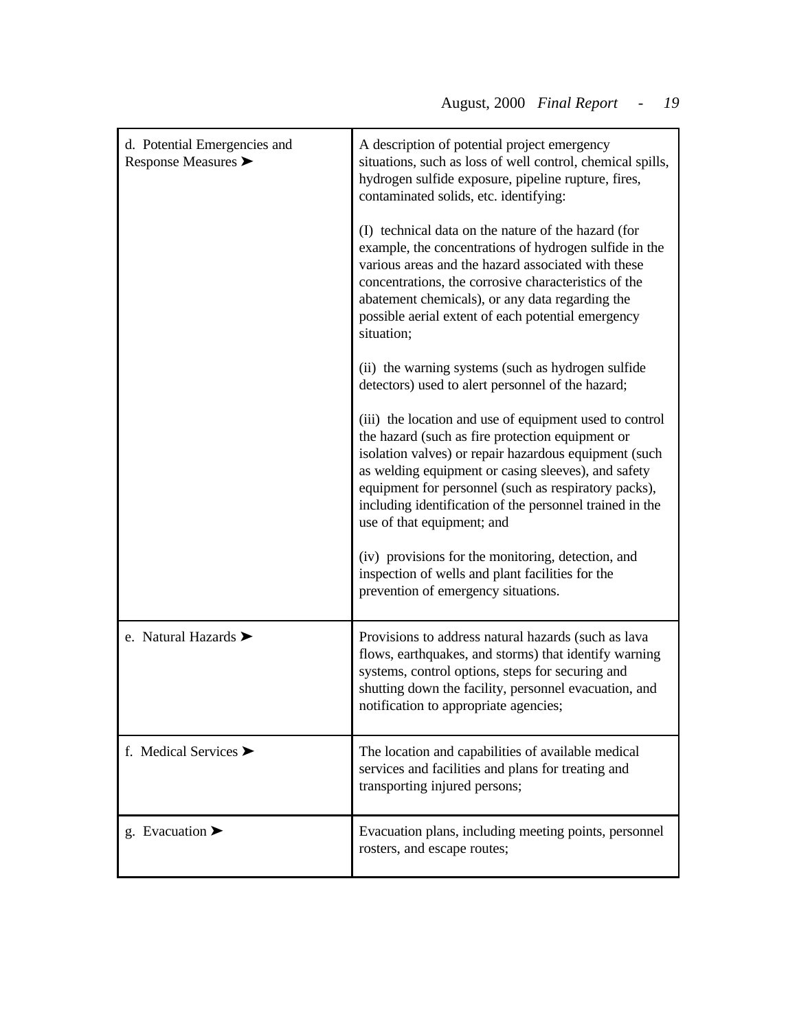| | |
|---|---|
| d. Potential Emergencies and Response Measures ➤ | A description of potential project emergency situations, such as loss of well control, chemical spills, hydrogen sulfide exposure, pipeline rupture, fires, contaminated solids, etc. identifying:<br><br>(I) technical data on the nature of the hazard (for example, the concentrations of hydrogen sulfide in the various areas and the hazard associated with these concentrations, the corrosive characteristics of the abatement chemicals), or any data regarding the possible aerial extent of each potential emergency situation;<br><br>(ii) the warning systems (such as hydrogen sulfide detectors) used to alert personnel of the hazard;<br><br>(iii) the location and use of equipment used to control the hazard (such as fire protection equipment or isolation valves) or repair hazardous equipment (such as welding equipment or casing sleeves), and safety equipment for personnel (such as respiratory packs), including identification of the personnel trained in the use of that equipment; and<br><br>(iv) provisions for the monitoring, detection, and inspection of wells and plant facilities for the prevention of emergency situations. |
| e. Natural Hazards ➤ | Provisions to address natural hazards (such as lava flows, earthquakes, and storms) that identify warning systems, control options, steps for securing and shutting down the facility, personnel evacuation, and notification to appropriate agencies; |
| f. Medical Services ➤ | The location and capabilities of available medical services and facilities and plans for treating and transporting injured persons; |
| g. Evacuation ➤ | Evacuation plans, including meeting points, personnel rosters, and escape routes; |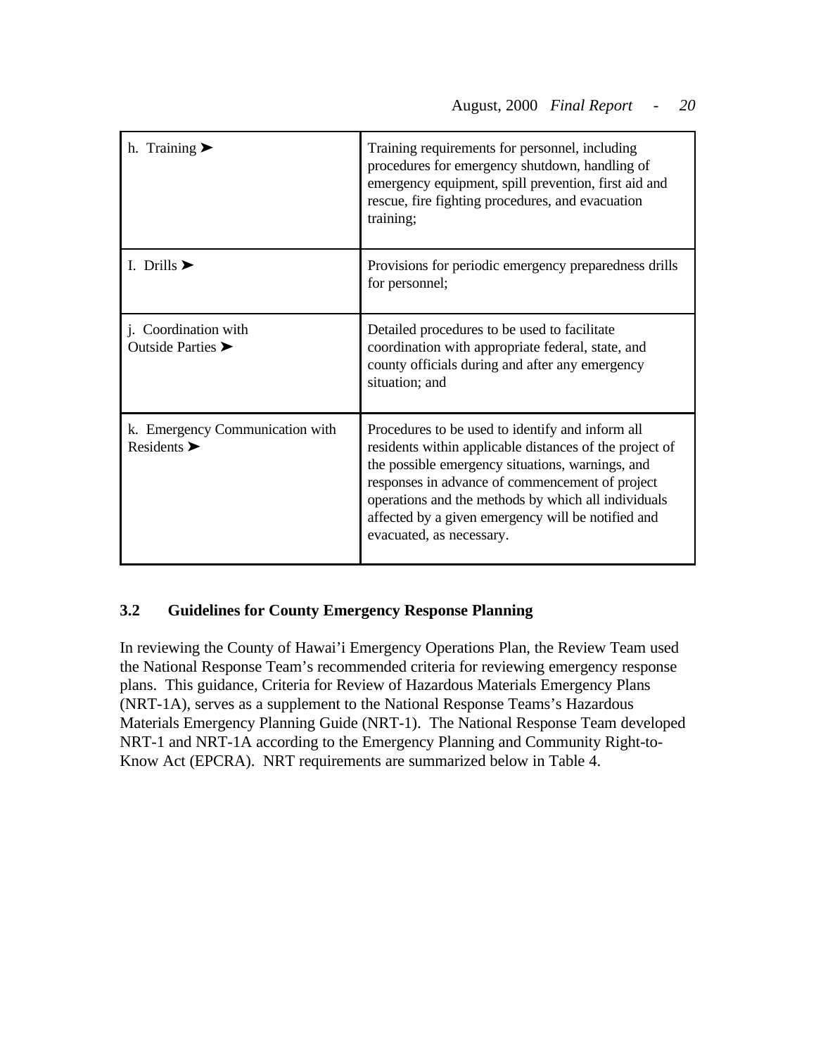| | |
|---|---|
| h. Training ➤ | Training requirements for personnel, including procedures for emergency shutdown, handling of emergency equipment, spill prevention, first aid and rescue, fire fighting procedures, and evacuation training; |
| I. Drills ➤ | Provisions for periodic emergency preparedness drills for personnel; |
| j. Coordination with Outside Parties ➤ | Detailed procedures to be used to facilitate coordination with appropriate federal, state, and county officials during and after any emergency situation; and |
| k. Emergency Communication with Residents ➤ | Procedures to be used to identify and inform all residents within applicable distances of the project of the possible emergency situations, warnings, and responses in advance of commencement of project operations and the methods by which all individuals affected by a given emergency will be notified and evacuated, as necessary. |

### 3.2 Guidelines for County Emergency Response Planning

In reviewing the County of Hawai'i Emergency Operations Plan, the Review Team used the National Response Team's recommended criteria for reviewing emergency response plans. This guidance, Criteria for Review of Hazardous Materials Emergency Plans (NRT-1A), serves as a supplement to the National Response Teams's Hazardous Materials Emergency Planning Guide (NRT-1). The National Response Team developed NRT-1 and NRT-1A according to the Emergency Planning and Community Right-to-Know Act (EPCRA). NRT requirements are summarized below in Table 4.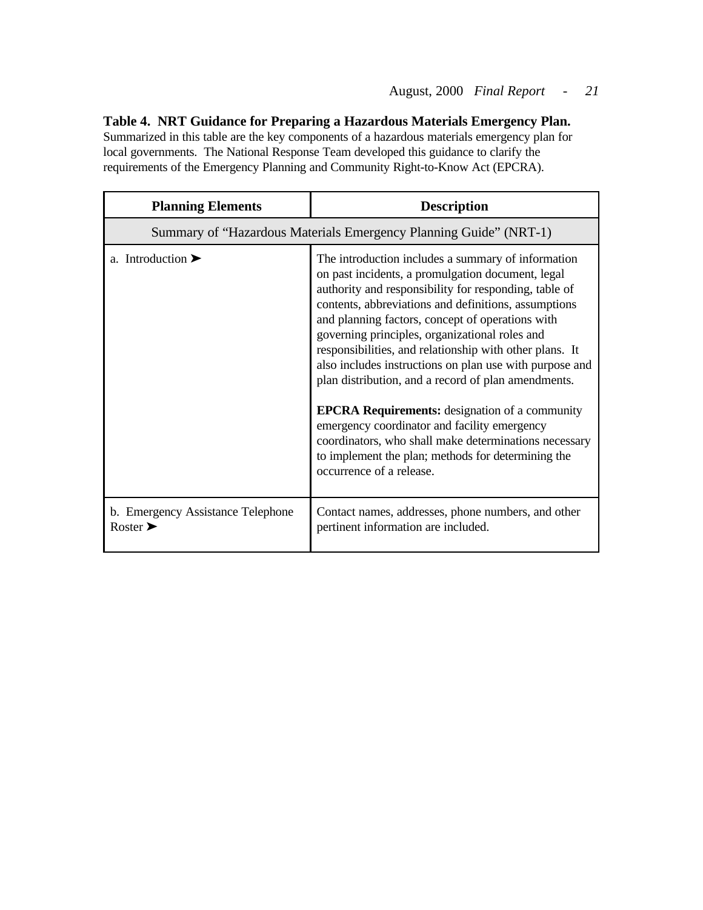**Table 4. NRT Guidance for Preparing a Hazardous Materials Emergency Plan.** Summarized in this table are the key components of a hazardous materials emergency plan for local governments. The National Response Team developed this guidance to clarify the requirements of the Emergency Planning and Community Right-to-Know Act (EPCRA).

| Planning Elements | Description |
|---|---|
| Summary of "Hazardous Materials Emergency Planning Guide" (NRT-1) | |
| a. Introduction ➤ | The introduction includes a summary of information on past incidents, a promulgation document, legal authority and responsibility for responding, table of contents, abbreviations and definitions, assumptions and planning factors, concept of operations with governing principles, organizational roles and responsibilities, and relationship with other plans. It also includes instructions on plan use with purpose and plan distribution, and a record of plan amendments.<br><br>**EPCRA Requirements:** designation of a community emergency coordinator and facility emergency coordinators, who shall make determinations necessary to implement the plan; methods for determining the occurrence of a release. |
| b. Emergency Assistance Telephone Roster ➤ | Contact names, addresses, phone numbers, and other pertinent information are included. |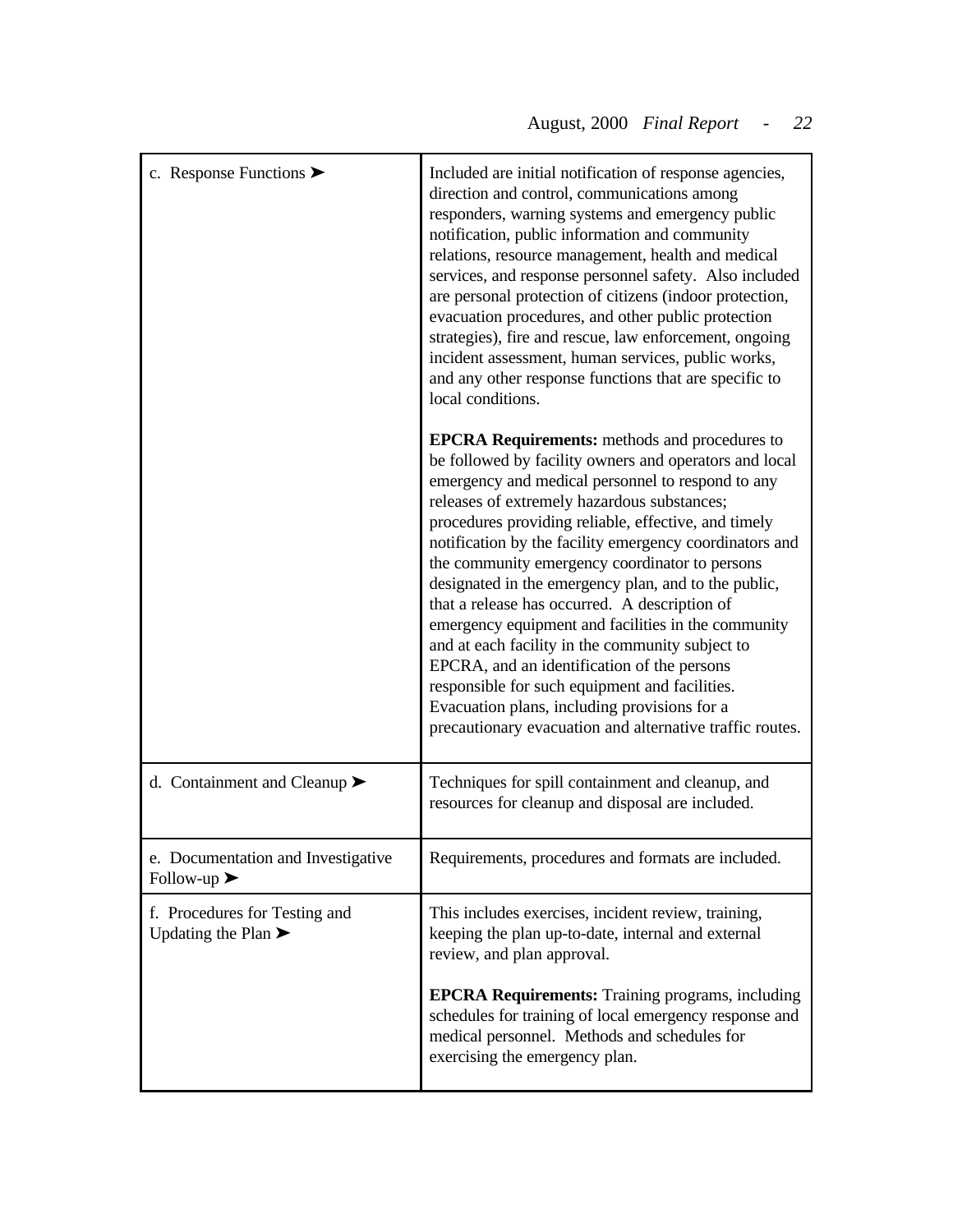| | |
|---|---|
| c. Response Functions ➤ | Included are initial notification of response agencies, direction and control, communications among responders, warning systems and emergency public notification, public information and community relations, resource management, health and medical services, and response personnel safety. Also included are personal protection of citizens (indoor protection, evacuation procedures, and other public protection strategies), fire and rescue, law enforcement, ongoing incident assessment, human services, public works, and any other response functions that are specific to local conditions.<br><br>**EPCRA Requirements:** methods and procedures to be followed by facility owners and operators and local emergency and medical personnel to respond to any releases of extremely hazardous substances; procedures providing reliable, effective, and timely notification by the facility emergency coordinators and the community emergency coordinator to persons designated in the emergency plan, and to the public, that a release has occurred. A description of emergency equipment and facilities in the community and at each facility in the community subject to EPCRA, and an identification of the persons responsible for such equipment and facilities. Evacuation plans, including provisions for a precautionary evacuation and alternative traffic routes. |
| d. Containment and Cleanup ➤ | Techniques for spill containment and cleanup, and resources for cleanup and disposal are included. |
| e. Documentation and Investigative Follow-up ➤ | Requirements, procedures and formats are included. |
| f. Procedures for Testing and Updating the Plan ➤ | This includes exercises, incident review, training, keeping the plan up-to-date, internal and external review, and plan approval.<br><br>**EPCRA Requirements:** Training programs, including schedules for training of local emergency response and medical personnel. Methods and schedules for exercising the emergency plan. |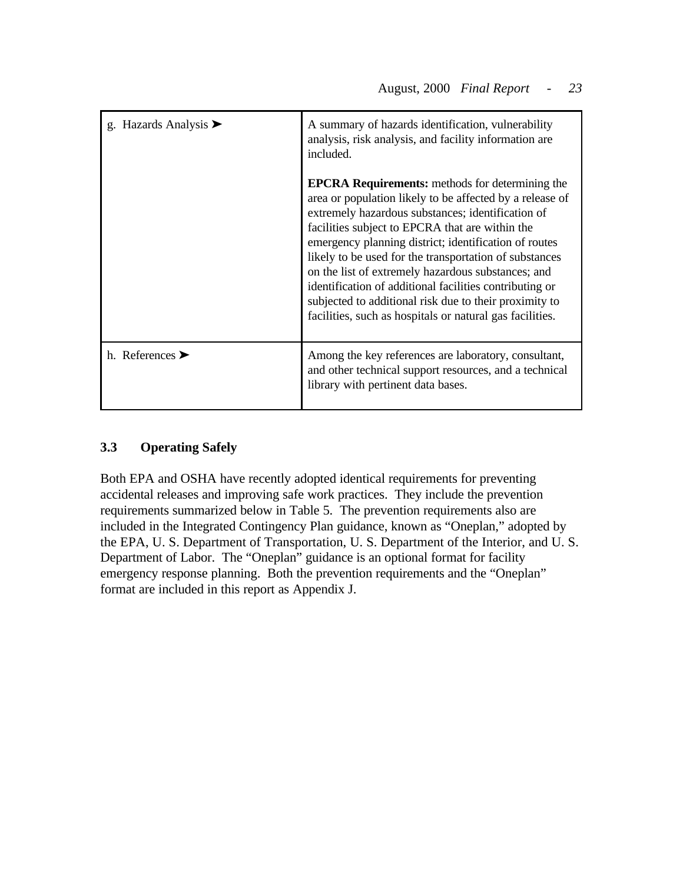| | |
|---|---|
| g. Hazards Analysis ➤ | A summary of hazards identification, vulnerability analysis, risk analysis, and facility information are included.<br><br>**EPCRA Requirements:** methods for determining the area or population likely to be affected by a release of extremely hazardous substances; identification of facilities subject to EPCRA that are within the emergency planning district; identification of routes likely to be used for the transportation of substances on the list of extremely hazardous substances; and identification of additional facilities contributing or subjected to additional risk due to their proximity to facilities, such as hospitals or natural gas facilities. |
| h. References ➤ | Among the key references are laboratory, consultant, and other technical support resources, and a technical library with pertinent data bases. |

### 3.3 Operating Safely

Both EPA and OSHA have recently adopted identical requirements for preventing accidental releases and improving safe work practices. They include the prevention requirements summarized below in Table 5. The prevention requirements also are included in the Integrated Contingency Plan guidance, known as "Oneplan," adopted by the EPA, U. S. Department of Transportation, U. S. Department of the Interior, and U. S. Department of Labor. The "Oneplan" guidance is an optional format for facility emergency response planning. Both the prevention requirements and the "Oneplan" format are included in this report as Appendix J.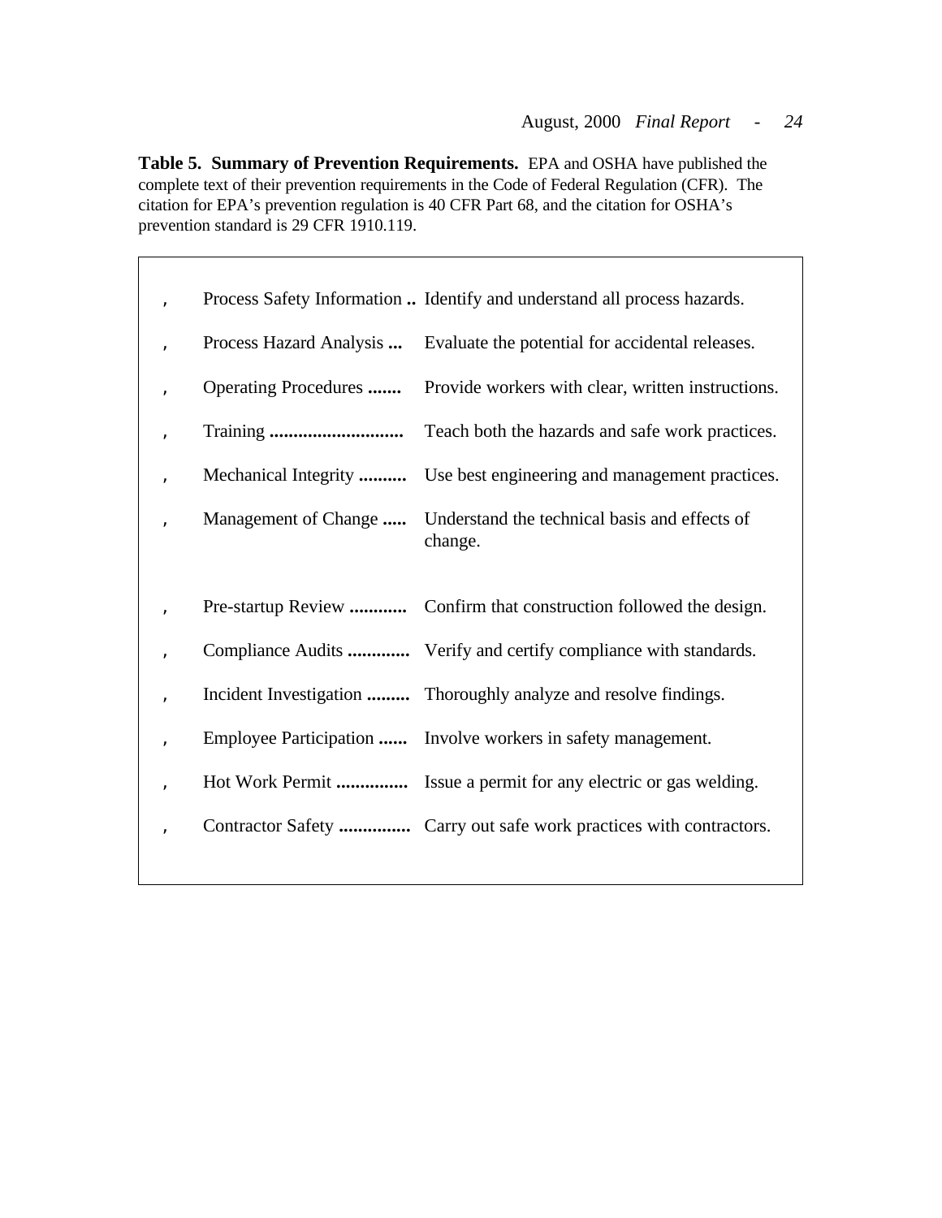**Table 5. Summary of Prevention Requirements.** EPA and OSHA have published the complete text of their prevention requirements in the Code of Federal Regulation (CFR). The citation for EPA's prevention regulation is 40 CFR Part 68, and the citation for OSHA's prevention standard is 29 CFR 1910.119.

- Process Safety Information **..** Identify and understand all process hazards.
- Process Hazard Analysis **...** Evaluate the potential for accidental releases.
- Operating Procedures **.......** Provide workers with clear, written instructions.
- Training **...........................** Teach both the hazards and safe work practices.
- Mechanical Integrity **..........** Use best engineering and management practices.
- Management of Change **.....** Understand the technical basis and effects of change.
- Pre-startup Review **...........** Confirm that construction followed the design.
- Compliance Audits **............** Verify and certify compliance with standards.
- Incident Investigation **.........** Thoroughly analyze and resolve findings.
- Employee Participation **......** Involve workers in safety management.
- Hot Work Permit **...............** Issue a permit for any electric or gas welding.
- Contractor Safety **...............** Carry out safe work practices with contractors.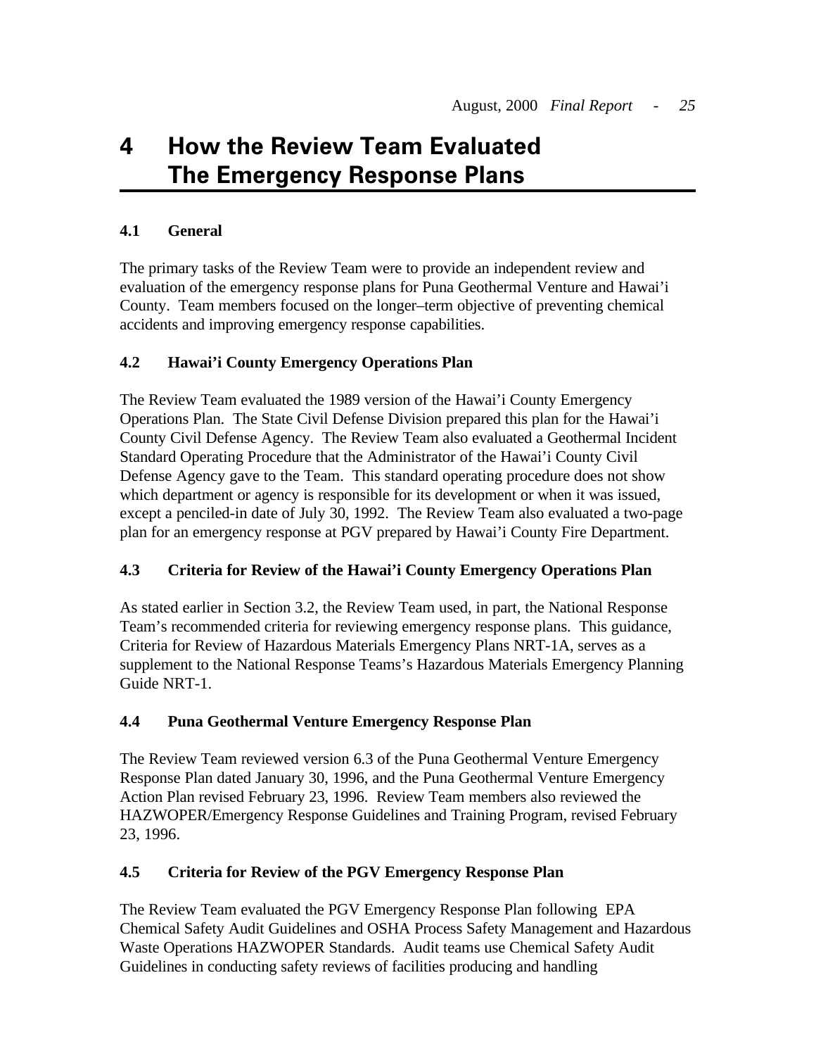# 4 How the Review Team Evaluated The Emergency Response Plans

## 4.1 General

The primary tasks of the Review Team were to provide an independent review and evaluation of the emergency response plans for Puna Geothermal Venture and Hawai'i County. Team members focused on the longer–term objective of preventing chemical accidents and improving emergency response capabilities.

## 4.2 Hawai'i County Emergency Operations Plan

The Review Team evaluated the 1989 version of the Hawai'i County Emergency Operations Plan. The State Civil Defense Division prepared this plan for the Hawai'i County Civil Defense Agency. The Review Team also evaluated a Geothermal Incident Standard Operating Procedure that the Administrator of the Hawai'i County Civil Defense Agency gave to the Team. This standard operating procedure does not show which department or agency is responsible for its development or when it was issued, except a penciled-in date of July 30, 1992. The Review Team also evaluated a two-page plan for an emergency response at PGV prepared by Hawai'i County Fire Department.

## 4.3 Criteria for Review of the Hawai'i County Emergency Operations Plan

As stated earlier in Section 3.2, the Review Team used, in part, the National Response Team's recommended criteria for reviewing emergency response plans. This guidance, Criteria for Review of Hazardous Materials Emergency Plans NRT-1A, serves as a supplement to the National Response Teams's Hazardous Materials Emergency Planning Guide NRT-1.

## 4.4 Puna Geothermal Venture Emergency Response Plan

The Review Team reviewed version 6.3 of the Puna Geothermal Venture Emergency Response Plan dated January 30, 1996, and the Puna Geothermal Venture Emergency Action Plan revised February 23, 1996. Review Team members also reviewed the HAZWOPER/Emergency Response Guidelines and Training Program, revised February 23, 1996.

## 4.5 Criteria for Review of the PGV Emergency Response Plan

The Review Team evaluated the PGV Emergency Response Plan following EPA Chemical Safety Audit Guidelines and OSHA Process Safety Management and Hazardous Waste Operations HAZWOPER Standards. Audit teams use Chemical Safety Audit Guidelines in conducting safety reviews of facilities producing and handling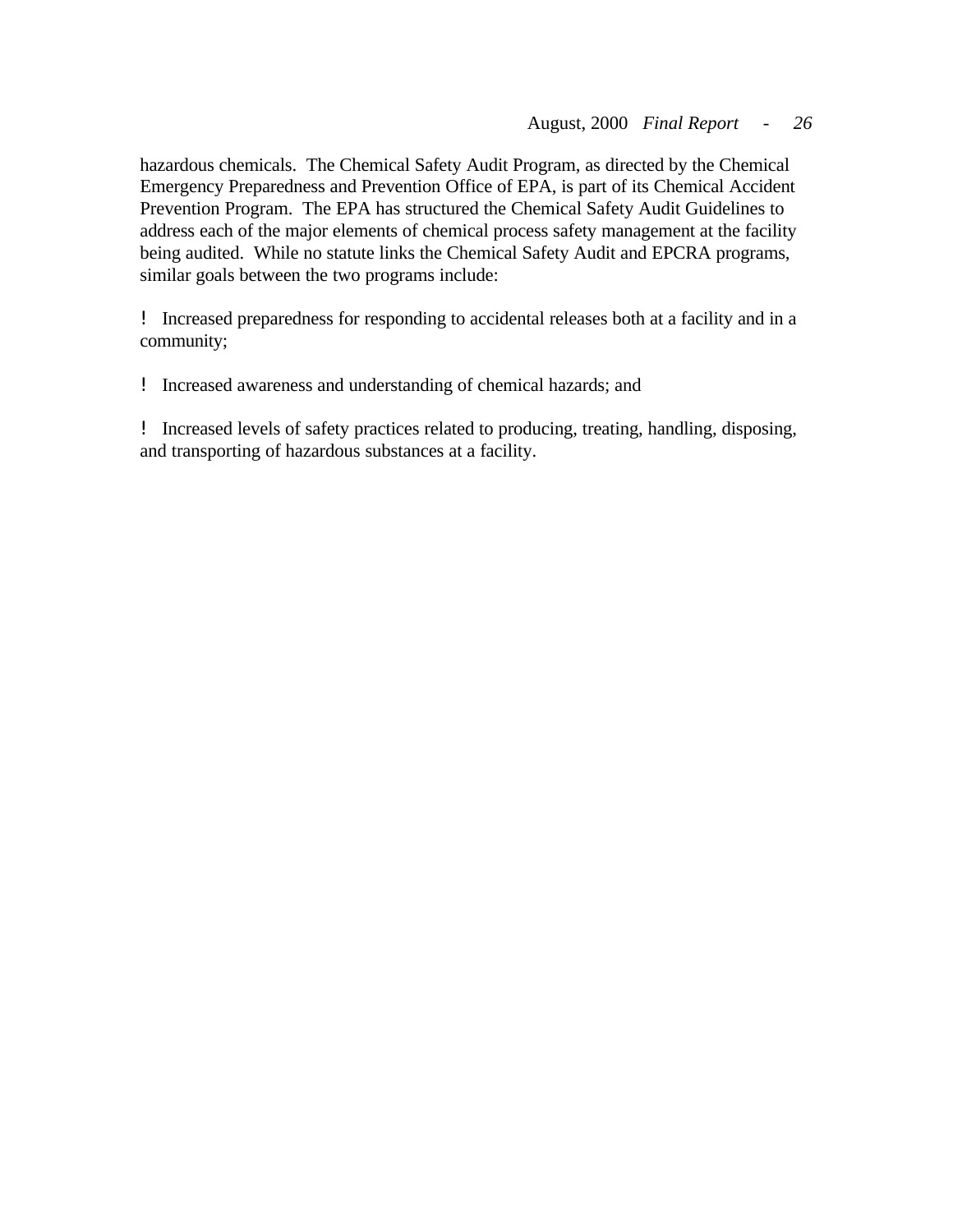hazardous chemicals. The Chemical Safety Audit Program, as directed by the Chemical Emergency Preparedness and Prevention Office of EPA, is part of its Chemical Accident Prevention Program. The EPA has structured the Chemical Safety Audit Guidelines to address each of the major elements of chemical process safety management at the facility being audited. While no statute links the Chemical Safety Audit and EPCRA programs, similar goals between the two programs include:

- Increased preparedness for responding to accidental releases both at a facility and in a community;

- Increased awareness and understanding of chemical hazards; and

- Increased levels of safety practices related to producing, treating, handling, disposing, and transporting of hazardous substances at a facility.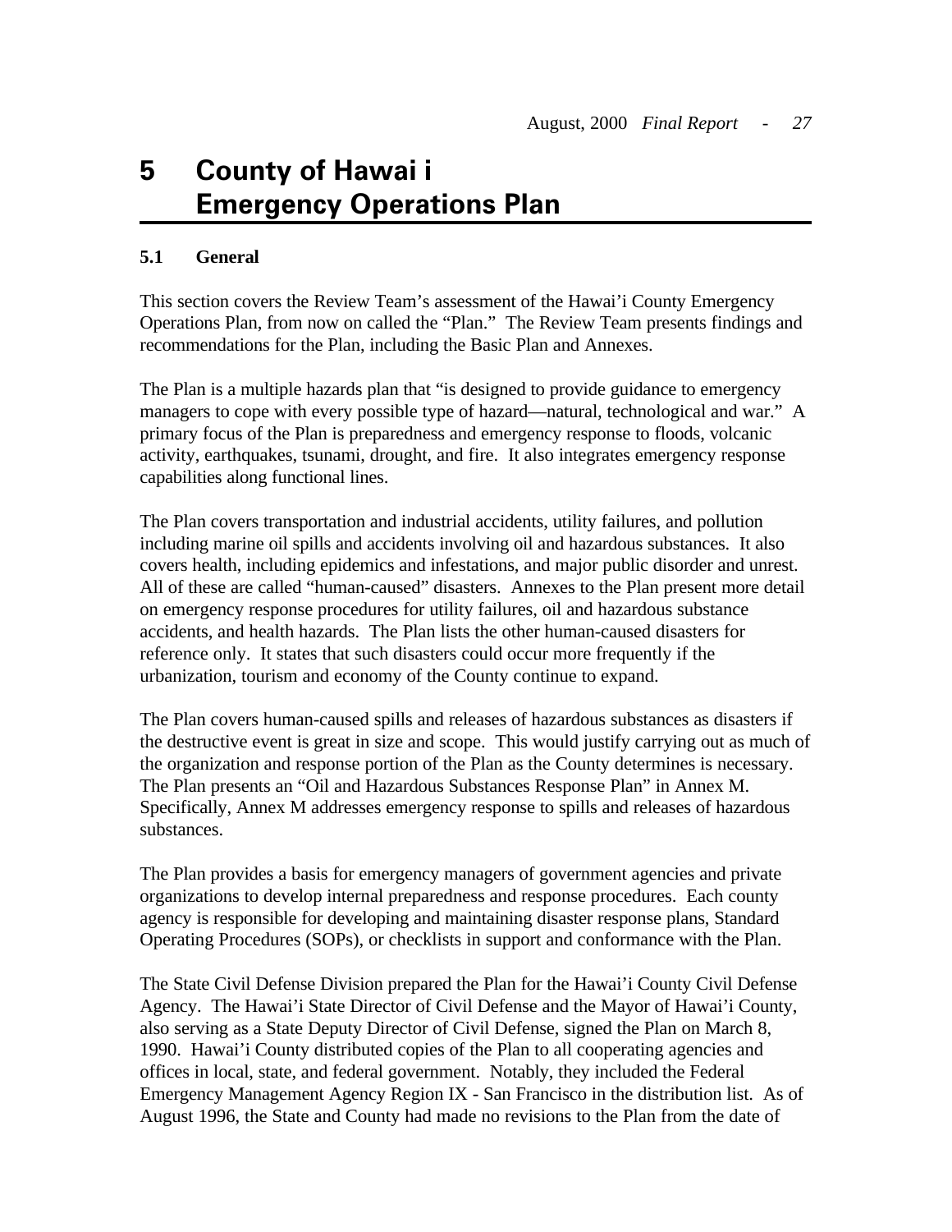# 5 County of Hawai i Emergency Operations Plan

### 5.1 General

This section covers the Review Team's assessment of the Hawai'i County Emergency Operations Plan, from now on called the "Plan." The Review Team presents findings and recommendations for the Plan, including the Basic Plan and Annexes.

The Plan is a multiple hazards plan that "is designed to provide guidance to emergency managers to cope with every possible type of hazard—natural, technological and war." A primary focus of the Plan is preparedness and emergency response to floods, volcanic activity, earthquakes, tsunami, drought, and fire. It also integrates emergency response capabilities along functional lines.

The Plan covers transportation and industrial accidents, utility failures, and pollution including marine oil spills and accidents involving oil and hazardous substances. It also covers health, including epidemics and infestations, and major public disorder and unrest. All of these are called "human-caused" disasters. Annexes to the Plan present more detail on emergency response procedures for utility failures, oil and hazardous substance accidents, and health hazards. The Plan lists the other human-caused disasters for reference only. It states that such disasters could occur more frequently if the urbanization, tourism and economy of the County continue to expand.

The Plan covers human-caused spills and releases of hazardous substances as disasters if the destructive event is great in size and scope. This would justify carrying out as much of the organization and response portion of the Plan as the County determines is necessary. The Plan presents an "Oil and Hazardous Substances Response Plan" in Annex M. Specifically, Annex M addresses emergency response to spills and releases of hazardous substances.

The Plan provides a basis for emergency managers of government agencies and private organizations to develop internal preparedness and response procedures. Each county agency is responsible for developing and maintaining disaster response plans, Standard Operating Procedures (SOPs), or checklists in support and conformance with the Plan.

The State Civil Defense Division prepared the Plan for the Hawai'i County Civil Defense Agency. The Hawai'i State Director of Civil Defense and the Mayor of Hawai'i County, also serving as a State Deputy Director of Civil Defense, signed the Plan on March 8, 1990. Hawai'i County distributed copies of the Plan to all cooperating agencies and offices in local, state, and federal government. Notably, they included the Federal Emergency Management Agency Region IX - San Francisco in the distribution list. As of August 1996, the State and County had made no revisions to the Plan from the date of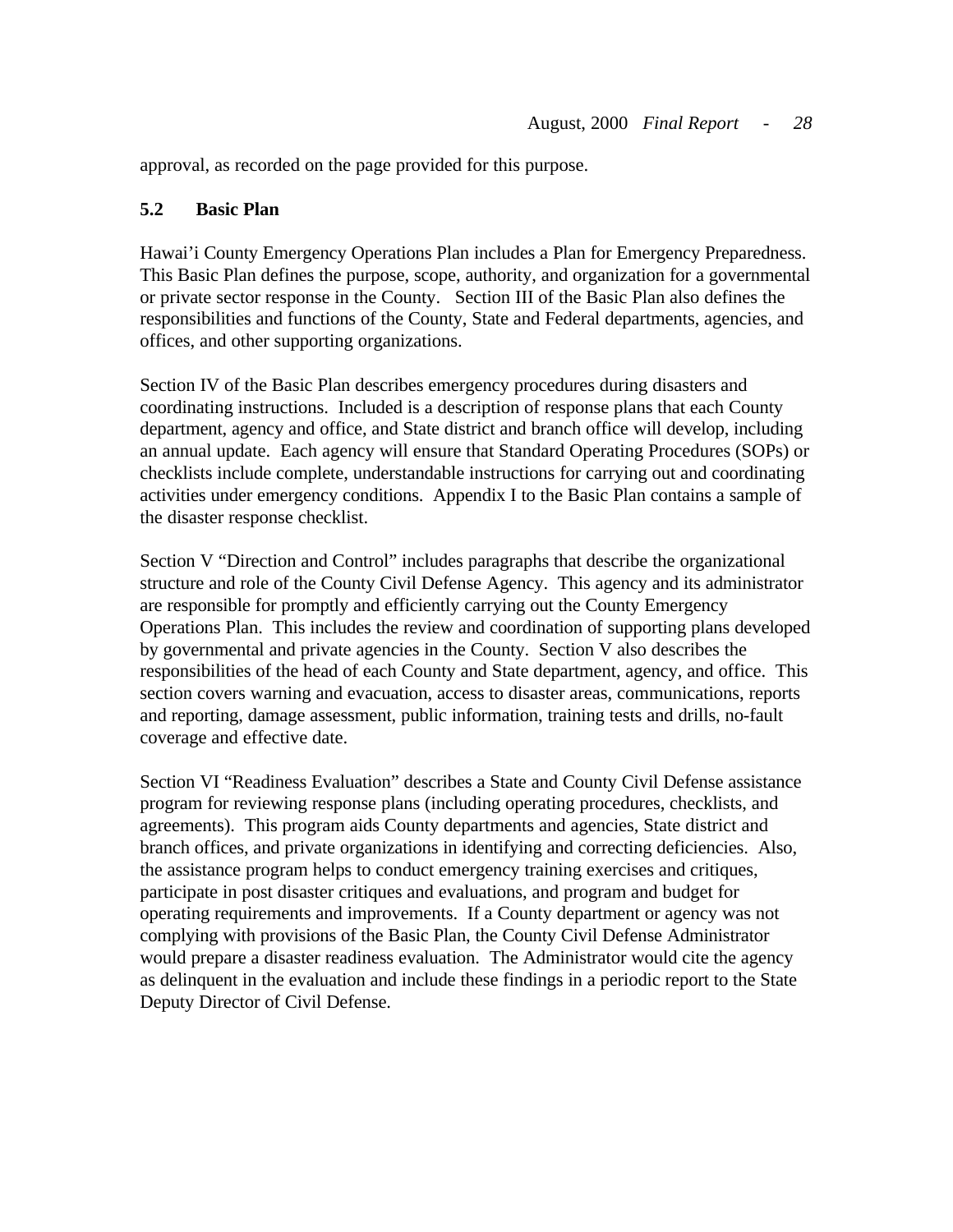approval, as recorded on the page provided for this purpose.

### 5.2 Basic Plan

Hawai'i County Emergency Operations Plan includes a Plan for Emergency Preparedness. This Basic Plan defines the purpose, scope, authority, and organization for a governmental or private sector response in the County. Section III of the Basic Plan also defines the responsibilities and functions of the County, State and Federal departments, agencies, and offices, and other supporting organizations.

Section IV of the Basic Plan describes emergency procedures during disasters and coordinating instructions. Included is a description of response plans that each County department, agency and office, and State district and branch office will develop, including an annual update. Each agency will ensure that Standard Operating Procedures (SOPs) or checklists include complete, understandable instructions for carrying out and coordinating activities under emergency conditions. Appendix I to the Basic Plan contains a sample of the disaster response checklist.

Section V "Direction and Control" includes paragraphs that describe the organizational structure and role of the County Civil Defense Agency. This agency and its administrator are responsible for promptly and efficiently carrying out the County Emergency Operations Plan. This includes the review and coordination of supporting plans developed by governmental and private agencies in the County. Section V also describes the responsibilities of the head of each County and State department, agency, and office. This section covers warning and evacuation, access to disaster areas, communications, reports and reporting, damage assessment, public information, training tests and drills, no-fault coverage and effective date.

Section VI "Readiness Evaluation" describes a State and County Civil Defense assistance program for reviewing response plans (including operating procedures, checklists, and agreements). This program aids County departments and agencies, State district and branch offices, and private organizations in identifying and correcting deficiencies. Also, the assistance program helps to conduct emergency training exercises and critiques, participate in post disaster critiques and evaluations, and program and budget for operating requirements and improvements. If a County department or agency was not complying with provisions of the Basic Plan, the County Civil Defense Administrator would prepare a disaster readiness evaluation. The Administrator would cite the agency as delinquent in the evaluation and include these findings in a periodic report to the State Deputy Director of Civil Defense.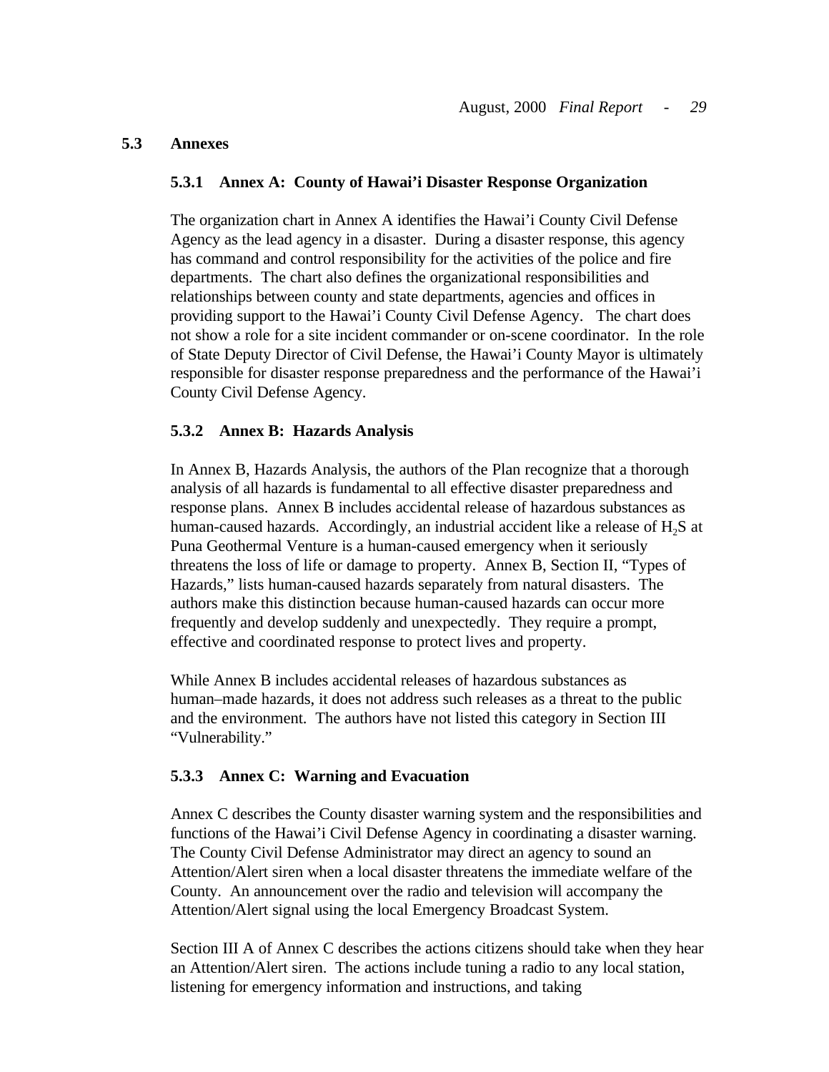## 5.3 Annexes

### 5.3.1 Annex A: County of Hawai'i Disaster Response Organization

The organization chart in Annex A identifies the Hawai'i County Civil Defense Agency as the lead agency in a disaster. During a disaster response, this agency has command and control responsibility for the activities of the police and fire departments. The chart also defines the organizational responsibilities and relationships between county and state departments, agencies and offices in providing support to the Hawai'i County Civil Defense Agency. The chart does not show a role for a site incident commander or on-scene coordinator. In the role of State Deputy Director of Civil Defense, the Hawai'i County Mayor is ultimately responsible for disaster response preparedness and the performance of the Hawai'i County Civil Defense Agency.

### 5.3.2 Annex B: Hazards Analysis

In Annex B, Hazards Analysis, the authors of the Plan recognize that a thorough analysis of all hazards is fundamental to all effective disaster preparedness and response plans. Annex B includes accidental release of hazardous substances as human-caused hazards. Accordingly, an industrial accident like a release of $H_2S$ at Puna Geothermal Venture is a human-caused emergency when it seriously threatens the loss of life or damage to property. Annex B, Section II, "Types of Hazards," lists human-caused hazards separately from natural disasters. The authors make this distinction because human-caused hazards can occur more frequently and develop suddenly and unexpectedly. They require a prompt, effective and coordinated response to protect lives and property.

While Annex B includes accidental releases of hazardous substances as human–made hazards, it does not address such releases as a threat to the public and the environment. The authors have not listed this category in Section III "Vulnerability."

### 5.3.3 Annex C: Warning and Evacuation

Annex C describes the County disaster warning system and the responsibilities and functions of the Hawai'i Civil Defense Agency in coordinating a disaster warning. The County Civil Defense Administrator may direct an agency to sound an Attention/Alert siren when a local disaster threatens the immediate welfare of the County. An announcement over the radio and television will accompany the Attention/Alert signal using the local Emergency Broadcast System.

Section III A of Annex C describes the actions citizens should take when they hear an Attention/Alert siren. The actions include tuning a radio to any local station, listening for emergency information and instructions, and taking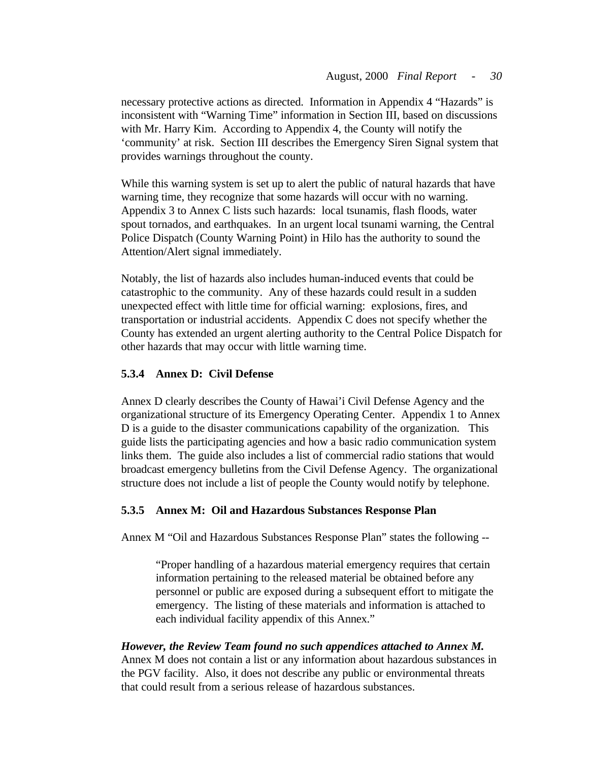necessary protective actions as directed. Information in Appendix 4 "Hazards" is inconsistent with "Warning Time" information in Section III, based on discussions with Mr. Harry Kim. According to Appendix 4, the County will notify the 'community' at risk. Section III describes the Emergency Siren Signal system that provides warnings throughout the county.

While this warning system is set up to alert the public of natural hazards that have warning time, they recognize that some hazards will occur with no warning. Appendix 3 to Annex C lists such hazards: local tsunamis, flash floods, water spout tornados, and earthquakes. In an urgent local tsunami warning, the Central Police Dispatch (County Warning Point) in Hilo has the authority to sound the Attention/Alert signal immediately.

Notably, the list of hazards also includes human-induced events that could be catastrophic to the community. Any of these hazards could result in a sudden unexpected effect with little time for official warning: explosions, fires, and transportation or industrial accidents. Appendix C does not specify whether the County has extended an urgent alerting authority to the Central Police Dispatch for other hazards that may occur with little warning time.

### 5.3.4 Annex D: Civil Defense

Annex D clearly describes the County of Hawai'i Civil Defense Agency and the organizational structure of its Emergency Operating Center. Appendix 1 to Annex D is a guide to the disaster communications capability of the organization. This guide lists the participating agencies and how a basic radio communication system links them. The guide also includes a list of commercial radio stations that would broadcast emergency bulletins from the Civil Defense Agency. The organizational structure does not include a list of people the County would notify by telephone.

### 5.3.5 Annex M: Oil and Hazardous Substances Response Plan

Annex M "Oil and Hazardous Substances Response Plan" states the following --

> "Proper handling of a hazardous material emergency requires that certain information pertaining to the released material be obtained before any personnel or public are exposed during a subsequent effort to mitigate the emergency. The listing of these materials and information is attached to each individual facility appendix of this Annex."

***However, the Review Team found no such appendices attached to Annex M.*** Annex M does not contain a list or any information about hazardous substances in the PGV facility. Also, it does not describe any public or environmental threats that could result from a serious release of hazardous substances.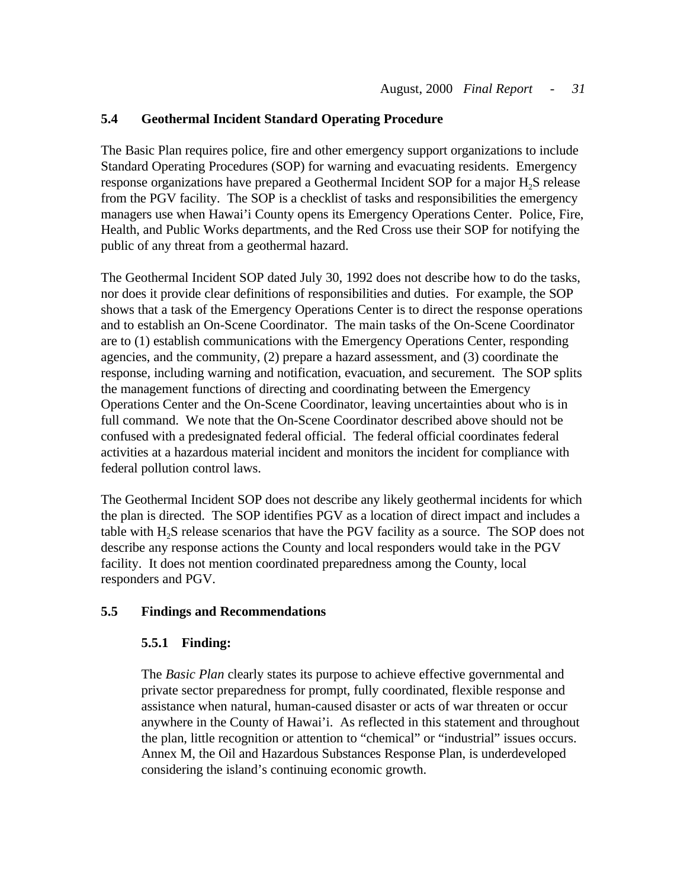## 5.4 Geothermal Incident Standard Operating Procedure

The Basic Plan requires police, fire and other emergency support organizations to include Standard Operating Procedures (SOP) for warning and evacuating residents. Emergency response organizations have prepared a Geothermal Incident SOP for a major $H_2S$ release from the PGV facility. The SOP is a checklist of tasks and responsibilities the emergency managers use when Hawai'i County opens its Emergency Operations Center. Police, Fire, Health, and Public Works departments, and the Red Cross use their SOP for notifying the public of any threat from a geothermal hazard.

The Geothermal Incident SOP dated July 30, 1992 does not describe how to do the tasks, nor does it provide clear definitions of responsibilities and duties. For example, the SOP shows that a task of the Emergency Operations Center is to direct the response operations and to establish an On-Scene Coordinator. The main tasks of the On-Scene Coordinator are to (1) establish communications with the Emergency Operations Center, responding agencies, and the community, (2) prepare a hazard assessment, and (3) coordinate the response, including warning and notification, evacuation, and securement. The SOP splits the management functions of directing and coordinating between the Emergency Operations Center and the On-Scene Coordinator, leaving uncertainties about who is in full command. We note that the On-Scene Coordinator described above should not be confused with a predesignated federal official. The federal official coordinates federal activities at a hazardous material incident and monitors the incident for compliance with federal pollution control laws.

The Geothermal Incident SOP does not describe any likely geothermal incidents for which the plan is directed. The SOP identifies PGV as a location of direct impact and includes a table with $H_2S$ release scenarios that have the PGV facility as a source. The SOP does not describe any response actions the County and local responders would take in the PGV facility. It does not mention coordinated preparedness among the County, local responders and PGV.

## 5.5 Findings and Recommendations

### 5.5.1 Finding:

The *Basic Plan* clearly states its purpose to achieve effective governmental and private sector preparedness for prompt, fully coordinated, flexible response and assistance when natural, human-caused disaster or acts of war threaten or occur anywhere in the County of Hawai'i. As reflected in this statement and throughout the plan, little recognition or attention to "chemical" or "industrial" issues occurs. Annex M, the Oil and Hazardous Substances Response Plan, is underdeveloped considering the island's continuing economic growth.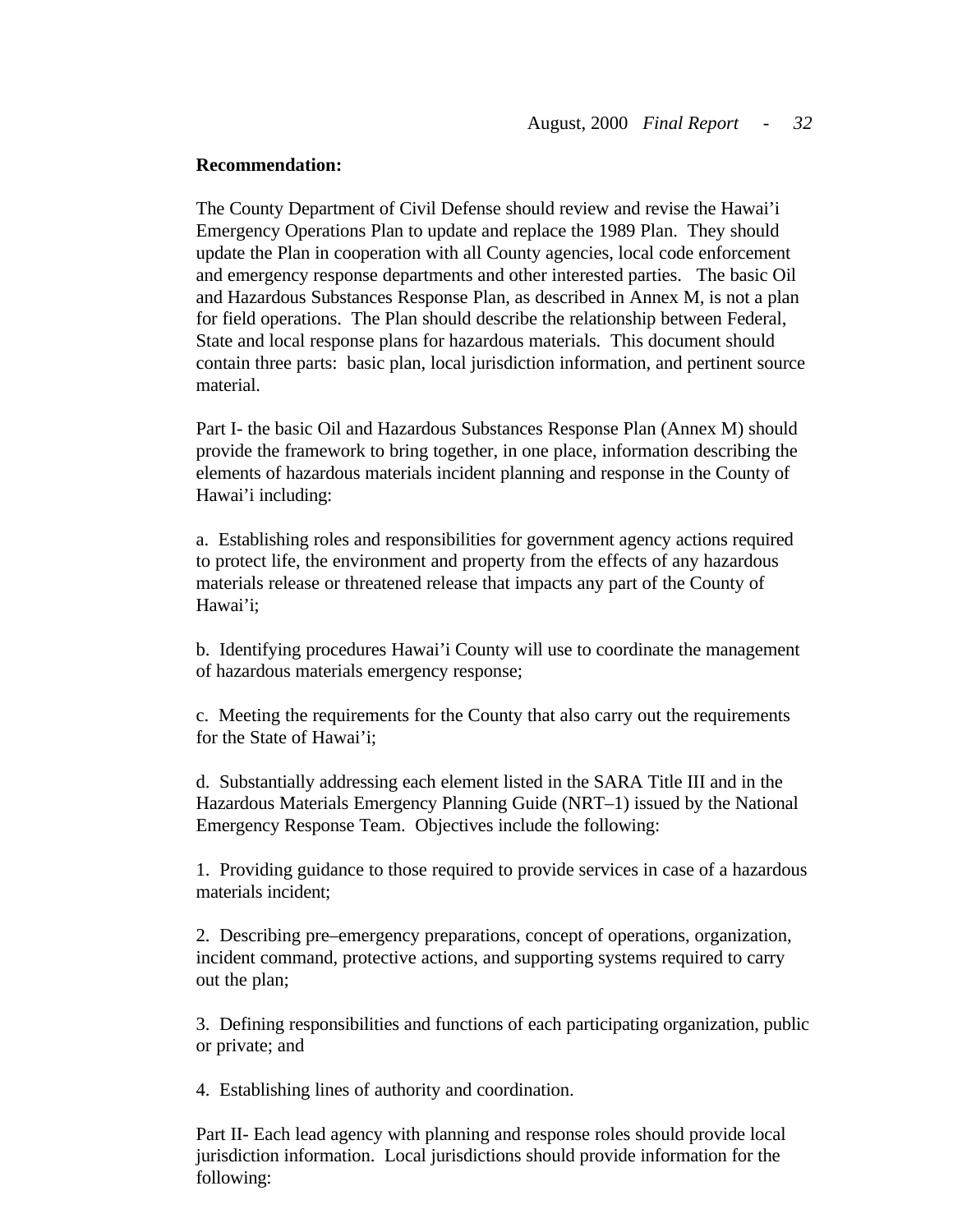**Recommendation:**

The County Department of Civil Defense should review and revise the Hawai'i Emergency Operations Plan to update and replace the 1989 Plan. They should update the Plan in cooperation with all County agencies, local code enforcement and emergency response departments and other interested parties. The basic Oil and Hazardous Substances Response Plan, as described in Annex M, is not a plan for field operations. The Plan should describe the relationship between Federal, State and local response plans for hazardous materials. This document should contain three parts: basic plan, local jurisdiction information, and pertinent source material.

Part I- the basic Oil and Hazardous Substances Response Plan (Annex M) should provide the framework to bring together, in one place, information describing the elements of hazardous materials incident planning and response in the County of Hawai'i including:

a. Establishing roles and responsibilities for government agency actions required to protect life, the environment and property from the effects of any hazardous materials release or threatened release that impacts any part of the County of Hawai'i;

b. Identifying procedures Hawai'i County will use to coordinate the management of hazardous materials emergency response;

c. Meeting the requirements for the County that also carry out the requirements for the State of Hawai'i;

d. Substantially addressing each element listed in the SARA Title III and in the Hazardous Materials Emergency Planning Guide (NRT–1) issued by the National Emergency Response Team. Objectives include the following:

1. Providing guidance to those required to provide services in case of a hazardous materials incident;

2. Describing pre–emergency preparations, concept of operations, organization, incident command, protective actions, and supporting systems required to carry out the plan;

3. Defining responsibilities and functions of each participating organization, public or private; and

4. Establishing lines of authority and coordination.

Part II- Each lead agency with planning and response roles should provide local jurisdiction information. Local jurisdictions should provide information for the following: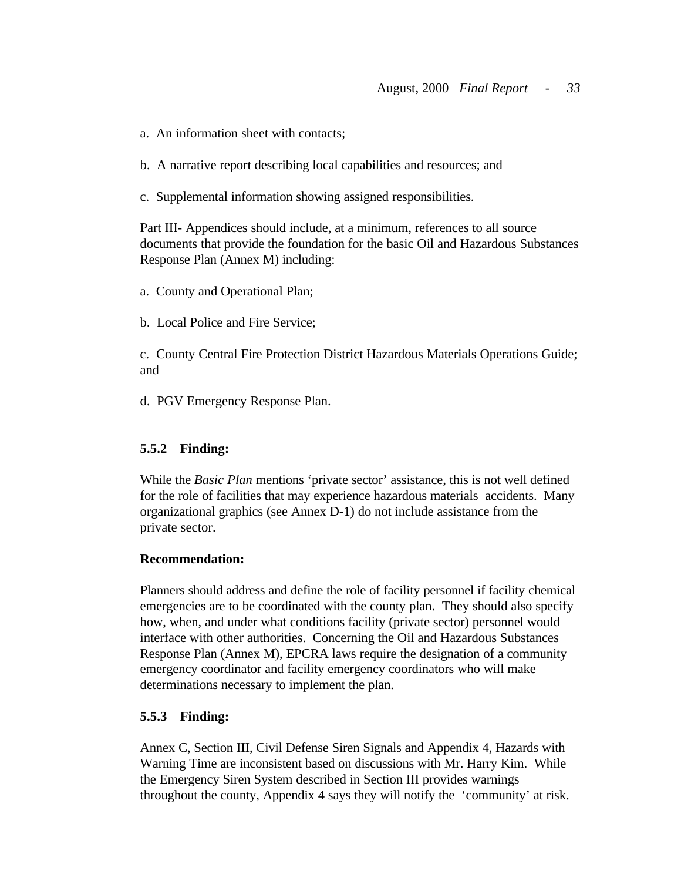a. An information sheet with contacts;

b. A narrative report describing local capabilities and resources; and

c. Supplemental information showing assigned responsibilities.

Part III- Appendices should include, at a minimum, references to all source documents that provide the foundation for the basic Oil and Hazardous Substances Response Plan (Annex M) including:

a. County and Operational Plan;

b. Local Police and Fire Service;

c. County Central Fire Protection District Hazardous Materials Operations Guide; and

d. PGV Emergency Response Plan.

### 5.5.2 Finding:

While the *Basic Plan* mentions 'private sector' assistance, this is not well defined for the role of facilities that may experience hazardous materials accidents. Many organizational graphics (see Annex D-1) do not include assistance from the private sector.

**Recommendation:**

Planners should address and define the role of facility personnel if facility chemical emergencies are to be coordinated with the county plan. They should also specify how, when, and under what conditions facility (private sector) personnel would interface with other authorities. Concerning the Oil and Hazardous Substances Response Plan (Annex M), EPCRA laws require the designation of a community emergency coordinator and facility emergency coordinators who will make determinations necessary to implement the plan.

### 5.5.3 Finding:

Annex C, Section III, Civil Defense Siren Signals and Appendix 4, Hazards with Warning Time are inconsistent based on discussions with Mr. Harry Kim. While the Emergency Siren System described in Section III provides warnings throughout the county, Appendix 4 says they will notify the 'community' at risk.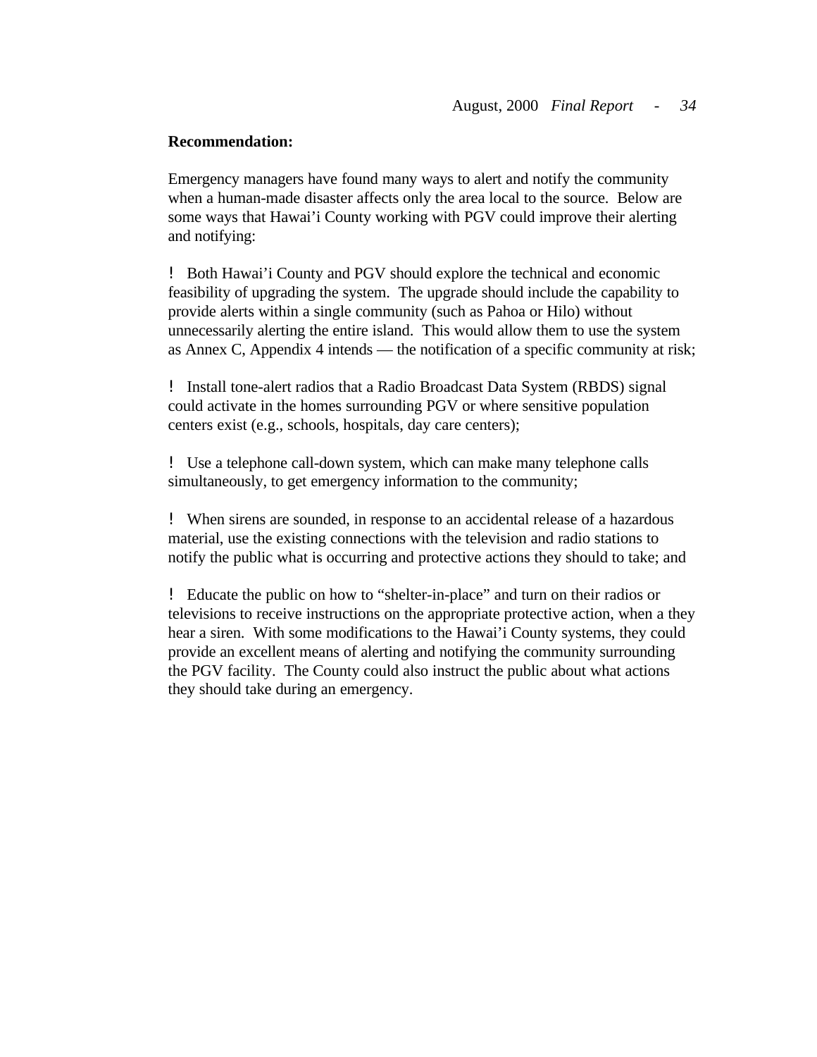**Recommendation:**

Emergency managers have found many ways to alert and notify the community when a human-made disaster affects only the area local to the source. Below are some ways that Hawai'i County working with PGV could improve their alerting and notifying:

- Both Hawai'i County and PGV should explore the technical and economic feasibility of upgrading the system. The upgrade should include the capability to provide alerts within a single community (such as Pahoa or Hilo) without unnecessarily alerting the entire island. This would allow them to use the system as Annex C, Appendix 4 intends — the notification of a specific community at risk;

- Install tone-alert radios that a Radio Broadcast Data System (RBDS) signal could activate in the homes surrounding PGV or where sensitive population centers exist (e.g., schools, hospitals, day care centers);

- Use a telephone call-down system, which can make many telephone calls simultaneously, to get emergency information to the community;

- When sirens are sounded, in response to an accidental release of a hazardous material, use the existing connections with the television and radio stations to notify the public what is occurring and protective actions they should to take; and

- Educate the public on how to "shelter-in-place" and turn on their radios or televisions to receive instructions on the appropriate protective action, when a they hear a siren. With some modifications to the Hawai'i County systems, they could provide an excellent means of alerting and notifying the community surrounding the PGV facility. The County could also instruct the public about what actions they should take during an emergency.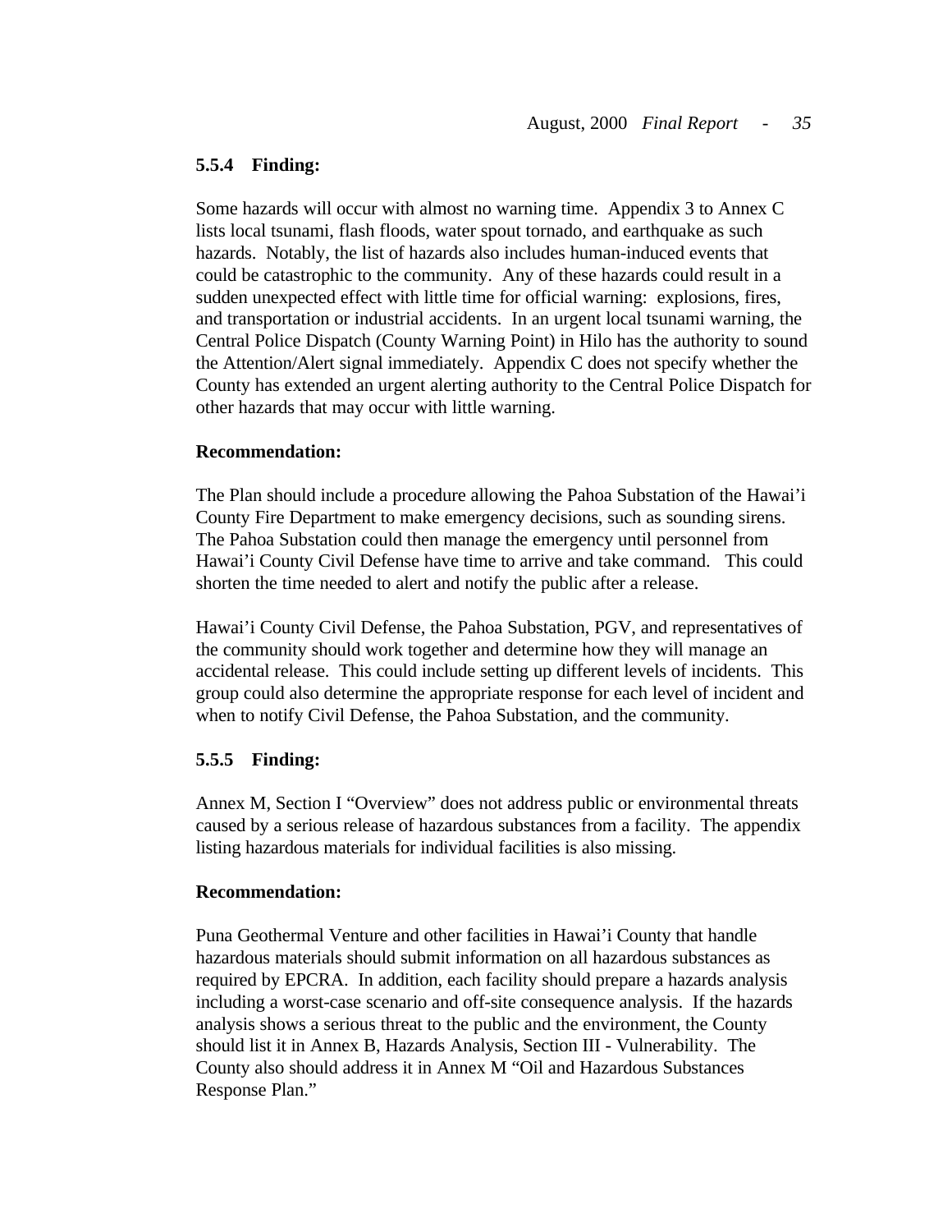### 5.5.4 Finding:

Some hazards will occur with almost no warning time. Appendix 3 to Annex C lists local tsunami, flash floods, water spout tornado, and earthquake as such hazards. Notably, the list of hazards also includes human-induced events that could be catastrophic to the community. Any of these hazards could result in a sudden unexpected effect with little time for official warning: explosions, fires, and transportation or industrial accidents. In an urgent local tsunami warning, the Central Police Dispatch (County Warning Point) in Hilo has the authority to sound the Attention/Alert signal immediately. Appendix C does not specify whether the County has extended an urgent alerting authority to the Central Police Dispatch for other hazards that may occur with little warning.

**Recommendation:**

The Plan should include a procedure allowing the Pahoa Substation of the Hawai'i County Fire Department to make emergency decisions, such as sounding sirens. The Pahoa Substation could then manage the emergency until personnel from Hawai'i County Civil Defense have time to arrive and take command. This could shorten the time needed to alert and notify the public after a release.

Hawai'i County Civil Defense, the Pahoa Substation, PGV, and representatives of the community should work together and determine how they will manage an accidental release. This could include setting up different levels of incidents. This group could also determine the appropriate response for each level of incident and when to notify Civil Defense, the Pahoa Substation, and the community.

### 5.5.5 Finding:

Annex M, Section I "Overview" does not address public or environmental threats caused by a serious release of hazardous substances from a facility. The appendix listing hazardous materials for individual facilities is also missing.

**Recommendation:**

Puna Geothermal Venture and other facilities in Hawai'i County that handle hazardous materials should submit information on all hazardous substances as required by EPCRA. In addition, each facility should prepare a hazards analysis including a worst-case scenario and off-site consequence analysis. If the hazards analysis shows a serious threat to the public and the environment, the County should list it in Annex B, Hazards Analysis, Section III - Vulnerability. The County also should address it in Annex M "Oil and Hazardous Substances Response Plan."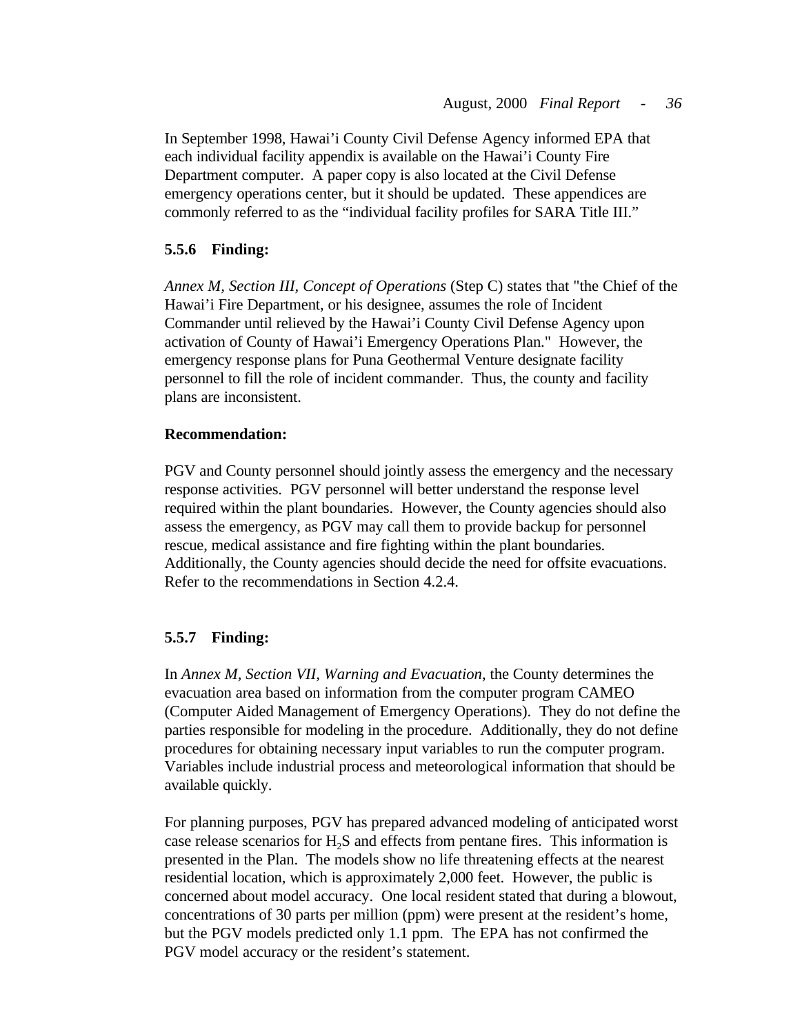In September 1998, Hawai'i County Civil Defense Agency informed EPA that each individual facility appendix is available on the Hawai'i County Fire Department computer. A paper copy is also located at the Civil Defense emergency operations center, but it should be updated. These appendices are commonly referred to as the "individual facility profiles for SARA Title III."

### 5.5.6 Finding:

*Annex M, Section III, Concept of Operations* (Step C) states that "the Chief of the Hawai'i Fire Department, or his designee, assumes the role of Incident Commander until relieved by the Hawai'i County Civil Defense Agency upon activation of County of Hawai'i Emergency Operations Plan." However, the emergency response plans for Puna Geothermal Venture designate facility personnel to fill the role of incident commander. Thus, the county and facility plans are inconsistent.

**Recommendation:**

PGV and County personnel should jointly assess the emergency and the necessary response activities. PGV personnel will better understand the response level required within the plant boundaries. However, the County agencies should also assess the emergency, as PGV may call them to provide backup for personnel rescue, medical assistance and fire fighting within the plant boundaries. Additionally, the County agencies should decide the need for offsite evacuations. Refer to the recommendations in Section 4.2.4.

### 5.5.7 Finding:

In *Annex M, Section VII, Warning and Evacuation*, the County determines the evacuation area based on information from the computer program CAMEO (Computer Aided Management of Emergency Operations). They do not define the parties responsible for modeling in the procedure. Additionally, they do not define procedures for obtaining necessary input variables to run the computer program. Variables include industrial process and meteorological information that should be available quickly.

For planning purposes, PGV has prepared advanced modeling of anticipated worst case release scenarios for $H_2S$ and effects from pentane fires. This information is presented in the Plan. The models show no life threatening effects at the nearest residential location, which is approximately 2,000 feet. However, the public is concerned about model accuracy. One local resident stated that during a blowout, concentrations of 30 parts per million (ppm) were present at the resident's home, but the PGV models predicted only 1.1 ppm. The EPA has not confirmed the PGV model accuracy or the resident's statement.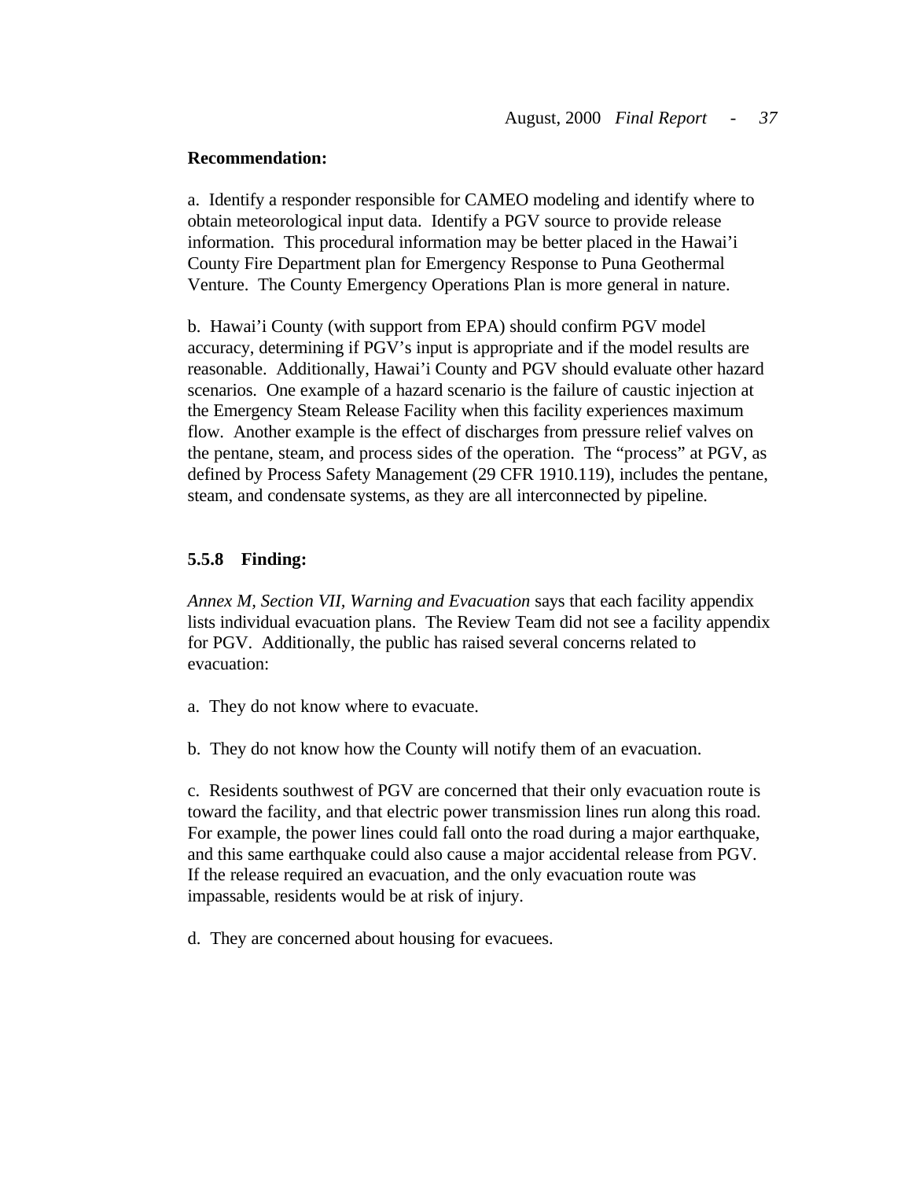**Recommendation:**

a. Identify a responder responsible for CAMEO modeling and identify where to obtain meteorological input data. Identify a PGV source to provide release information. This procedural information may be better placed in the Hawai'i County Fire Department plan for Emergency Response to Puna Geothermal Venture. The County Emergency Operations Plan is more general in nature.

b. Hawai'i County (with support from EPA) should confirm PGV model accuracy, determining if PGV's input is appropriate and if the model results are reasonable. Additionally, Hawai'i County and PGV should evaluate other hazard scenarios. One example of a hazard scenario is the failure of caustic injection at the Emergency Steam Release Facility when this facility experiences maximum flow. Another example is the effect of discharges from pressure relief valves on the pentane, steam, and process sides of the operation. The "process" at PGV, as defined by Process Safety Management (29 CFR 1910.119), includes the pentane, steam, and condensate systems, as they are all interconnected by pipeline.

**5.5.8 Finding:**

*Annex M, Section VII, Warning and Evacuation* says that each facility appendix lists individual evacuation plans. The Review Team did not see a facility appendix for PGV. Additionally, the public has raised several concerns related to evacuation:

a. They do not know where to evacuate.

b. They do not know how the County will notify them of an evacuation.

c. Residents southwest of PGV are concerned that their only evacuation route is toward the facility, and that electric power transmission lines run along this road. For example, the power lines could fall onto the road during a major earthquake, and this same earthquake could also cause a major accidental release from PGV. If the release required an evacuation, and the only evacuation route was impassable, residents would be at risk of injury.

d. They are concerned about housing for evacuees.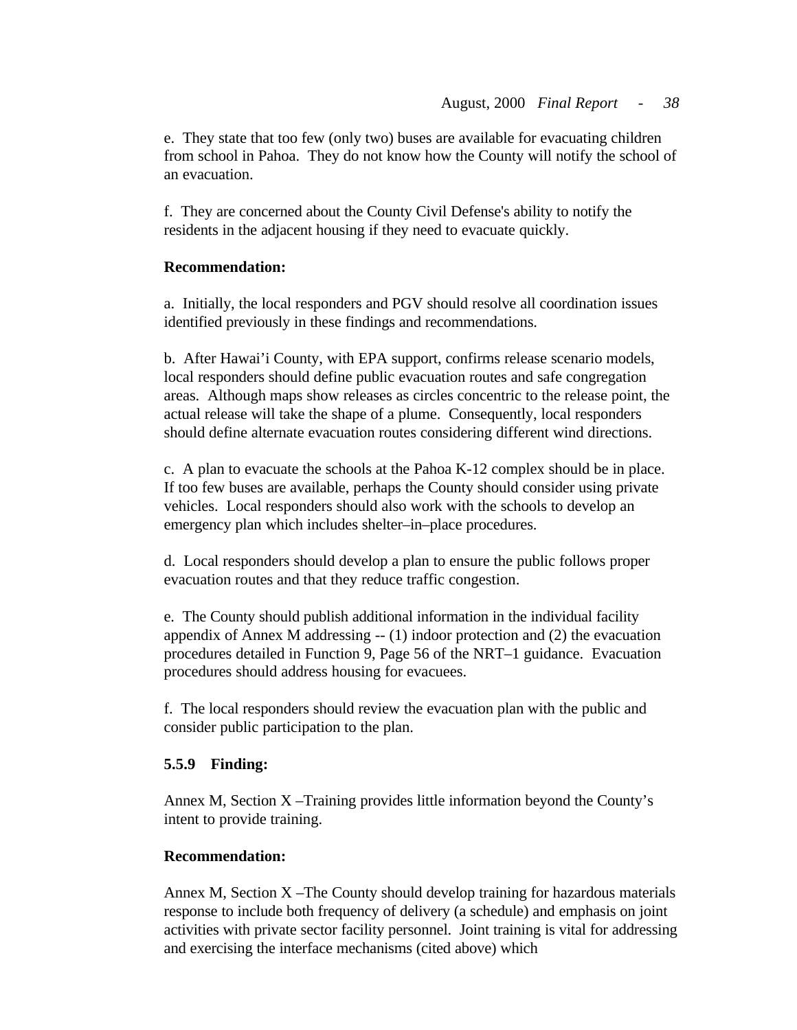e. They state that too few (only two) buses are available for evacuating children from school in Pahoa. They do not know how the County will notify the school of an evacuation.

f. They are concerned about the County Civil Defense's ability to notify the residents in the adjacent housing if they need to evacuate quickly.

**Recommendation:**

a. Initially, the local responders and PGV should resolve all coordination issues identified previously in these findings and recommendations.

b. After Hawai'i County, with EPA support, confirms release scenario models, local responders should define public evacuation routes and safe congregation areas. Although maps show releases as circles concentric to the release point, the actual release will take the shape of a plume. Consequently, local responders should define alternate evacuation routes considering different wind directions.

c. A plan to evacuate the schools at the Pahoa K-12 complex should be in place. If too few buses are available, perhaps the County should consider using private vehicles. Local responders should also work with the schools to develop an emergency plan which includes shelter–in–place procedures.

d. Local responders should develop a plan to ensure the public follows proper evacuation routes and that they reduce traffic congestion.

e. The County should publish additional information in the individual facility appendix of Annex M addressing -- (1) indoor protection and (2) the evacuation procedures detailed in Function 9, Page 56 of the NRT–1 guidance. Evacuation procedures should address housing for evacuees.

f. The local responders should review the evacuation plan with the public and consider public participation to the plan.

**5.5.9 Finding:**

Annex M, Section X –Training provides little information beyond the County's intent to provide training.

**Recommendation:**

Annex M, Section X –The County should develop training for hazardous materials response to include both frequency of delivery (a schedule) and emphasis on joint activities with private sector facility personnel. Joint training is vital for addressing and exercising the interface mechanisms (cited above) which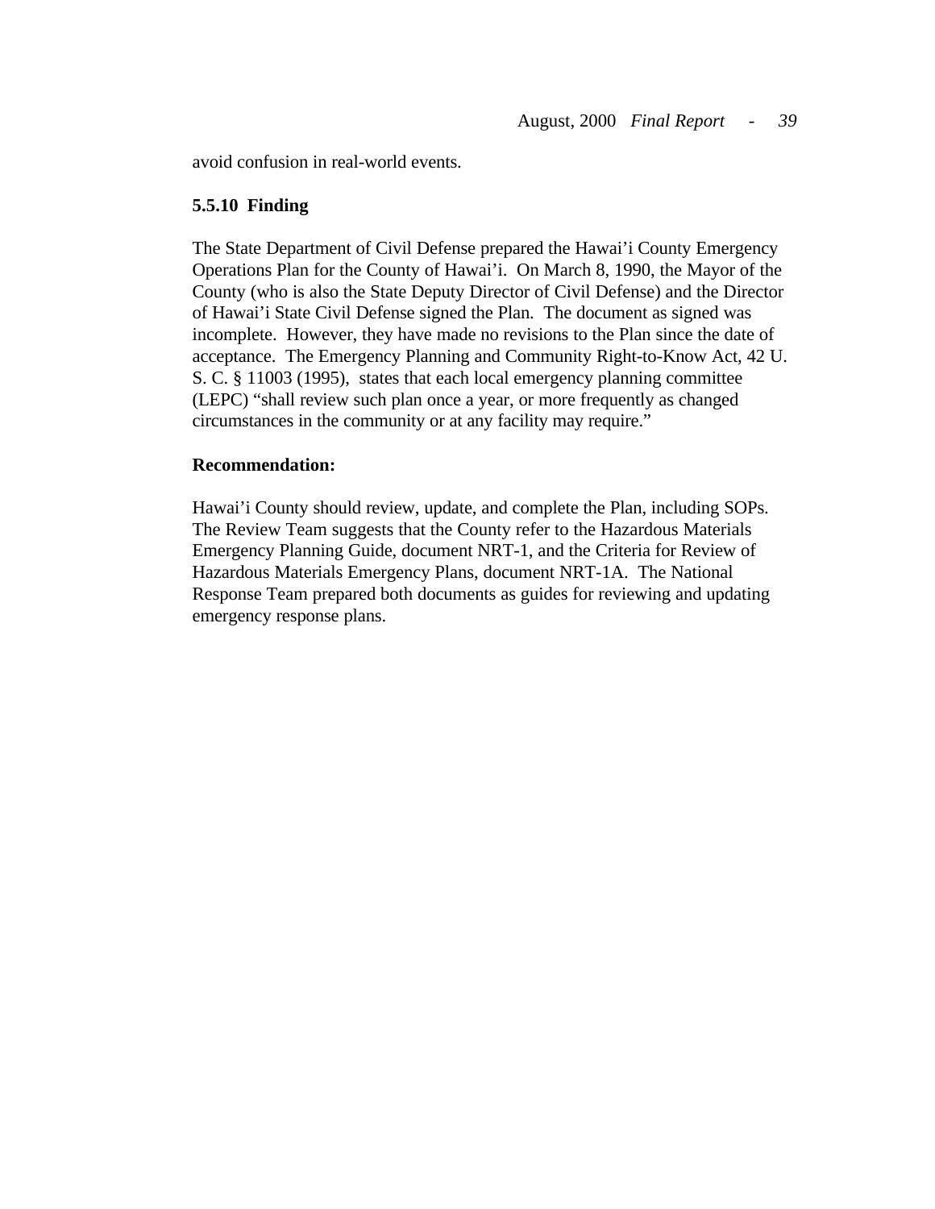avoid confusion in real-world events.

### 5.5.10 Finding

The State Department of Civil Defense prepared the Hawai'i County Emergency Operations Plan for the County of Hawai'i. On March 8, 1990, the Mayor of the County (who is also the State Deputy Director of Civil Defense) and the Director of Hawai'i State Civil Defense signed the Plan. The document as signed was incomplete. However, they have made no revisions to the Plan since the date of acceptance. The Emergency Planning and Community Right-to-Know Act, 42 U. S. C. § 11003 (1995), states that each local emergency planning committee (LEPC) "shall review such plan once a year, or more frequently as changed circumstances in the community or at any facility may require."

**Recommendation:**

Hawai'i County should review, update, and complete the Plan, including SOPs. The Review Team suggests that the County refer to the Hazardous Materials Emergency Planning Guide, document NRT-1, and the Criteria for Review of Hazardous Materials Emergency Plans, document NRT-1A. The National Response Team prepared both documents as guides for reviewing and updating emergency response plans.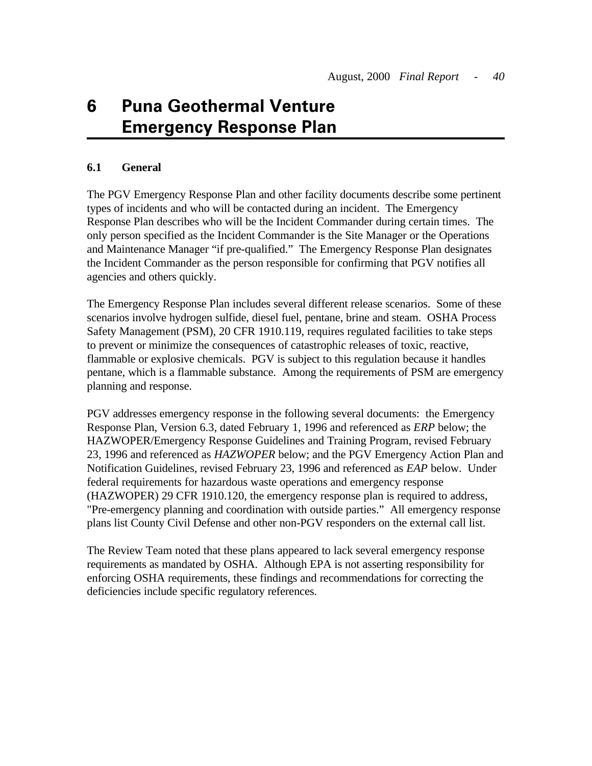# 6 Puna Geothermal Venture Emergency Response Plan

### 6.1 General

The PGV Emergency Response Plan and other facility documents describe some pertinent types of incidents and who will be contacted during an incident. The Emergency Response Plan describes who will be the Incident Commander during certain times. The only person specified as the Incident Commander is the Site Manager or the Operations and Maintenance Manager "if pre-qualified." The Emergency Response Plan designates the Incident Commander as the person responsible for confirming that PGV notifies all agencies and others quickly.

The Emergency Response Plan includes several different release scenarios. Some of these scenarios involve hydrogen sulfide, diesel fuel, pentane, brine and steam. OSHA Process Safety Management (PSM), 20 CFR 1910.119, requires regulated facilities to take steps to prevent or minimize the consequences of catastrophic releases of toxic, reactive, flammable or explosive chemicals. PGV is subject to this regulation because it handles pentane, which is a flammable substance. Among the requirements of PSM are emergency planning and response.

PGV addresses emergency response in the following several documents: the Emergency Response Plan, Version 6.3, dated February 1, 1996 and referenced as *ERP* below; the HAZWOPER/Emergency Response Guidelines and Training Program, revised February 23, 1996 and referenced as *HAZWOPER* below; and the PGV Emergency Action Plan and Notification Guidelines, revised February 23, 1996 and referenced as *EAP* below. Under federal requirements for hazardous waste operations and emergency response (HAZWOPER) 29 CFR 1910.120, the emergency response plan is required to address, "Pre-emergency planning and coordination with outside parties." All emergency response plans list County Civil Defense and other non-PGV responders on the external call list.

The Review Team noted that these plans appeared to lack several emergency response requirements as mandated by OSHA. Although EPA is not asserting responsibility for enforcing OSHA requirements, these findings and recommendations for correcting the deficiencies include specific regulatory references.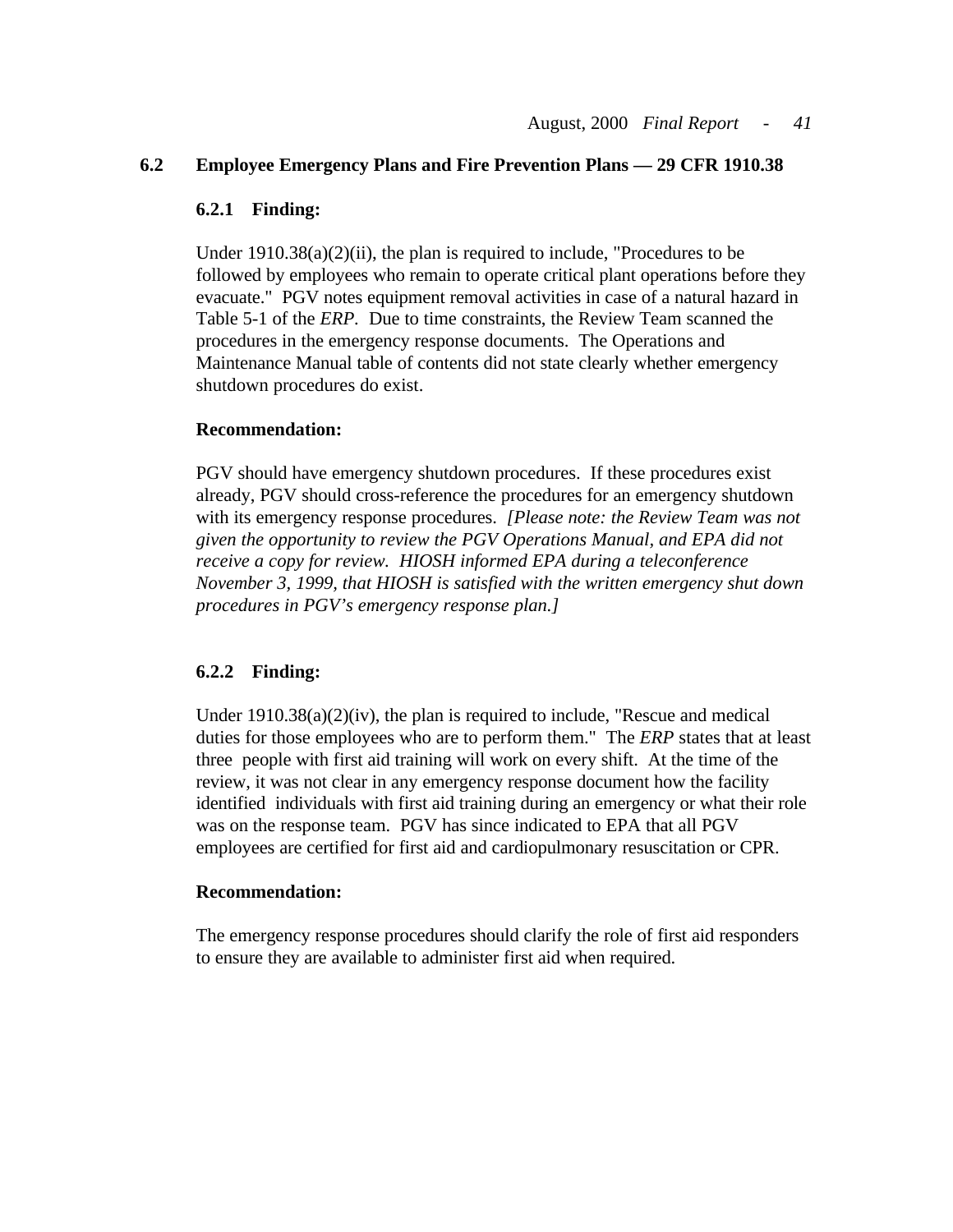## 6.2 Employee Emergency Plans and Fire Prevention Plans — 29 CFR 1910.38

### 6.2.1 Finding:

Under 1910.38(a)(2)(ii), the plan is required to include, "Procedures to be followed by employees who remain to operate critical plant operations before they evacuate." PGV notes equipment removal activities in case of a natural hazard in Table 5-1 of the *ERP*. Due to time constraints, the Review Team scanned the procedures in the emergency response documents. The Operations and Maintenance Manual table of contents did not state clearly whether emergency shutdown procedures do exist.

**Recommendation:**

PGV should have emergency shutdown procedures. If these procedures exist already, PGV should cross-reference the procedures for an emergency shutdown with its emergency response procedures. *[Please note: the Review Team was not given the opportunity to review the PGV Operations Manual, and EPA did not receive a copy for review. HIOSH informed EPA during a teleconference November 3, 1999, that HIOSH is satisfied with the written emergency shut down procedures in PGV's emergency response plan.]*

### 6.2.2 Finding:

Under 1910.38(a)(2)(iv), the plan is required to include, "Rescue and medical duties for those employees who are to perform them." The *ERP* states that at least three people with first aid training will work on every shift. At the time of the review, it was not clear in any emergency response document how the facility identified individuals with first aid training during an emergency or what their role was on the response team. PGV has since indicated to EPA that all PGV employees are certified for first aid and cardiopulmonary resuscitation or CPR.

**Recommendation:**

The emergency response procedures should clarify the role of first aid responders to ensure they are available to administer first aid when required.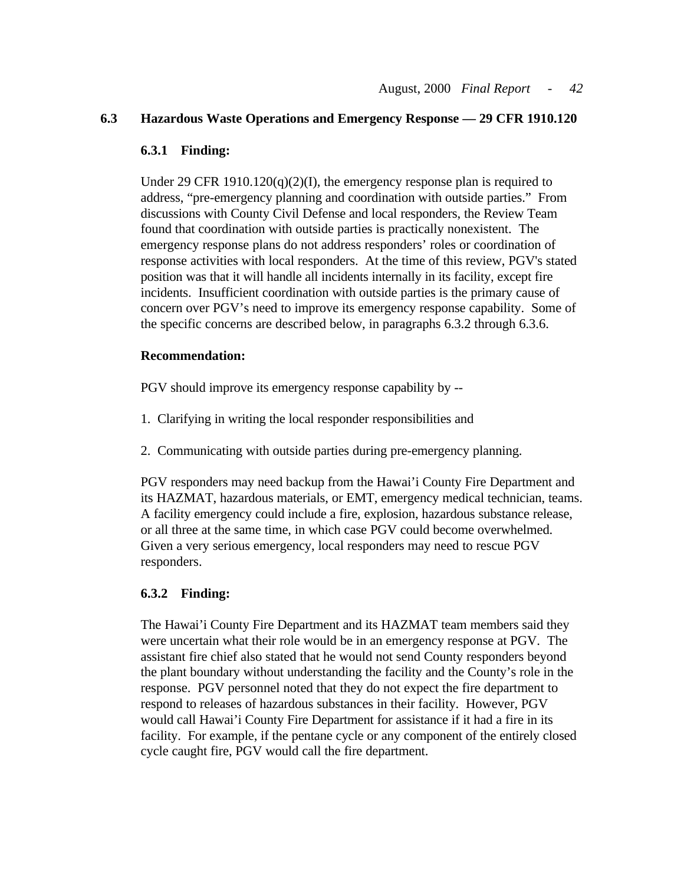## 6.3 Hazardous Waste Operations and Emergency Response — 29 CFR 1910.120

### 6.3.1 Finding:

Under 29 CFR 1910.120(q)(2)(I), the emergency response plan is required to address, "pre-emergency planning and coordination with outside parties." From discussions with County Civil Defense and local responders, the Review Team found that coordination with outside parties is practically nonexistent. The emergency response plans do not address responders' roles or coordination of response activities with local responders. At the time of this review, PGV's stated position was that it will handle all incidents internally in its facility, except fire incidents. Insufficient coordination with outside parties is the primary cause of concern over PGV's need to improve its emergency response capability. Some of the specific concerns are described below, in paragraphs 6.3.2 through 6.3.6.

**Recommendation:**

PGV should improve its emergency response capability by --

1. Clarifying in writing the local responder responsibilities and

2. Communicating with outside parties during pre-emergency planning.

PGV responders may need backup from the Hawai'i County Fire Department and its HAZMAT, hazardous materials, or EMT, emergency medical technician, teams. A facility emergency could include a fire, explosion, hazardous substance release, or all three at the same time, in which case PGV could become overwhelmed. Given a very serious emergency, local responders may need to rescue PGV responders.

### 6.3.2 Finding:

The Hawai'i County Fire Department and its HAZMAT team members said they were uncertain what their role would be in an emergency response at PGV. The assistant fire chief also stated that he would not send County responders beyond the plant boundary without understanding the facility and the County's role in the response. PGV personnel noted that they do not expect the fire department to respond to releases of hazardous substances in their facility. However, PGV would call Hawai'i County Fire Department for assistance if it had a fire in its facility. For example, if the pentane cycle or any component of the entirely closed cycle caught fire, PGV would call the fire department.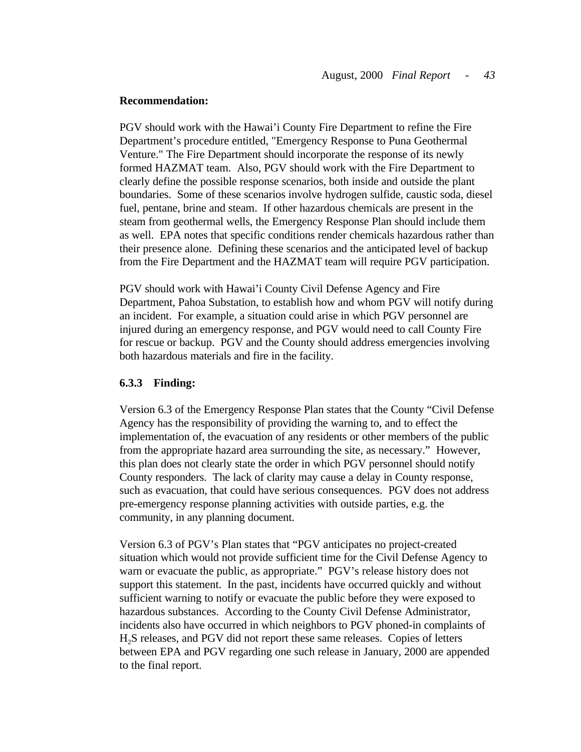**Recommendation:**

PGV should work with the Hawai'i County Fire Department to refine the Fire Department's procedure entitled, "Emergency Response to Puna Geothermal Venture." The Fire Department should incorporate the response of its newly formed HAZMAT team. Also, PGV should work with the Fire Department to clearly define the possible response scenarios, both inside and outside the plant boundaries. Some of these scenarios involve hydrogen sulfide, caustic soda, diesel fuel, pentane, brine and steam. If other hazardous chemicals are present in the steam from geothermal wells, the Emergency Response Plan should include them as well. EPA notes that specific conditions render chemicals hazardous rather than their presence alone. Defining these scenarios and the anticipated level of backup from the Fire Department and the HAZMAT team will require PGV participation.

PGV should work with Hawai'i County Civil Defense Agency and Fire Department, Pahoa Substation, to establish how and whom PGV will notify during an incident. For example, a situation could arise in which PGV personnel are injured during an emergency response, and PGV would need to call County Fire for rescue or backup. PGV and the County should address emergencies involving both hazardous materials and fire in the facility.

**6.3.3 Finding:**

Version 6.3 of the Emergency Response Plan states that the County "Civil Defense Agency has the responsibility of providing the warning to, and to effect the implementation of, the evacuation of any residents or other members of the public from the appropriate hazard area surrounding the site, as necessary." However, this plan does not clearly state the order in which PGV personnel should notify County responders. The lack of clarity may cause a delay in County response, such as evacuation, that could have serious consequences. PGV does not address pre-emergency response planning activities with outside parties, e.g. the community, in any planning document.

Version 6.3 of PGV's Plan states that "PGV anticipates no project-created situation which would not provide sufficient time for the Civil Defense Agency to warn or evacuate the public, as appropriate." PGV's release history does not support this statement. In the past, incidents have occurred quickly and without sufficient warning to notify or evacuate the public before they were exposed to hazardous substances. According to the County Civil Defense Administrator, incidents also have occurred in which neighbors to PGV phoned-in complaints of $H_2S$ releases, and PGV did not report these same releases. Copies of letters between EPA and PGV regarding one such release in January, 2000 are appended to the final report.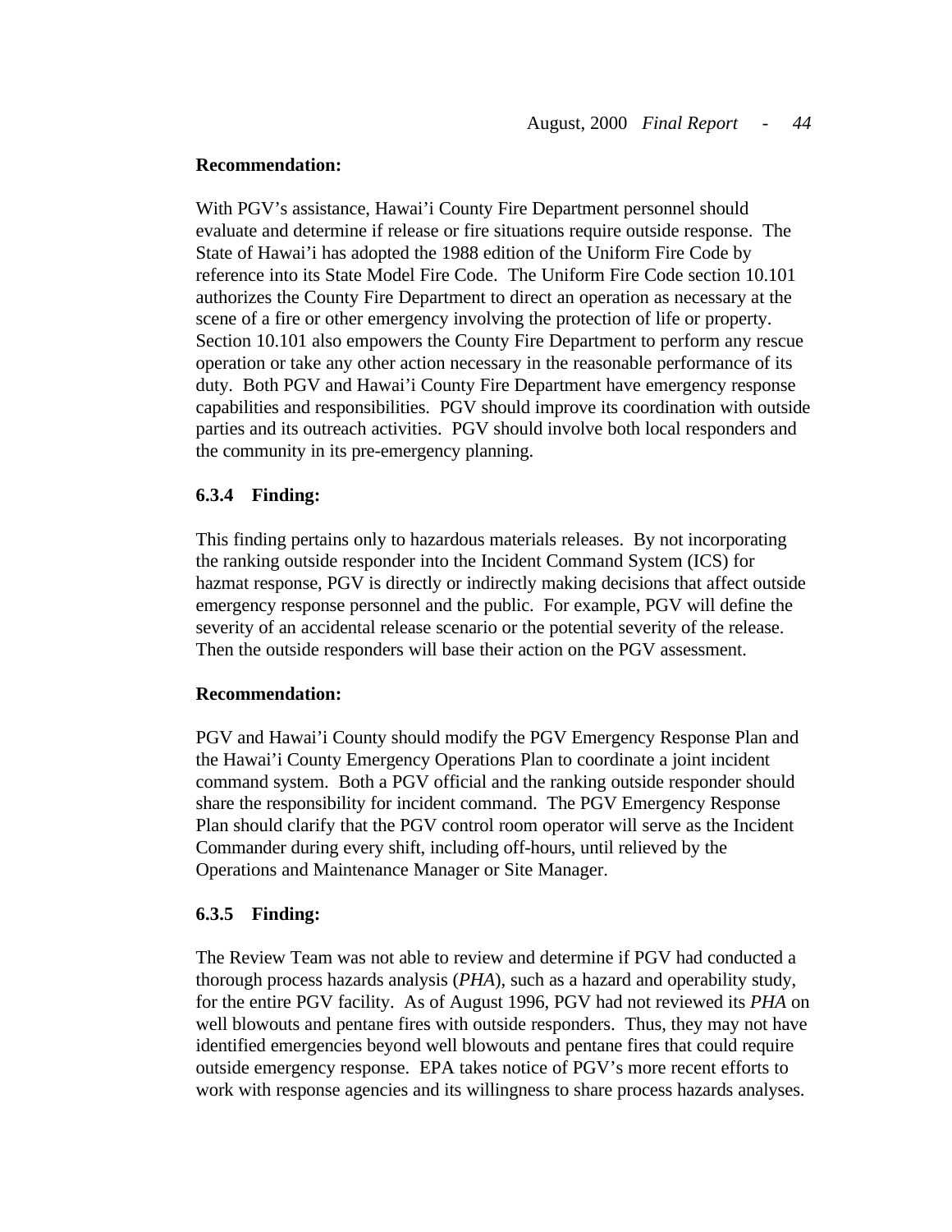**Recommendation:**

With PGV's assistance, Hawai'i County Fire Department personnel should evaluate and determine if release or fire situations require outside response. The State of Hawai'i has adopted the 1988 edition of the Uniform Fire Code by reference into its State Model Fire Code. The Uniform Fire Code section 10.101 authorizes the County Fire Department to direct an operation as necessary at the scene of a fire or other emergency involving the protection of life or property. Section 10.101 also empowers the County Fire Department to perform any rescue operation or take any other action necessary in the reasonable performance of its duty. Both PGV and Hawai'i County Fire Department have emergency response capabilities and responsibilities. PGV should improve its coordination with outside parties and its outreach activities. PGV should involve both local responders and the community in its pre-emergency planning.

### 6.3.4 Finding:

This finding pertains only to hazardous materials releases. By not incorporating the ranking outside responder into the Incident Command System (ICS) for hazmat response, PGV is directly or indirectly making decisions that affect outside emergency response personnel and the public. For example, PGV will define the severity of an accidental release scenario or the potential severity of the release. Then the outside responders will base their action on the PGV assessment.

**Recommendation:**

PGV and Hawai'i County should modify the PGV Emergency Response Plan and the Hawai'i County Emergency Operations Plan to coordinate a joint incident command system. Both a PGV official and the ranking outside responder should share the responsibility for incident command. The PGV Emergency Response Plan should clarify that the PGV control room operator will serve as the Incident Commander during every shift, including off-hours, until relieved by the Operations and Maintenance Manager or Site Manager.

### 6.3.5 Finding:

The Review Team was not able to review and determine if PGV had conducted a thorough process hazards analysis (*PHA*), such as a hazard and operability study, for the entire PGV facility. As of August 1996, PGV had not reviewed its *PHA* on well blowouts and pentane fires with outside responders. Thus, they may not have identified emergencies beyond well blowouts and pentane fires that could require outside emergency response. EPA takes notice of PGV's more recent efforts to work with response agencies and its willingness to share process hazards analyses.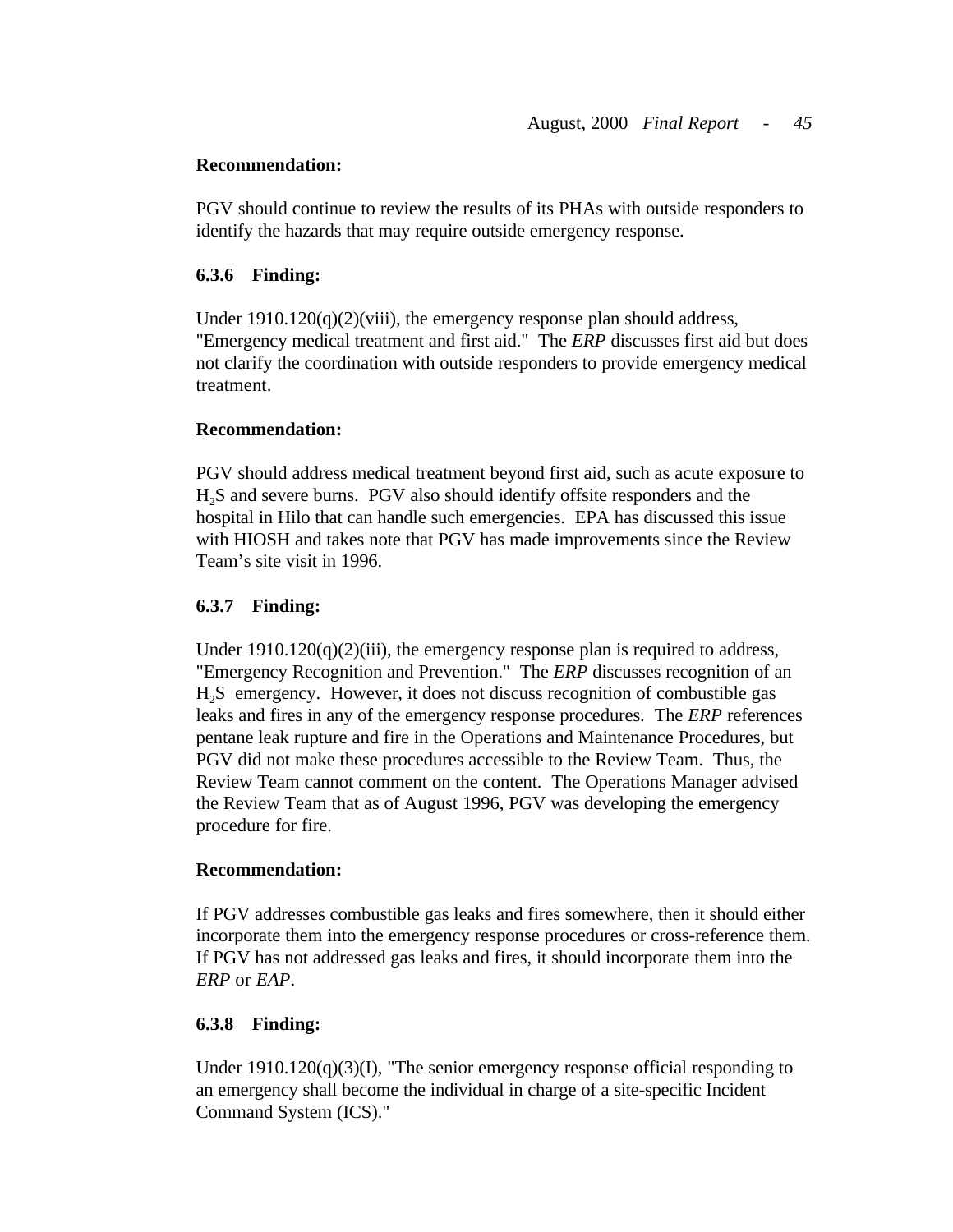**Recommendation:**

PGV should continue to review the results of its PHAs with outside responders to identify the hazards that may require outside emergency response.

**6.3.6 Finding:**

Under 1910.120(q)(2)(viii), the emergency response plan should address, "Emergency medical treatment and first aid." The *ERP* discusses first aid but does not clarify the coordination with outside responders to provide emergency medical treatment.

**Recommendation:**

PGV should address medical treatment beyond first aid, such as acute exposure to $H_2S$ and severe burns. PGV also should identify offsite responders and the hospital in Hilo that can handle such emergencies. EPA has discussed this issue with HIOSH and takes note that PGV has made improvements since the Review Team's site visit in 1996.

**6.3.7 Finding:**

Under 1910.120(q)(2)(iii), the emergency response plan is required to address, "Emergency Recognition and Prevention." The *ERP* discusses recognition of an $H_2S$ emergency. However, it does not discuss recognition of combustible gas leaks and fires in any of the emergency response procedures. The *ERP* references pentane leak rupture and fire in the Operations and Maintenance Procedures, but PGV did not make these procedures accessible to the Review Team. Thus, the Review Team cannot comment on the content. The Operations Manager advised the Review Team that as of August 1996, PGV was developing the emergency procedure for fire.

**Recommendation:**

If PGV addresses combustible gas leaks and fires somewhere, then it should either incorporate them into the emergency response procedures or cross-reference them. If PGV has not addressed gas leaks and fires, it should incorporate them into the *ERP* or *EAP*.

**6.3.8 Finding:**

Under 1910.120(q)(3)(I), "The senior emergency response official responding to an emergency shall become the individual in charge of a site-specific Incident Command System (ICS)."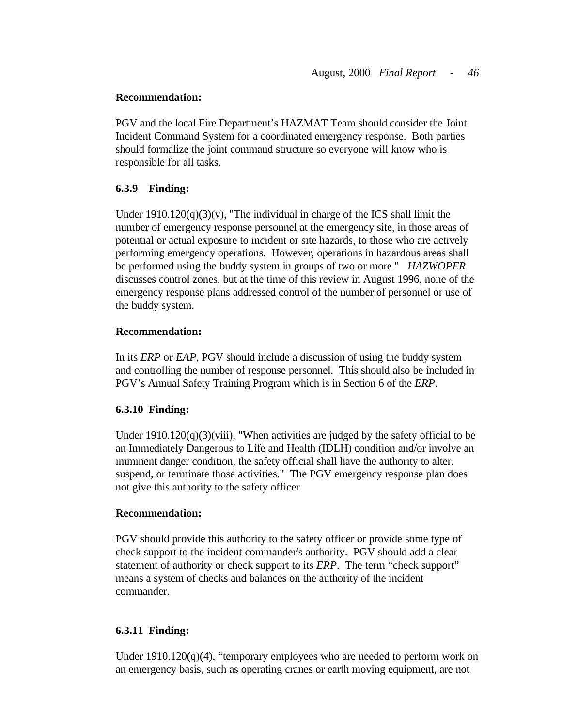**Recommendation:**

PGV and the local Fire Department's HAZMAT Team should consider the Joint Incident Command System for a coordinated emergency response. Both parties should formalize the joint command structure so everyone will know who is responsible for all tasks.

**6.3.9 Finding:**

Under 1910.120(q)(3)(v), "The individual in charge of the ICS shall limit the number of emergency response personnel at the emergency site, in those areas of potential or actual exposure to incident or site hazards, to those who are actively performing emergency operations. However, operations in hazardous areas shall be performed using the buddy system in groups of two or more." *HAZWOPER* discusses control zones, but at the time of this review in August 1996, none of the emergency response plans addressed control of the number of personnel or use of the buddy system.

**Recommendation:**

In its *ERP* or *EAP*, PGV should include a discussion of using the buddy system and controlling the number of response personnel. This should also be included in PGV's Annual Safety Training Program which is in Section 6 of the *ERP*.

**6.3.10 Finding:**

Under 1910.120(q)(3)(viii), "When activities are judged by the safety official to be an Immediately Dangerous to Life and Health (IDLH) condition and/or involve an imminent danger condition, the safety official shall have the authority to alter, suspend, or terminate those activities." The PGV emergency response plan does not give this authority to the safety officer.

**Recommendation:**

PGV should provide this authority to the safety officer or provide some type of check support to the incident commander's authority. PGV should add a clear statement of authority or check support to its *ERP*. The term "check support" means a system of checks and balances on the authority of the incident commander.

**6.3.11 Finding:**

Under 1910.120(q)(4), "temporary employees who are needed to perform work on an emergency basis, such as operating cranes or earth moving equipment, are not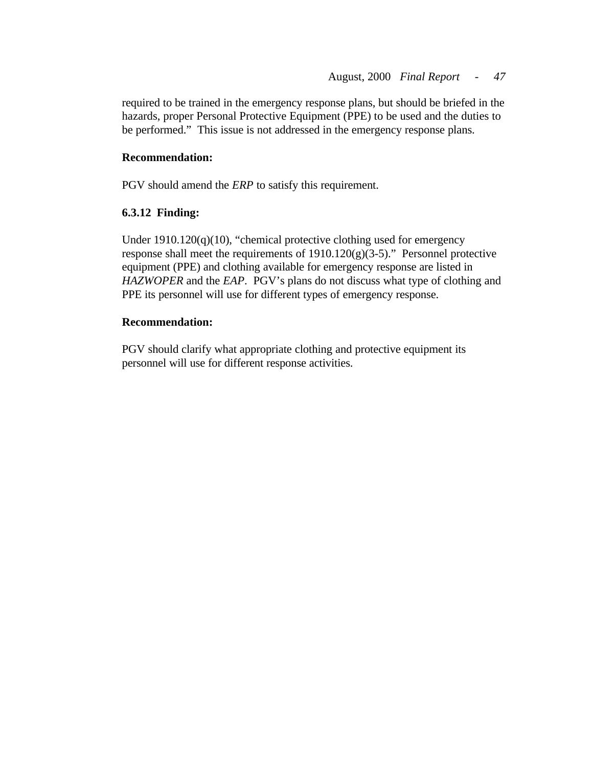required to be trained in the emergency response plans, but should be briefed in the hazards, proper Personal Protective Equipment (PPE) to be used and the duties to be performed."  This issue is not addressed in the emergency response plans.

**Recommendation:**

PGV should amend the *ERP* to satisfy this requirement.

**6.3.12  Finding:**

Under 1910.120(q)(10), "chemical protective clothing used for emergency response shall meet the requirements of 1910.120(g)(3-5)."  Personnel protective equipment (PPE) and clothing available for emergency response are listed in *HAZWOPER* and the *EAP*.  PGV's plans do not discuss what type of clothing and PPE its personnel will use for different types of emergency response.

**Recommendation:**

PGV should clarify what appropriate clothing and protective equipment its personnel will use for different response activities.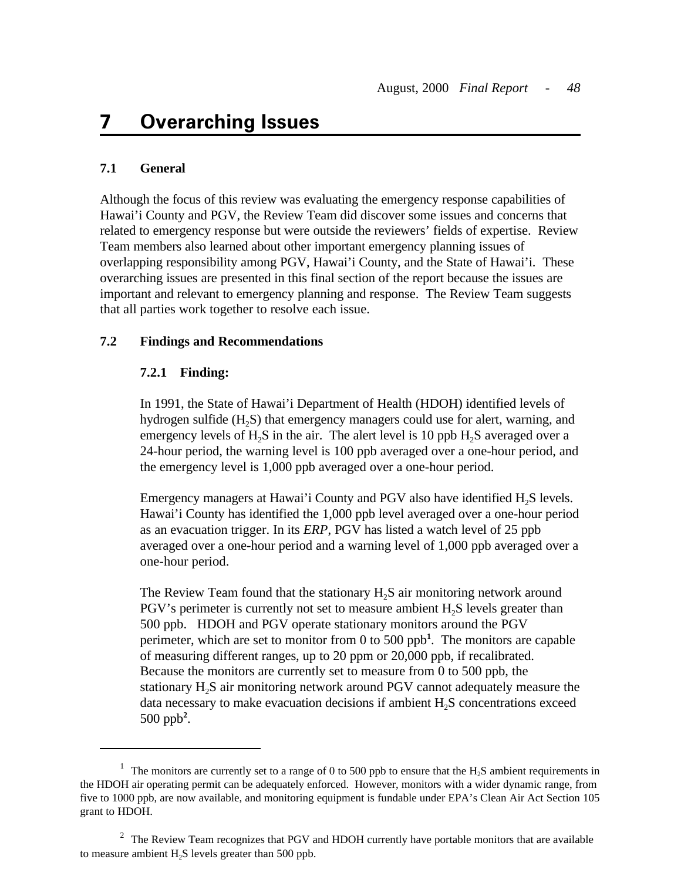# 7 Overarching Issues

### 7.1 General

Although the focus of this review was evaluating the emergency response capabilities of Hawai'i County and PGV, the Review Team did discover some issues and concerns that related to emergency response but were outside the reviewers' fields of expertise. Review Team members also learned about other important emergency planning issues of overlapping responsibility among PGV, Hawai'i County, and the State of Hawai'i. These overarching issues are presented in this final section of the report because the issues are important and relevant to emergency planning and response. The Review Team suggests that all parties work together to resolve each issue.

### 7.2 Findings and Recommendations

#### 7.2.1 Finding:

In 1991, the State of Hawai'i Department of Health (HDOH) identified levels of hydrogen sulfide ($H_2S$) that emergency managers could use for alert, warning, and emergency levels of $H_2S$ in the air. The alert level is 10 ppb $H_2S$ averaged over a 24-hour period, the warning level is 100 ppb averaged over a one-hour period, and the emergency level is 1,000 ppb averaged over a one-hour period.

Emergency managers at Hawai'i County and PGV also have identified $H_2S$ levels. Hawai'i County has identified the 1,000 ppb level averaged over a one-hour period as an evacuation trigger. In its *ERP*, PGV has listed a watch level of 25 ppb averaged over a one-hour period and a warning level of 1,000 ppb averaged over a one-hour period.

The Review Team found that the stationary $H_2S$ air monitoring network around PGV's perimeter is currently not set to measure ambient $H_2S$ levels greater than 500 ppb. HDOH and PGV operate stationary monitors around the PGV perimeter, which are set to monitor from 0 to 500 ppb[1]. The monitors are capable of measuring different ranges, up to 20 ppm or 20,000 ppb, if recalibrated. Because the monitors are currently set to measure from 0 to 500 ppb, the stationary $H_2S$ air monitoring network around PGV cannot adequately measure the data necessary to make evacuation decisions if ambient $H_2S$ concentrations exceed 500 ppb[2].

---

[1] The monitors are currently set to a range of 0 to 500 ppb to ensure that the $H_2S$ ambient requirements in the HDOH air operating permit can be adequately enforced. However, monitors with a wider dynamic range, from five to 1000 ppb, are now available, and monitoring equipment is fundable under EPA's Clean Air Act Section 105 grant to HDOH.

[2] The Review Team recognizes that PGV and HDOH currently have portable monitors that are available to measure ambient $H_2S$ levels greater than 500 ppb.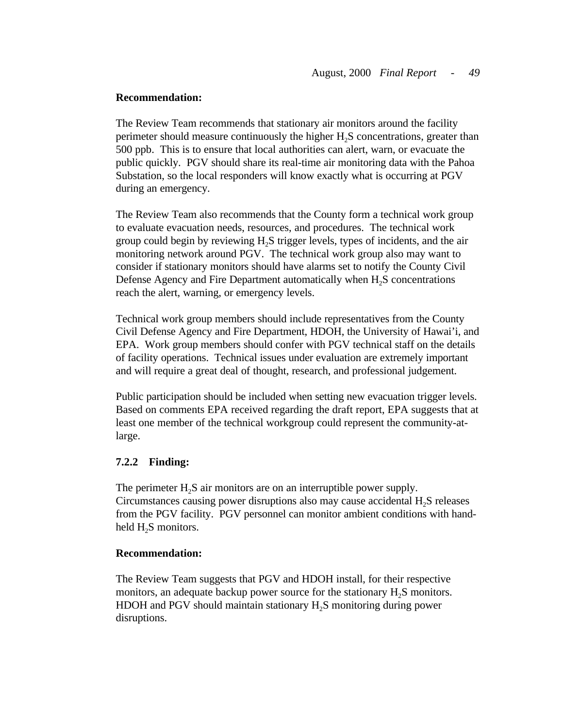**Recommendation:**

The Review Team recommends that stationary air monitors around the facility perimeter should measure continuously the higher $H_2S$ concentrations, greater than 500 ppb. This is to ensure that local authorities can alert, warn, or evacuate the public quickly. PGV should share its real-time air monitoring data with the Pahoa Substation, so the local responders will know exactly what is occurring at PGV during an emergency.

The Review Team also recommends that the County form a technical work group to evaluate evacuation needs, resources, and procedures. The technical work group could begin by reviewing $H_2S$ trigger levels, types of incidents, and the air monitoring network around PGV. The technical work group also may want to consider if stationary monitors should have alarms set to notify the County Civil Defense Agency and Fire Department automatically when $H_2S$ concentrations reach the alert, warning, or emergency levels.

Technical work group members should include representatives from the County Civil Defense Agency and Fire Department, HDOH, the University of Hawai'i, and EPA. Work group members should confer with PGV technical staff on the details of facility operations. Technical issues under evaluation are extremely important and will require a great deal of thought, research, and professional judgement.

Public participation should be included when setting new evacuation trigger levels. Based on comments EPA received regarding the draft report, EPA suggests that at least one member of the technical workgroup could represent the community-at-large.

### 7.2.2 Finding:

The perimeter $H_2S$ air monitors are on an interruptible power supply. Circumstances causing power disruptions also may cause accidental $H_2S$ releases from the PGV facility. PGV personnel can monitor ambient conditions with hand-held $H_2S$ monitors.

**Recommendation:**

The Review Team suggests that PGV and HDOH install, for their respective monitors, an adequate backup power source for the stationary $H_2S$ monitors. HDOH and PGV should maintain stationary $H_2S$ monitoring during power disruptions.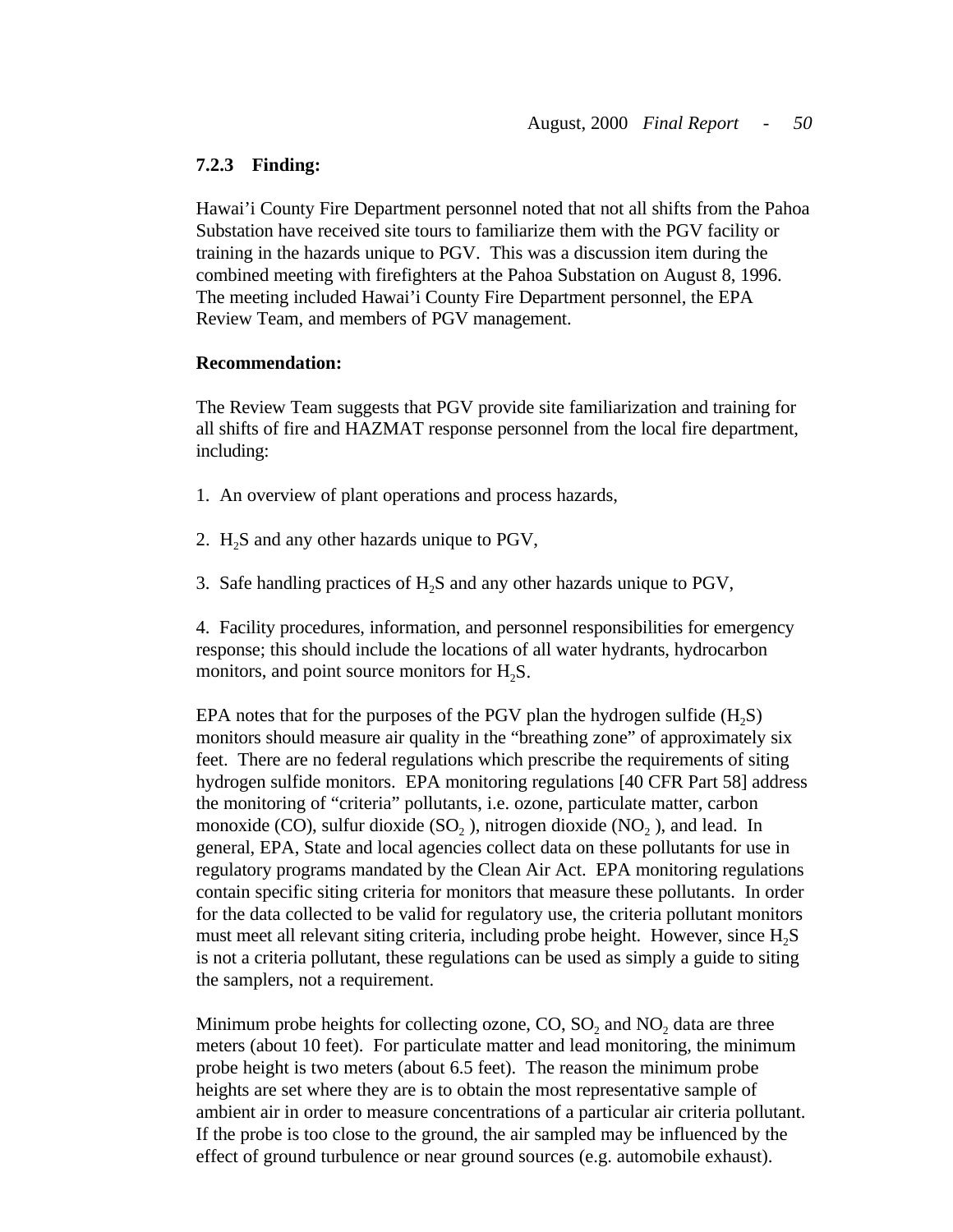### 7.2.3 Finding:

Hawai'i County Fire Department personnel noted that not all shifts from the Pahoa Substation have received site tours to familiarize them with the PGV facility or training in the hazards unique to PGV. This was a discussion item during the combined meeting with firefighters at the Pahoa Substation on August 8, 1996. The meeting included Hawai'i County Fire Department personnel, the EPA Review Team, and members of PGV management.

**Recommendation:**

The Review Team suggests that PGV provide site familiarization and training for all shifts of fire and HAZMAT response personnel from the local fire department, including:

1. An overview of plant operations and process hazards,

2. $H_2S$ and any other hazards unique to PGV,

3. Safe handling practices of $H_2S$ and any other hazards unique to PGV,

4. Facility procedures, information, and personnel responsibilities for emergency response; this should include the locations of all water hydrants, hydrocarbon monitors, and point source monitors for $H_2S$.

EPA notes that for the purposes of the PGV plan the hydrogen sulfide ($H_2S$) monitors should measure air quality in the "breathing zone" of approximately six feet. There are no federal regulations which prescribe the requirements of siting hydrogen sulfide monitors. EPA monitoring regulations [40 CFR Part 58] address the monitoring of "criteria" pollutants, i.e. ozone, particulate matter, carbon monoxide (CO), sulfur dioxide ($SO_2$ ), nitrogen dioxide ($NO_2$ ), and lead. In general, EPA, State and local agencies collect data on these pollutants for use in regulatory programs mandated by the Clean Air Act. EPA monitoring regulations contain specific siting criteria for monitors that measure these pollutants. In order for the data collected to be valid for regulatory use, the criteria pollutant monitors must meet all relevant siting criteria, including probe height. However, since $H_2S$ is not a criteria pollutant, these regulations can be used as simply a guide to siting the samplers, not a requirement.

Minimum probe heights for collecting ozone, CO, $SO_2$ and $NO_2$ data are three meters (about 10 feet). For particulate matter and lead monitoring, the minimum probe height is two meters (about 6.5 feet). The reason the minimum probe heights are set where they are is to obtain the most representative sample of ambient air in order to measure concentrations of a particular air criteria pollutant. If the probe is too close to the ground, the air sampled may be influenced by the effect of ground turbulence or near ground sources (e.g. automobile exhaust).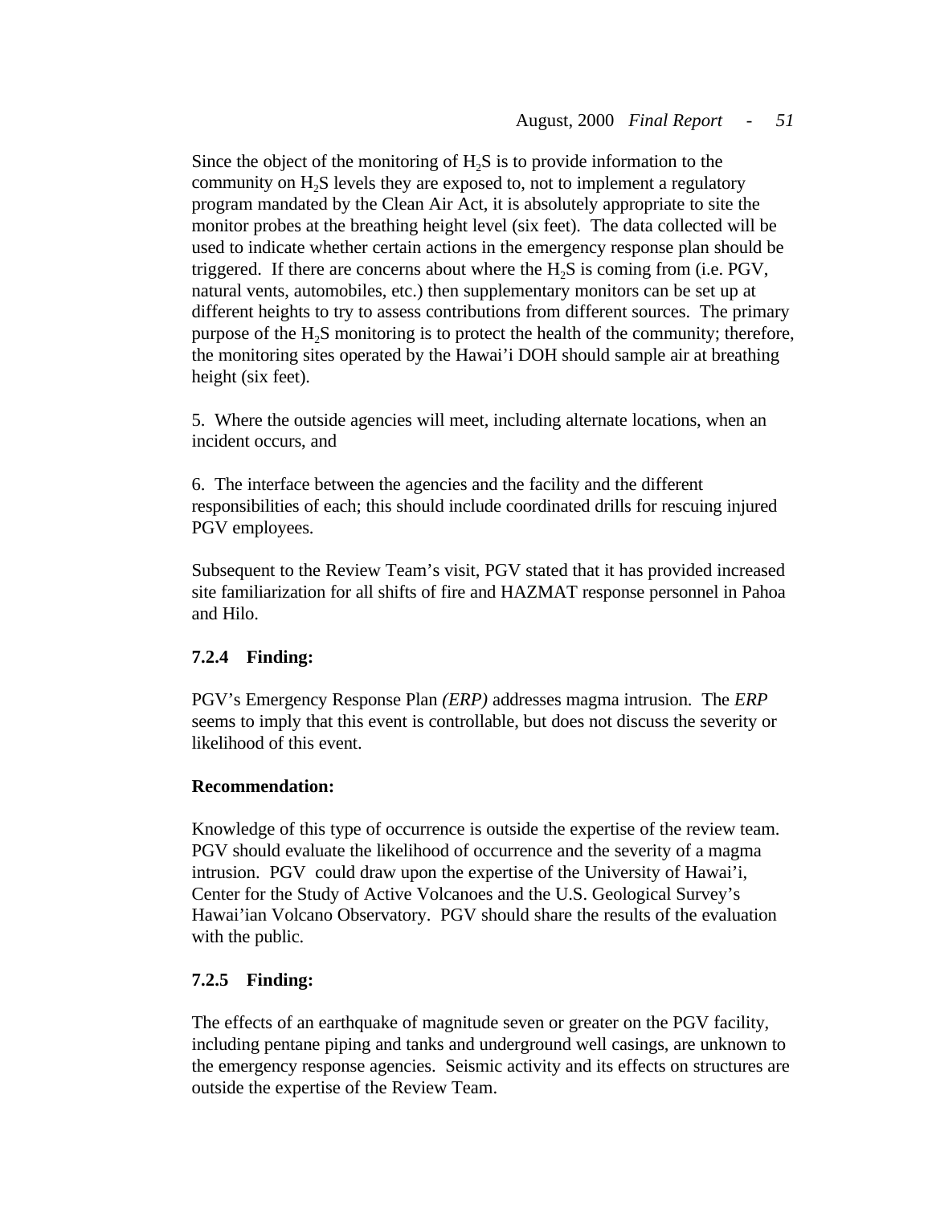Since the object of the monitoring of $H_2S$ is to provide information to the community on $H_2S$ levels they are exposed to, not to implement a regulatory program mandated by the Clean Air Act, it is absolutely appropriate to site the monitor probes at the breathing height level (six feet). The data collected will be used to indicate whether certain actions in the emergency response plan should be triggered. If there are concerns about where the $H_2S$ is coming from (i.e. PGV, natural vents, automobiles, etc.) then supplementary monitors can be set up at different heights to try to assess contributions from different sources. The primary purpose of the $H_2S$ monitoring is to protect the health of the community; therefore, the monitoring sites operated by the Hawai'i DOH should sample air at breathing height (six feet).

5. Where the outside agencies will meet, including alternate locations, when an incident occurs, and

6. The interface between the agencies and the facility and the different responsibilities of each; this should include coordinated drills for rescuing injured PGV employees.

Subsequent to the Review Team's visit, PGV stated that it has provided increased site familiarization for all shifts of fire and HAZMAT response personnel in Pahoa and Hilo.

**7.2.4 Finding:**

PGV's Emergency Response Plan *(ERP)* addresses magma intrusion. The *ERP* seems to imply that this event is controllable, but does not discuss the severity or likelihood of this event.

**Recommendation:**

Knowledge of this type of occurrence is outside the expertise of the review team. PGV should evaluate the likelihood of occurrence and the severity of a magma intrusion. PGV could draw upon the expertise of the University of Hawai'i, Center for the Study of Active Volcanoes and the U.S. Geological Survey's Hawai'ian Volcano Observatory. PGV should share the results of the evaluation with the public.

**7.2.5 Finding:**

The effects of an earthquake of magnitude seven or greater on the PGV facility, including pentane piping and tanks and underground well casings, are unknown to the emergency response agencies. Seismic activity and its effects on structures are outside the expertise of the Review Team.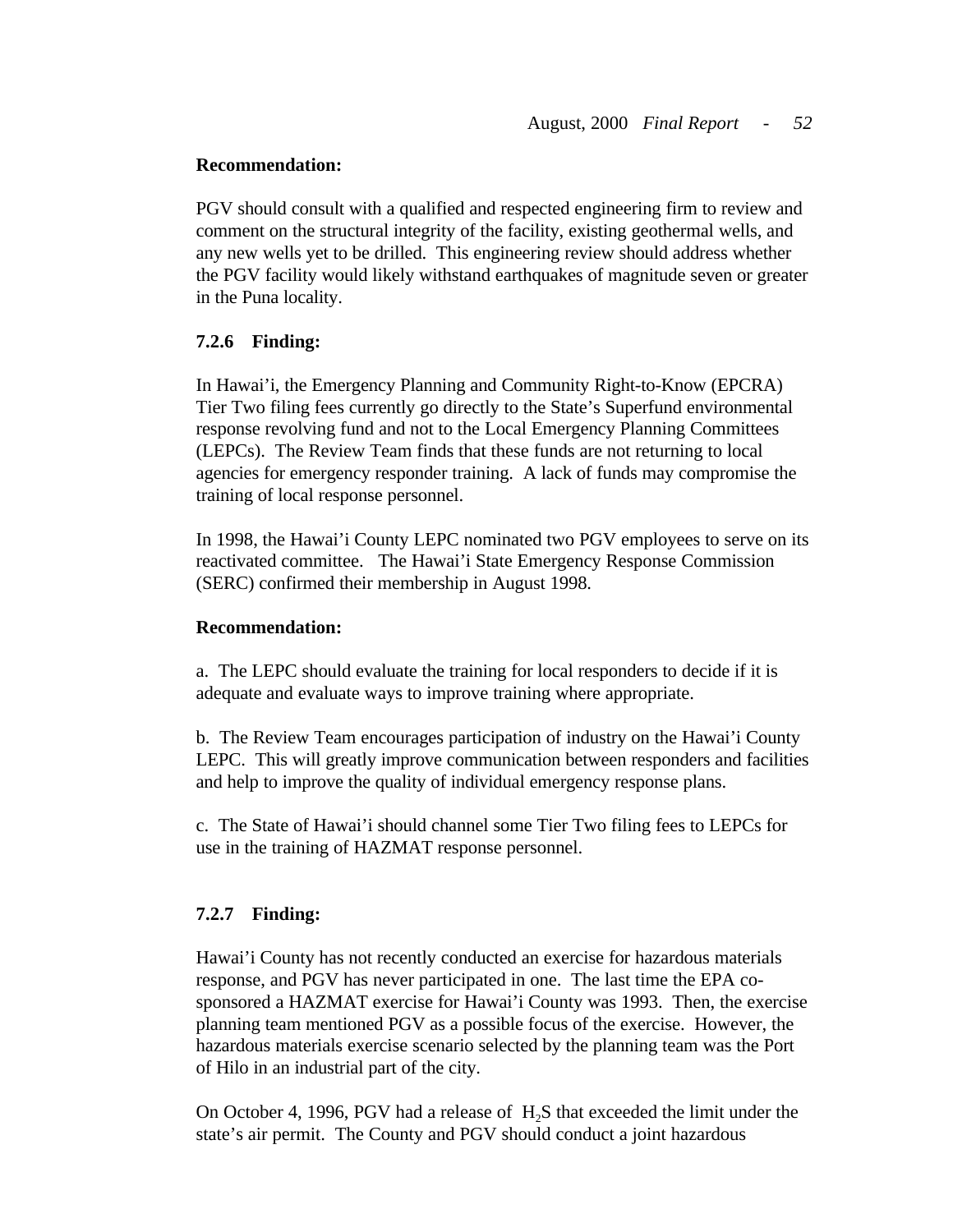**Recommendation:**

PGV should consult with a qualified and respected engineering firm to review and comment on the structural integrity of the facility, existing geothermal wells, and any new wells yet to be drilled. This engineering review should address whether the PGV facility would likely withstand earthquakes of magnitude seven or greater in the Puna locality.

**7.2.6 Finding:**

In Hawai'i, the Emergency Planning and Community Right-to-Know (EPCRA) Tier Two filing fees currently go directly to the State's Superfund environmental response revolving fund and not to the Local Emergency Planning Committees (LEPCs). The Review Team finds that these funds are not returning to local agencies for emergency responder training. A lack of funds may compromise the training of local response personnel.

In 1998, the Hawai'i County LEPC nominated two PGV employees to serve on its reactivated committee. The Hawai'i State Emergency Response Commission (SERC) confirmed their membership in August 1998.

**Recommendation:**

a. The LEPC should evaluate the training for local responders to decide if it is adequate and evaluate ways to improve training where appropriate.

b. The Review Team encourages participation of industry on the Hawai'i County LEPC. This will greatly improve communication between responders and facilities and help to improve the quality of individual emergency response plans.

c. The State of Hawai'i should channel some Tier Two filing fees to LEPCs for use in the training of HAZMAT response personnel.

**7.2.7 Finding:**

Hawai'i County has not recently conducted an exercise for hazardous materials response, and PGV has never participated in one. The last time the EPA co-sponsored a HAZMAT exercise for Hawai'i County was 1993. Then, the exercise planning team mentioned PGV as a possible focus of the exercise. However, the hazardous materials exercise scenario selected by the planning team was the Port of Hilo in an industrial part of the city.

On October 4, 1996, PGV had a release of $H_2S$ that exceeded the limit under the state's air permit. The County and PGV should conduct a joint hazardous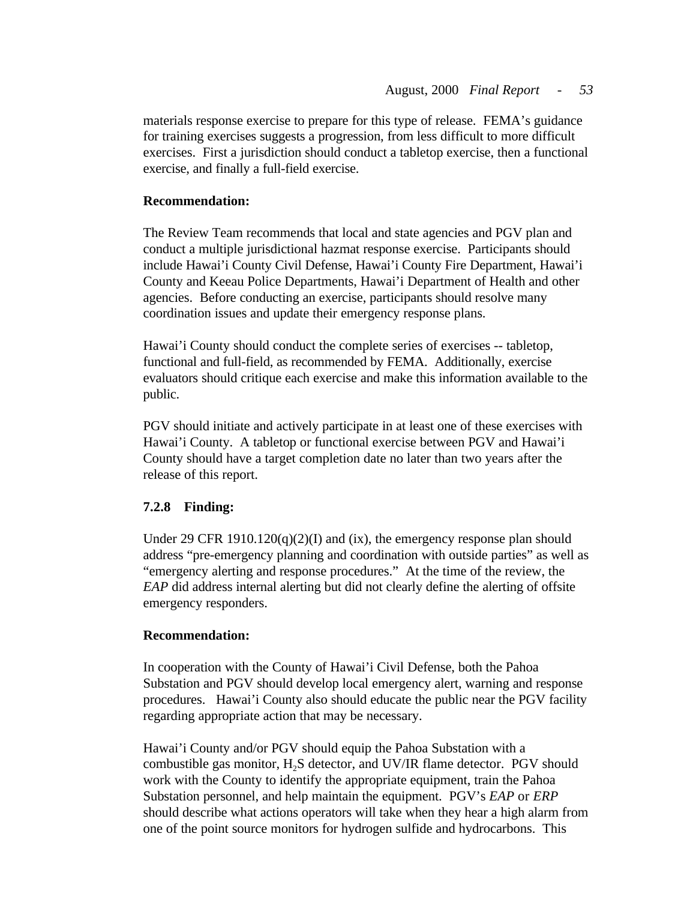materials response exercise to prepare for this type of release. FEMA's guidance for training exercises suggests a progression, from less difficult to more difficult exercises. First a jurisdiction should conduct a tabletop exercise, then a functional exercise, and finally a full-field exercise.

**Recommendation:**

The Review Team recommends that local and state agencies and PGV plan and conduct a multiple jurisdictional hazmat response exercise. Participants should include Hawai'i County Civil Defense, Hawai'i County Fire Department, Hawai'i County and Keeau Police Departments, Hawai'i Department of Health and other agencies. Before conducting an exercise, participants should resolve many coordination issues and update their emergency response plans.

Hawai'i County should conduct the complete series of exercises -- tabletop, functional and full-field, as recommended by FEMA. Additionally, exercise evaluators should critique each exercise and make this information available to the public.

PGV should initiate and actively participate in at least one of these exercises with Hawai'i County. A tabletop or functional exercise between PGV and Hawai'i County should have a target completion date no later than two years after the release of this report.

### 7.2.8 Finding:

Under 29 CFR 1910.120(q)(2)(I) and (ix), the emergency response plan should address "pre-emergency planning and coordination with outside parties" as well as "emergency alerting and response procedures." At the time of the review, the *EAP* did address internal alerting but did not clearly define the alerting of offsite emergency responders.

**Recommendation:**

In cooperation with the County of Hawai'i Civil Defense, both the Pahoa Substation and PGV should develop local emergency alert, warning and response procedures. Hawai'i County also should educate the public near the PGV facility regarding appropriate action that may be necessary.

Hawai'i County and/or PGV should equip the Pahoa Substation with a combustible gas monitor, $H_2S$ detector, and UV/IR flame detector. PGV should work with the County to identify the appropriate equipment, train the Pahoa Substation personnel, and help maintain the equipment. PGV's *EAP* or *ERP* should describe what actions operators will take when they hear a high alarm from one of the point source monitors for hydrogen sulfide and hydrocarbons. This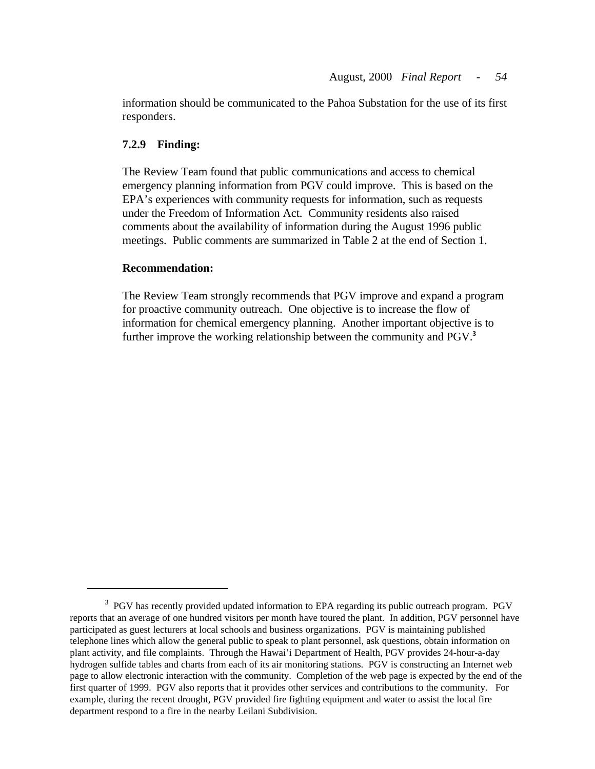information should be communicated to the Pahoa Substation for the use of its first responders.

**7.2.9 Finding:**

The Review Team found that public communications and access to chemical emergency planning information from PGV could improve. This is based on the EPA's experiences with community requests for information, such as requests under the Freedom of Information Act. Community residents also raised comments about the availability of information during the August 1996 public meetings. Public comments are summarized in Table 2 at the end of Section 1.

**Recommendation:**

The Review Team strongly recommends that PGV improve and expand a program for proactive community outreach. One objective is to increase the flow of information for chemical emergency planning. Another important objective is to further improve the working relationship between the community and PGV.[3]

---

[3] PGV has recently provided updated information to EPA regarding its public outreach program. PGV reports that an average of one hundred visitors per month have toured the plant. In addition, PGV personnel have participated as guest lecturers at local schools and business organizations. PGV is maintaining published telephone lines which allow the general public to speak to plant personnel, ask questions, obtain information on plant activity, and file complaints. Through the Hawai'i Department of Health, PGV provides 24-hour-a-day hydrogen sulfide tables and charts from each of its air monitoring stations. PGV is constructing an Internet web page to allow electronic interaction with the community. Completion of the web page is expected by the end of the first quarter of 1999. PGV also reports that it provides other services and contributions to the community. For example, during the recent drought, PGV provided fire fighting equipment and water to assist the local fire department respond to a fire in the nearby Leilani Subdivision.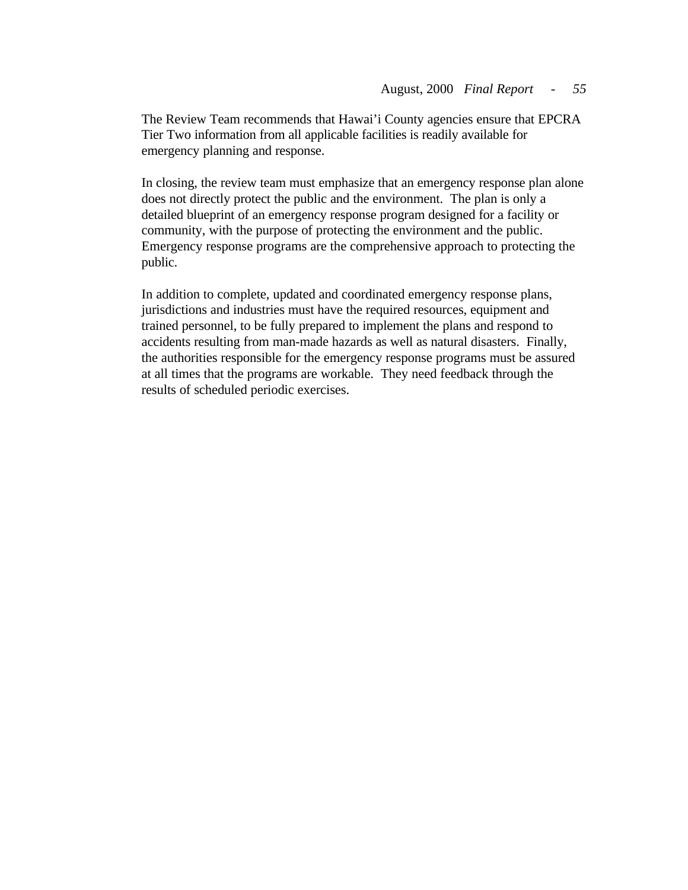The Review Team recommends that Hawai'i County agencies ensure that EPCRA Tier Two information from all applicable facilities is readily available for emergency planning and response.

In closing, the review team must emphasize that an emergency response plan alone does not directly protect the public and the environment. The plan is only a detailed blueprint of an emergency response program designed for a facility or community, with the purpose of protecting the environment and the public. Emergency response programs are the comprehensive approach to protecting the public.

In addition to complete, updated and coordinated emergency response plans, jurisdictions and industries must have the required resources, equipment and trained personnel, to be fully prepared to implement the plans and respond to accidents resulting from man-made hazards as well as natural disasters. Finally, the authorities responsible for the emergency response programs must be assured at all times that the programs are workable. They need feedback through the results of scheduled periodic exercises.